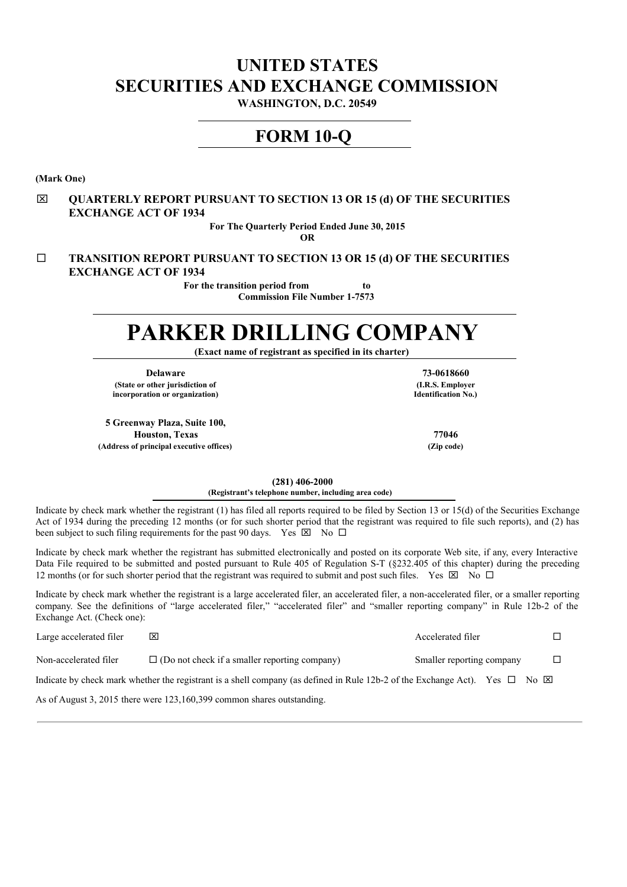# UNITED STATES
# SECURITIES AND EXCHANGE COMMISSION

**WASHINGTON, D.C. 20549**

## FORM 10-Q

**(Mark One)**

☒ **QUARTERLY REPORT PURSUANT TO SECTION 13 OR 15 (d) OF THE SECURITIES EXCHANGE ACT OF 1934**

**For The Quarterly Period Ended June 30, 2015**

**OR**

☐ **TRANSITION REPORT PURSUANT TO SECTION 13 OR 15 (d) OF THE SECURITIES EXCHANGE ACT OF 1934**

**For the transition period from to**

**Commission File Number 1-7573**

# PARKER DRILLING COMPANY

**(Exact name of registrant as specified in its charter)**

| | |
|---|---|
| **Delaware** | **73-0618660** |
| **(State or other jurisdiction of incorporation or organization)** | **(I.R.S. Employer Identification No.)** |
| **5 Greenway Plaza, Suite 100, Houston, Texas** | **77046** |
| **(Address of principal executive offices)** | **(Zip code)** |

**(281) 406-2000**

**(Registrant's telephone number, including area code)**

Indicate by check mark whether the registrant (1) has filed all reports required to be filed by Section 13 or 15(d) of the Securities Exchange Act of 1934 during the preceding 12 months (or for such shorter period that the registrant was required to file such reports), and (2) has been subject to such filing requirements for the past 90 days. Yes ☒ No ☐

Indicate by check mark whether the registrant has submitted electronically and posted on its corporate Web site, if any, every Interactive Data File required to be submitted and posted pursuant to Rule 405 of Regulation S-T (§232.405 of this chapter) during the preceding 12 months (or for such shorter period that the registrant was required to submit and post such files. Yes ☒ No ☐

Indicate by check mark whether the registrant is a large accelerated filer, an accelerated filer, a non-accelerated filer, or a smaller reporting company. See the definitions of "large accelerated filer," "accelerated filer" and "smaller reporting company" in Rule 12b-2 of the Exchange Act. (Check one):

| | | | |
|---|---|---|---|
| Large accelerated filer | ☒ | Accelerated filer | ☐ |
| Non-accelerated filer | ☐ (Do not check if a smaller reporting company) | Smaller reporting company | ☐ |

Indicate by check mark whether the registrant is a shell company (as defined in Rule 12b-2 of the Exchange Act). Yes ☐ No ☒

As of August 3, 2015 there were 123,160,399 common shares outstanding.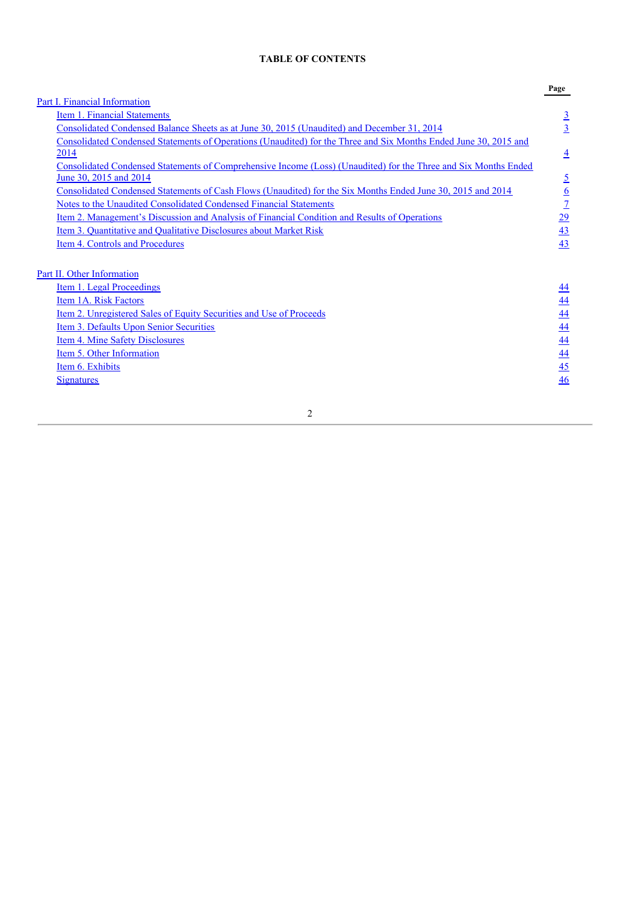# TABLE OF CONTENTS

| | Page |
|---|---|
| Part I. Financial Information | |
| Item 1. Financial Statements | 3 |
| Consolidated Condensed Balance Sheets as at June 30, 2015 (Unaudited) and December 31, 2014 | 3 |
| Consolidated Condensed Statements of Operations (Unaudited) for the Three and Six Months Ended June 30, 2015 and 2014 | 4 |
| Consolidated Condensed Statements of Comprehensive Income (Loss) (Unaudited) for the Three and Six Months Ended June 30, 2015 and 2014 | 5 |
| Consolidated Condensed Statements of Cash Flows (Unaudited) for the Six Months Ended June 30, 2015 and 2014 | 6 |
| Notes to the Unaudited Consolidated Condensed Financial Statements | 7 |
| Item 2. Management's Discussion and Analysis of Financial Condition and Results of Operations | 29 |
| Item 3. Quantitative and Qualitative Disclosures about Market Risk | 43 |
| Item 4. Controls and Procedures | 43 |
| | |
| Part II. Other Information | |
| Item 1. Legal Proceedings | 44 |
| Item 1A. Risk Factors | 44 |
| Item 2. Unregistered Sales of Equity Securities and Use of Proceeds | 44 |
| Item 3. Defaults Upon Senior Securities | 44 |
| Item 4. Mine Safety Disclosures | 44 |
| Item 5. Other Information | 44 |
| Item 6. Exhibits | 45 |
| Signatures | 46 |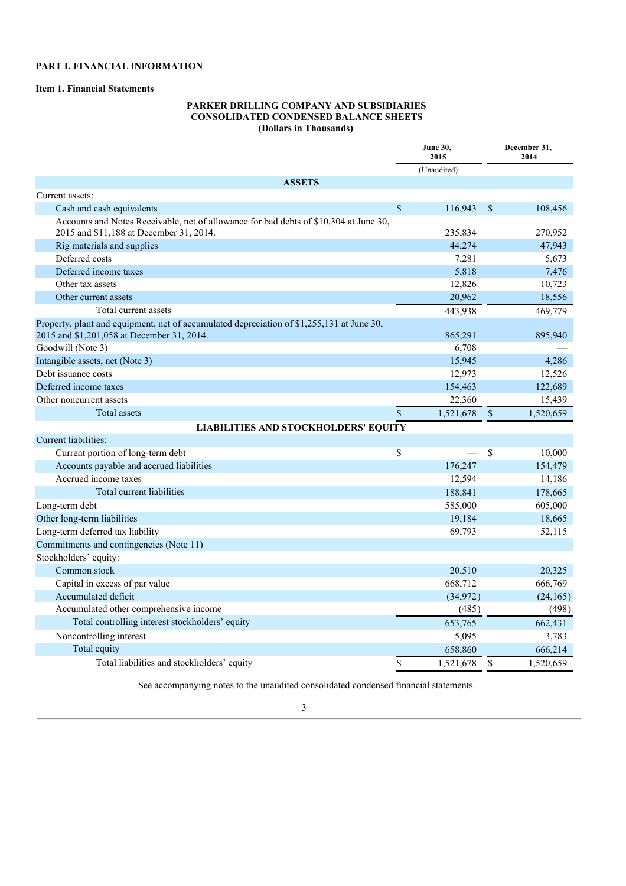# PART I. FINANCIAL INFORMATION

## Item 1. Financial Statements

### PARKER DRILLING COMPANY AND SUBSIDIARIES
### CONSOLIDATED CONDENSED BALANCE SHEETS
### (Dollars in Thousands)

| | June 30, 2015 | December 31, 2014 |
|---|---|---|
| | (Unaudited) | |
| **ASSETS** | | |
| Current assets: | | |
| Cash and cash equivalents | $ 116,943 | $ 108,456 |
| Accounts and Notes Receivable, net of allowance for bad debts of $10,304 at June 30, 2015 and $11,188 at December 31, 2014. | 235,834 | 270,952 |
| Rig materials and supplies | 44,274 | 47,943 |
| Deferred costs | 7,281 | 5,673 |
| Deferred income taxes | 5,818 | 7,476 |
| Other tax assets | 12,826 | 10,723 |
| Other current assets | 20,962 | 18,556 |
| Total current assets | 443,938 | 469,779 |
| Property, plant and equipment, net of accumulated depreciation of $1,255,131 at June 30, 2015 and $1,201,058 at December 31, 2014. | 865,291 | 895,940 |
| Goodwill (Note 3) | 6,708 | — |
| Intangible assets, net (Note 3) | 15,945 | 4,286 |
| Debt issuance costs | 12,973 | 12,526 |
| Deferred income taxes | 154,463 | 122,689 |
| Other noncurrent assets | 22,360 | 15,439 |
| Total assets | $ 1,521,678 | $ 1,520,659 |
| **LIABILITIES AND STOCKHOLDERS' EQUITY** | | |
| Current liabilities: | | |
| Current portion of long-term debt | $ — | $ 10,000 |
| Accounts payable and accrued liabilities | 176,247 | 154,479 |
| Accrued income taxes | 12,594 | 14,186 |
| Total current liabilities | 188,841 | 178,665 |
| Long-term debt | 585,000 | 605,000 |
| Other long-term liabilities | 19,184 | 18,665 |
| Long-term deferred tax liability | 69,793 | 52,115 |
| Commitments and contingencies (Note 11) | | |
| Stockholders' equity: | | |
| Common stock | 20,510 | 20,325 |
| Capital in excess of par value | 668,712 | 666,769 |
| Accumulated deficit | (34,972) | (24,165) |
| Accumulated other comprehensive income | (485) | (498) |
| Total controlling interest stockholders' equity | 653,765 | 662,431 |
| Noncontrolling interest | 5,095 | 3,783 |
| Total equity | 658,860 | 666,214 |
| Total liabilities and stockholders' equity | $ 1,521,678 | $ 1,520,659 |

See accompanying notes to the unaudited consolidated condensed financial statements.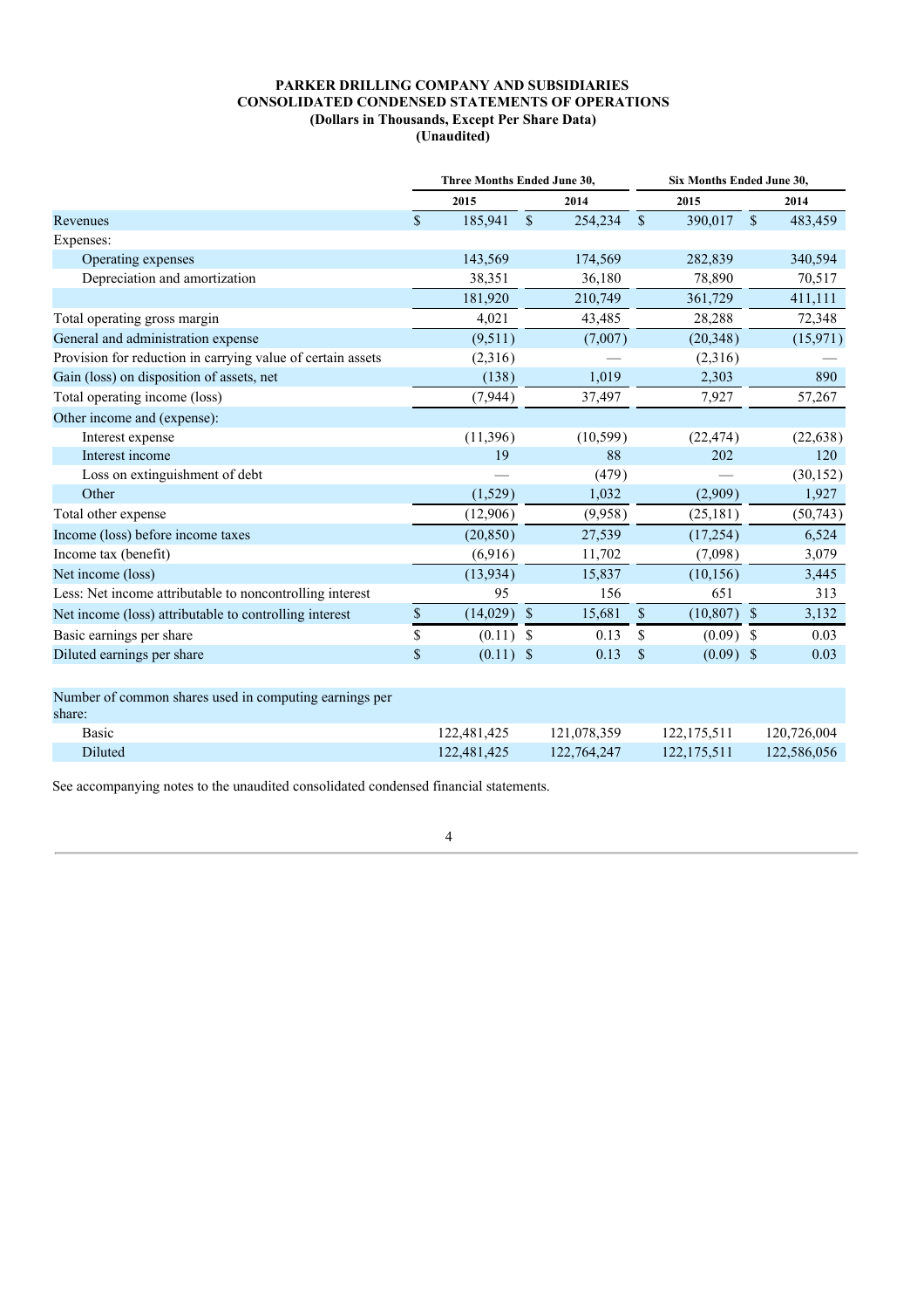**PARKER DRILLING COMPANY AND SUBSIDIARIES**
**CONSOLIDATED CONDENSED STATEMENTS OF OPERATIONS**
**(Dollars in Thousands, Except Per Share Data)**
**(Unaudited)**

| | Three Months Ended June 30, | | Six Months Ended June 30, | |
|---|---|---|---|---|
| | 2015 | 2014 | 2015 | 2014 |
| Revenues | $ 185,941 | $ 254,234 | $ 390,017 | $ 483,459 |
| Expenses: | | | | |
| Operating expenses | 143,569 | 174,569 | 282,839 | 340,594 |
| Depreciation and amortization | 38,351 | 36,180 | 78,890 | 70,517 |
| | 181,920 | 210,749 | 361,729 | 411,111 |
| Total operating gross margin | 4,021 | 43,485 | 28,288 | 72,348 |
| General and administration expense | (9,511) | (7,007) | (20,348) | (15,971) |
| Provision for reduction in carrying value of certain assets | (2,316) | — | (2,316) | — |
| Gain (loss) on disposition of assets, net | (138) | 1,019 | 2,303 | 890 |
| Total operating income (loss) | (7,944) | 37,497 | 7,927 | 57,267 |
| Other income and (expense): | | | | |
| Interest expense | (11,396) | (10,599) | (22,474) | (22,638) |
| Interest income | 19 | 88 | 202 | 120 |
| Loss on extinguishment of debt | — | (479) | — | (30,152) |
| Other | (1,529) | 1,032 | (2,909) | 1,927 |
| Total other expense | (12,906) | (9,958) | (25,181) | (50,743) |
| Income (loss) before income taxes | (20,850) | 27,539 | (17,254) | 6,524 |
| Income tax (benefit) | (6,916) | 11,702 | (7,098) | 3,079 |
| Net income (loss) | (13,934) | 15,837 | (10,156) | 3,445 |
| Less: Net income attributable to noncontrolling interest | 95 | 156 | 651 | 313 |
| Net income (loss) attributable to controlling interest | $ (14,029) | $ 15,681 | $ (10,807) | $ 3,132 |
| Basic earnings per share | $ (0.11) | $ 0.13 | $ (0.09) | $ 0.03 |
| Diluted earnings per share | $ (0.11) | $ 0.13 | $ (0.09) | $ 0.03 |
| | | | | |
| Number of common shares used in computing earnings per share: | | | | |
| Basic | 122,481,425 | 121,078,359 | 122,175,511 | 120,726,004 |
| Diluted | 122,481,425 | 122,764,247 | 122,175,511 | 122,586,056 |

See accompanying notes to the unaudited consolidated condensed financial statements.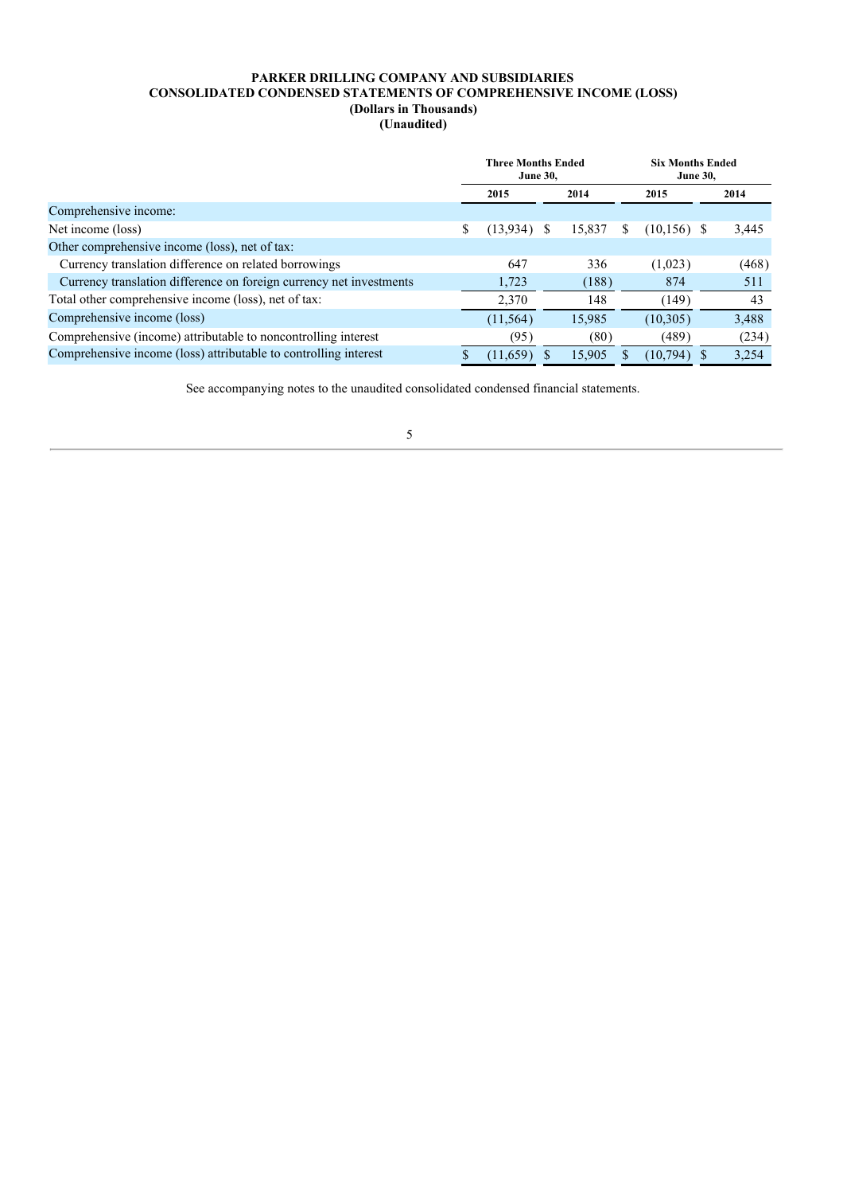**PARKER DRILLING COMPANY AND SUBSIDIARIES**
**CONSOLIDATED CONDENSED STATEMENTS OF COMPREHENSIVE INCOME (LOSS)**
**(Dollars in Thousands)**
**(Unaudited)**

| | Three Months Ended June 30, | | Six Months Ended June 30, | |
|---|---|---|---|---|
| | 2015 | 2014 | 2015 | 2014 |
| Comprehensive income: | | | | |
| Net income (loss) | $ (13,934) | $ 15,837 | $ (10,156) | $ 3,445 |
| Other comprehensive income (loss), net of tax: | | | | |
| Currency translation difference on related borrowings | 647 | 336 | (1,023) | (468) |
| Currency translation difference on foreign currency net investments | 1,723 | (188) | 874 | 511 |
| Total other comprehensive income (loss), net of tax: | 2,370 | 148 | (149) | 43 |
| Comprehensive income (loss) | (11,564) | 15,985 | (10,305) | 3,488 |
| Comprehensive (income) attributable to noncontrolling interest | (95) | (80) | (489) | (234) |
| Comprehensive income (loss) attributable to controlling interest | $ (11,659) | $ 15,905 | $ (10,794) | $ 3,254 |

See accompanying notes to the unaudited consolidated condensed financial statements.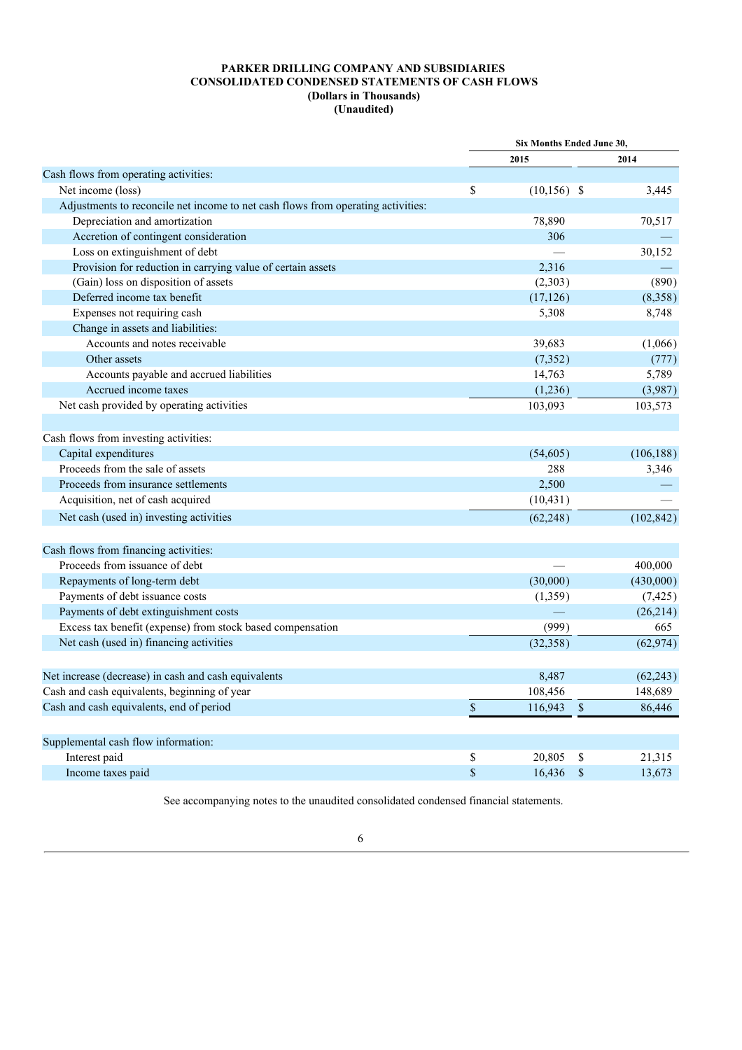**PARKER DRILLING COMPANY AND SUBSIDIARIES**
**CONSOLIDATED CONDENSED STATEMENTS OF CASH FLOWS**
**(Dollars in Thousands)**
**(Unaudited)**

| | Six Months Ended June 30, | |
|---|---|---|
| | 2015 | 2014 |
| Cash flows from operating activities: | | |
| Net income (loss) | $ (10,156) | $ 3,445 |
| Adjustments to reconcile net income to net cash flows from operating activities: | | |
| Depreciation and amortization | 78,890 | 70,517 |
| Accretion of contingent consideration | 306 | — |
| Loss on extinguishment of debt | — | 30,152 |
| Provision for reduction in carrying value of certain assets | 2,316 | — |
| (Gain) loss on disposition of assets | (2,303) | (890) |
| Deferred income tax benefit | (17,126) | (8,358) |
| Expenses not requiring cash | 5,308 | 8,748 |
| Change in assets and liabilities: | | |
| Accounts and notes receivable | 39,683 | (1,066) |
| Other assets | (7,352) | (777) |
| Accounts payable and accrued liabilities | 14,763 | 5,789 |
| Accrued income taxes | (1,236) | (3,987) |
| Net cash provided by operating activities | 103,093 | 103,573 |
| | | |
| Cash flows from investing activities: | | |
| Capital expenditures | (54,605) | (106,188) |
| Proceeds from the sale of assets | 288 | 3,346 |
| Proceeds from insurance settlements | 2,500 | — |
| Acquisition, net of cash acquired | (10,431) | — |
| Net cash (used in) investing activities | (62,248) | (102,842) |
| | | |
| Cash flows from financing activities: | | |
| Proceeds from issuance of debt | — | 400,000 |
| Repayments of long-term debt | (30,000) | (430,000) |
| Payments of debt issuance costs | (1,359) | (7,425) |
| Payments of debt extinguishment costs | — | (26,214) |
| Excess tax benefit (expense) from stock based compensation | (999) | 665 |
| Net cash (used in) financing activities | (32,358) | (62,974) |
| | | |
| Net increase (decrease) in cash and cash equivalents | 8,487 | (62,243) |
| Cash and cash equivalents, beginning of year | 108,456 | 148,689 |
| Cash and cash equivalents, end of period | $ 116,943 | $ 86,446 |
| | | |
| Supplemental cash flow information: | | |
| Interest paid | $ 20,805 | $ 21,315 |
| Income taxes paid | $ 16,436 | $ 13,673 |

See accompanying notes to the unaudited consolidated condensed financial statements.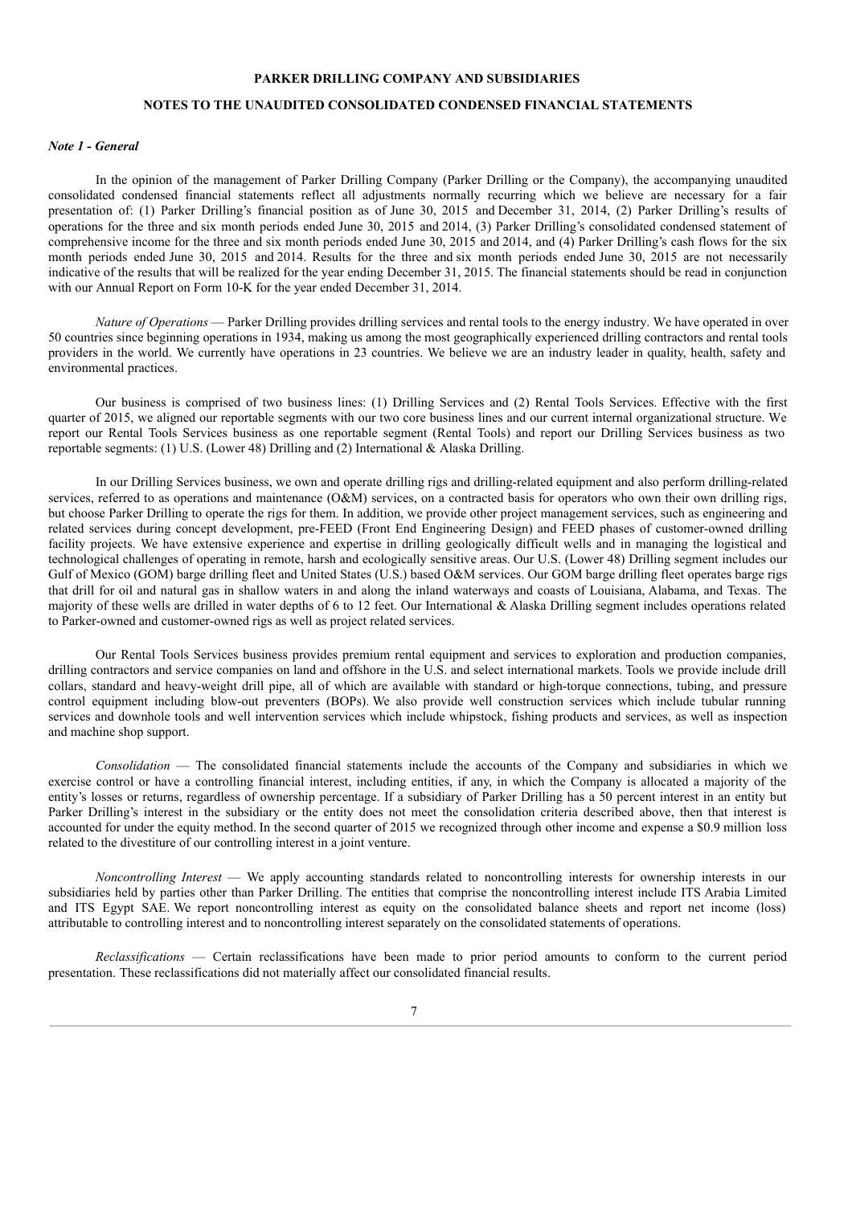**PARKER DRILLING COMPANY AND SUBSIDIARIES**

**NOTES TO THE UNAUDITED CONSOLIDATED CONDENSED FINANCIAL STATEMENTS**

***Note 1 - General***

In the opinion of the management of Parker Drilling Company (Parker Drilling or the Company), the accompanying unaudited consolidated condensed financial statements reflect all adjustments normally recurring which we believe are necessary for a fair presentation of: (1) Parker Drilling's financial position as of June 30, 2015 and December 31, 2014, (2) Parker Drilling's results of operations for the three and six month periods ended June 30, 2015 and 2014, (3) Parker Drilling's consolidated condensed statement of comprehensive income for the three and six month periods ended June 30, 2015 and 2014, and (4) Parker Drilling's cash flows for the six month periods ended June 30, 2015 and 2014. Results for the three and six month periods ended June 30, 2015 are not necessarily indicative of the results that will be realized for the year ending December 31, 2015. The financial statements should be read in conjunction with our Annual Report on Form 10-K for the year ended December 31, 2014.

*Nature of Operations* — Parker Drilling provides drilling services and rental tools to the energy industry. We have operated in over 50 countries since beginning operations in 1934, making us among the most geographically experienced drilling contractors and rental tools providers in the world. We currently have operations in 23 countries. We believe we are an industry leader in quality, health, safety and environmental practices.

Our business is comprised of two business lines: (1) Drilling Services and (2) Rental Tools Services. Effective with the first quarter of 2015, we aligned our reportable segments with our two core business lines and our current internal organizational structure. We report our Rental Tools Services business as one reportable segment (Rental Tools) and report our Drilling Services business as two reportable segments: (1) U.S. (Lower 48) Drilling and (2) International & Alaska Drilling.

In our Drilling Services business, we own and operate drilling rigs and drilling-related equipment and also perform drilling-related services, referred to as operations and maintenance (O&M) services, on a contracted basis for operators who own their own drilling rigs, but choose Parker Drilling to operate the rigs for them. In addition, we provide other project management services, such as engineering and related services during concept development, pre-FEED (Front End Engineering Design) and FEED phases of customer-owned drilling facility projects. We have extensive experience and expertise in drilling geologically difficult wells and in managing the logistical and technological challenges of operating in remote, harsh and ecologically sensitive areas. Our U.S. (Lower 48) Drilling segment includes our Gulf of Mexico (GOM) barge drilling fleet and United States (U.S.) based O&M services. Our GOM barge drilling fleet operates barge rigs that drill for oil and natural gas in shallow waters in and along the inland waterways and coasts of Louisiana, Alabama, and Texas. The majority of these wells are drilled in water depths of 6 to 12 feet. Our International & Alaska Drilling segment includes operations related to Parker-owned and customer-owned rigs as well as project related services.

Our Rental Tools Services business provides premium rental equipment and services to exploration and production companies, drilling contractors and service companies on land and offshore in the U.S. and select international markets. Tools we provide include drill collars, standard and heavy-weight drill pipe, all of which are available with standard or high-torque connections, tubing, and pressure control equipment including blow-out preventers (BOPs). We also provide well construction services which include tubular running services and downhole tools and well intervention services which include whipstock, fishing products and services, as well as inspection and machine shop support.

*Consolidation* — The consolidated financial statements include the accounts of the Company and subsidiaries in which we exercise control or have a controlling financial interest, including entities, if any, in which the Company is allocated a majority of the entity's losses or returns, regardless of ownership percentage. If a subsidiary of Parker Drilling has a 50 percent interest in an entity but Parker Drilling's interest in the subsidiary or the entity does not meet the consolidation criteria described above, then that interest is accounted for under the equity method. In the second quarter of 2015 we recognized through other income and expense a $0.9 million loss related to the divestiture of our controlling interest in a joint venture.

*Noncontrolling Interest* — We apply accounting standards related to noncontrolling interests for ownership interests in our subsidiaries held by parties other than Parker Drilling. The entities that comprise the noncontrolling interest include ITS Arabia Limited and ITS Egypt SAE. We report noncontrolling interest as equity on the consolidated balance sheets and report net income (loss) attributable to controlling interest and to noncontrolling interest separately on the consolidated statements of operations.

*Reclassifications* — Certain reclassifications have been made to prior period amounts to conform to the current period presentation. These reclassifications did not materially affect our consolidated financial results.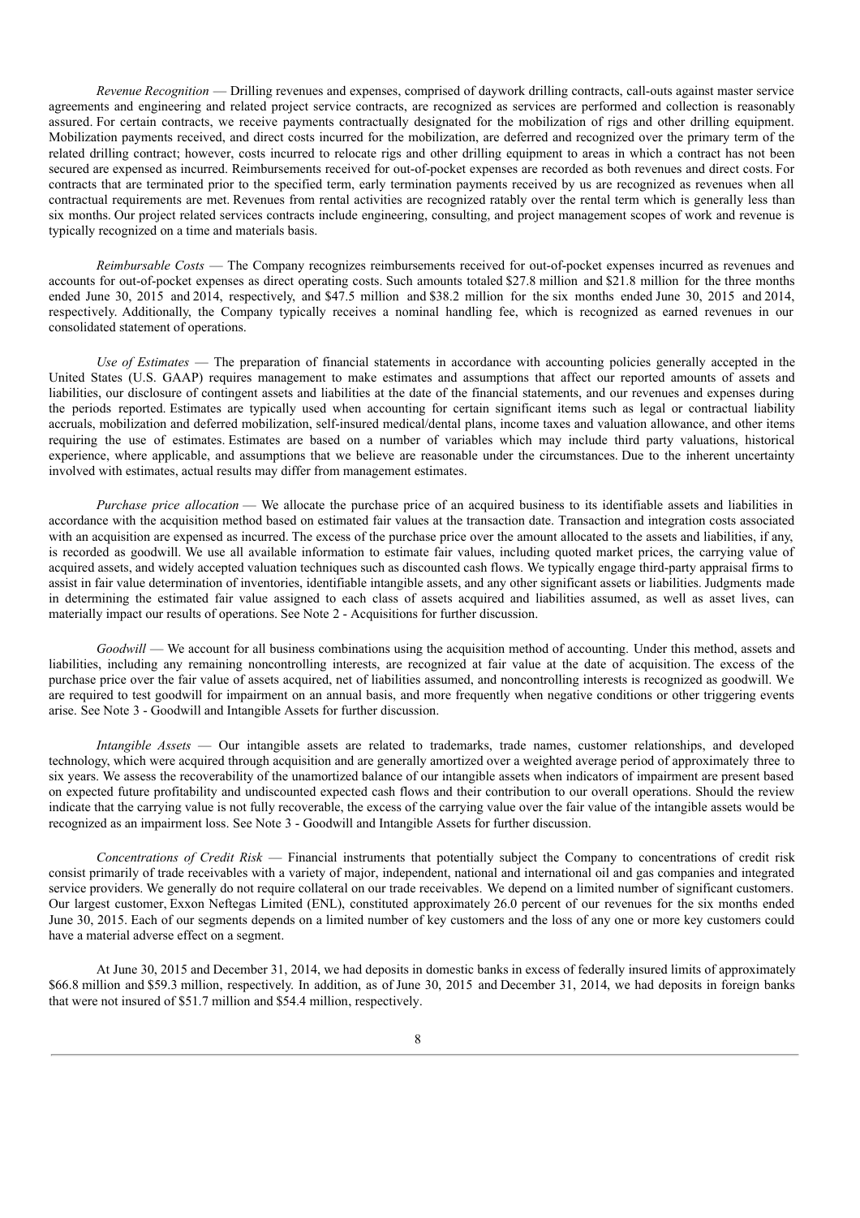*Revenue Recognition* — Drilling revenues and expenses, comprised of daywork drilling contracts, call-outs against master service agreements and engineering and related project service contracts, are recognized as services are performed and collection is reasonably assured. For certain contracts, we receive payments contractually designated for the mobilization of rigs and other drilling equipment. Mobilization payments received, and direct costs incurred for the mobilization, are deferred and recognized over the primary term of the related drilling contract; however, costs incurred to relocate rigs and other drilling equipment to areas in which a contract has not been secured are expensed as incurred. Reimbursements received for out-of-pocket expenses are recorded as both revenues and direct costs. For contracts that are terminated prior to the specified term, early termination payments received by us are recognized as revenues when all contractual requirements are met. Revenues from rental activities are recognized ratably over the rental term which is generally less than six months. Our project related services contracts include engineering, consulting, and project management scopes of work and revenue is typically recognized on a time and materials basis.

*Reimbursable Costs* — The Company recognizes reimbursements received for out-of-pocket expenses incurred as revenues and accounts for out-of-pocket expenses as direct operating costs. Such amounts totaled $27.8 million and $21.8 million for the three months ended June 30, 2015 and 2014, respectively, and $47.5 million and $38.2 million for the six months ended June 30, 2015 and 2014, respectively. Additionally, the Company typically receives a nominal handling fee, which is recognized as earned revenues in our consolidated statement of operations.

*Use of Estimates* — The preparation of financial statements in accordance with accounting policies generally accepted in the United States (U.S. GAAP) requires management to make estimates and assumptions that affect our reported amounts of assets and liabilities, our disclosure of contingent assets and liabilities at the date of the financial statements, and our revenues and expenses during the periods reported. Estimates are typically used when accounting for certain significant items such as legal or contractual liability accruals, mobilization and deferred mobilization, self-insured medical/dental plans, income taxes and valuation allowance, and other items requiring the use of estimates. Estimates are based on a number of variables which may include third party valuations, historical experience, where applicable, and assumptions that we believe are reasonable under the circumstances. Due to the inherent uncertainty involved with estimates, actual results may differ from management estimates.

*Purchase price allocation* — We allocate the purchase price of an acquired business to its identifiable assets and liabilities in accordance with the acquisition method based on estimated fair values at the transaction date. Transaction and integration costs associated with an acquisition are expensed as incurred. The excess of the purchase price over the amount allocated to the assets and liabilities, if any, is recorded as goodwill. We use all available information to estimate fair values, including quoted market prices, the carrying value of acquired assets, and widely accepted valuation techniques such as discounted cash flows. We typically engage third-party appraisal firms to assist in fair value determination of inventories, identifiable intangible assets, and any other significant assets or liabilities. Judgments made in determining the estimated fair value assigned to each class of assets acquired and liabilities assumed, as well as asset lives, can materially impact our results of operations. See Note 2 - Acquisitions for further discussion.

*Goodwill* — We account for all business combinations using the acquisition method of accounting. Under this method, assets and liabilities, including any remaining noncontrolling interests, are recognized at fair value at the date of acquisition. The excess of the purchase price over the fair value of assets acquired, net of liabilities assumed, and noncontrolling interests is recognized as goodwill. We are required to test goodwill for impairment on an annual basis, and more frequently when negative conditions or other triggering events arise. See Note 3 - Goodwill and Intangible Assets for further discussion.

*Intangible Assets* — Our intangible assets are related to trademarks, trade names, customer relationships, and developed technology, which were acquired through acquisition and are generally amortized over a weighted average period of approximately three to six years. We assess the recoverability of the unamortized balance of our intangible assets when indicators of impairment are present based on expected future profitability and undiscounted expected cash flows and their contribution to our overall operations. Should the review indicate that the carrying value is not fully recoverable, the excess of the carrying value over the fair value of the intangible assets would be recognized as an impairment loss. See Note 3 - Goodwill and Intangible Assets for further discussion.

*Concentrations of Credit Risk* — Financial instruments that potentially subject the Company to concentrations of credit risk consist primarily of trade receivables with a variety of major, independent, national and international oil and gas companies and integrated service providers. We generally do not require collateral on our trade receivables. We depend on a limited number of significant customers. Our largest customer, Exxon Neftegas Limited (ENL), constituted approximately 26.0 percent of our revenues for the six months ended June 30, 2015. Each of our segments depends on a limited number of key customers and the loss of any one or more key customers could have a material adverse effect on a segment.

At June 30, 2015 and December 31, 2014, we had deposits in domestic banks in excess of federally insured limits of approximately $66.8 million and $59.3 million, respectively. In addition, as of June 30, 2015 and December 31, 2014, we had deposits in foreign banks that were not insured of $51.7 million and $54.4 million, respectively.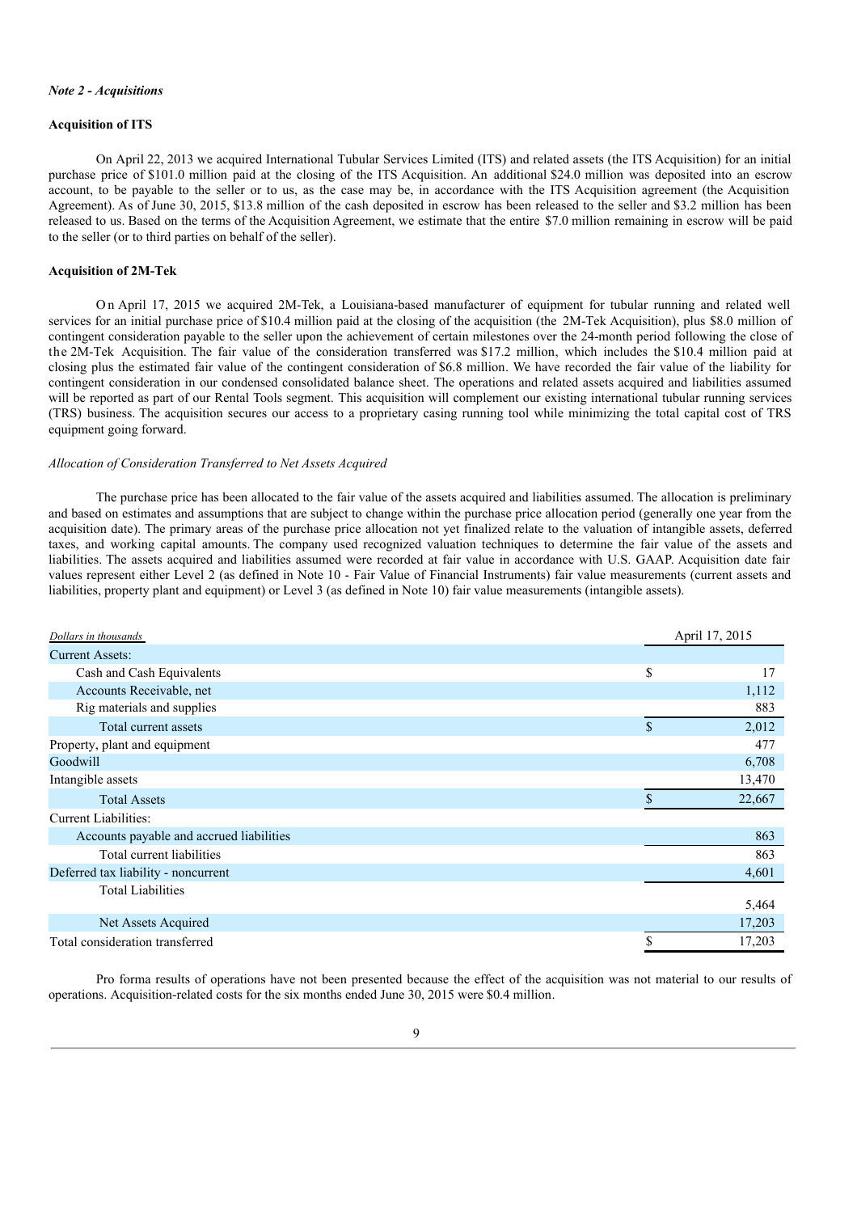*Note 2 - Acquisitions*

**Acquisition of ITS**

On April 22, 2013 we acquired International Tubular Services Limited (ITS) and related assets (the ITS Acquisition) for an initial purchase price of $101.0 million paid at the closing of the ITS Acquisition. An additional $24.0 million was deposited into an escrow account, to be payable to the seller or to us, as the case may be, in accordance with the ITS Acquisition agreement (the Acquisition Agreement). As of June 30, 2015, $13.8 million of the cash deposited in escrow has been released to the seller and $3.2 million has been released to us. Based on the terms of the Acquisition Agreement, we estimate that the entire $7.0 million remaining in escrow will be paid to the seller (or to third parties on behalf of the seller).

**Acquisition of 2M-Tek**

On April 17, 2015 we acquired 2M-Tek, a Louisiana-based manufacturer of equipment for tubular running and related well services for an initial purchase price of $10.4 million paid at the closing of the acquisition (the 2M-Tek Acquisition), plus $8.0 million of contingent consideration payable to the seller upon the achievement of certain milestones over the 24-month period following the close of the 2M-Tek Acquisition. The fair value of the consideration transferred was $17.2 million, which includes the $10.4 million paid at closing plus the estimated fair value of the contingent consideration of $6.8 million. We have recorded the fair value of the liability for contingent consideration in our condensed consolidated balance sheet. The operations and related assets acquired and liabilities assumed will be reported as part of our Rental Tools segment. This acquisition will complement our existing international tubular running services (TRS) business. The acquisition secures our access to a proprietary casing running tool while minimizing the total capital cost of TRS equipment going forward.

*Allocation of Consideration Transferred to Net Assets Acquired*

The purchase price has been allocated to the fair value of the assets acquired and liabilities assumed. The allocation is preliminary and based on estimates and assumptions that are subject to change within the purchase price allocation period (generally one year from the acquisition date). The primary areas of the purchase price allocation not yet finalized relate to the valuation of intangible assets, deferred taxes, and working capital amounts. The company used recognized valuation techniques to determine the fair value of the assets and liabilities. The assets acquired and liabilities assumed were recorded at fair value in accordance with U.S. GAAP. Acquisition date fair values represent either Level 2 (as defined in Note 10 - Fair Value of Financial Instruments) fair value measurements (current assets and liabilities, property plant and equipment) or Level 3 (as defined in Note 10) fair value measurements (intangible assets).

| *Dollars in thousands* | April 17, 2015 |
|---|---|
| Current Assets: | |
| Cash and Cash Equivalents | $ 17 |
| Accounts Receivable, net | 1,112 |
| Rig materials and supplies | 883 |
| Total current assets | $ 2,012 |
| Property, plant and equipment | 477 |
| Goodwill | 6,708 |
| Intangible assets | 13,470 |
| Total Assets | $ 22,667 |
| Current Liabilities: | |
| Accounts payable and accrued liabilities | 863 |
| Total current liabilities | 863 |
| Deferred tax liability - noncurrent | 4,601 |
| Total Liabilities | 5,464 |
| Net Assets Acquired | 17,203 |
| Total consideration transferred | $ 17,203 |

Pro forma results of operations have not been presented because the effect of the acquisition was not material to our results of operations. Acquisition-related costs for the six months ended June 30, 2015 were $0.4 million.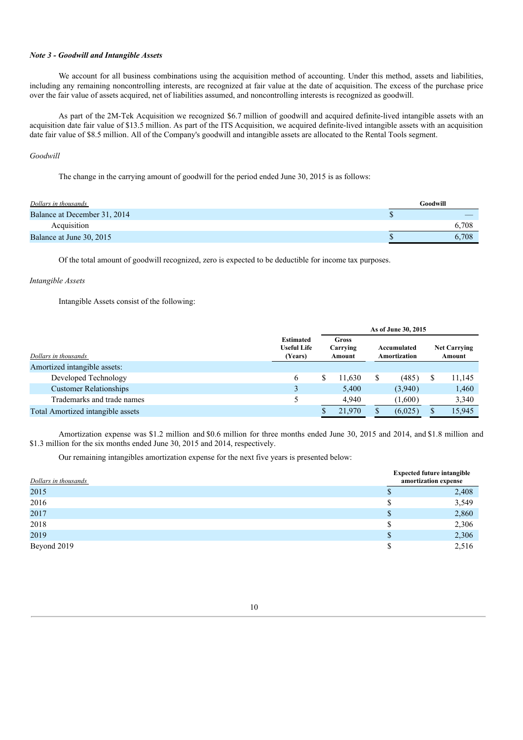***Note 3 - Goodwill and Intangible Assets***

We account for all business combinations using the acquisition method of accounting. Under this method, assets and liabilities, including any remaining noncontrolling interests, are recognized at fair value at the date of acquisition. The excess of the purchase price over the fair value of assets acquired, net of liabilities assumed, and noncontrolling interests is recognized as goodwill.

As part of the 2M-Tek Acquisition we recognized $6.7 million of goodwill and acquired definite-lived intangible assets with an acquisition date fair value of $13.5 million. As part of the ITS Acquisition, we acquired definite-lived intangible assets with an acquisition date fair value of $8.5 million. All of the Company's goodwill and intangible assets are allocated to the Rental Tools segment.

*Goodwill*

The change in the carrying amount of goodwill for the period ended June 30, 2015 is as follows:

| *Dollars in thousands* | | Goodwill |
|---|---|---|
| Balance at December 31, 2014 | $ | — |
| Acquisition | | 6,708 |
| Balance at June 30, 2015 | $ | 6,708 |

Of the total amount of goodwill recognized, zero is expected to be deductible for income tax purposes.

*Intangible Assets*

Intangible Assets consist of the following:

| | | As of June 30, 2015 | | |
|---|---|---|---|---|
| *Dollars in thousands* | Estimated Useful Life (Years) | Gross Carrying Amount | Accumulated Amortization | Net Carrying Amount |
| Amortized intangible assets: | | | | |
| Developed Technology | 6 | $ 11,630 | $ (485) | $ 11,145 |
| Customer Relationships | 3 | 5,400 | (3,940) | 1,460 |
| Trademarks and trade names | 5 | 4,940 | (1,600) | 3,340 |
| Total Amortized intangible assets | | $ 21,970 | $ (6,025) | $ 15,945 |

Amortization expense was $1.2 million and $0.6 million for three months ended June 30, 2015 and 2014, and $1.8 million and $1.3 million for the six months ended June 30, 2015 and 2014, respectively.

Our remaining intangibles amortization expense for the next five years is presented below:

| *Dollars in thousands* | | Expected future intangible amortization expense |
|---|---|---|
| 2015 | $ | 2,408 |
| 2016 | $ | 3,549 |
| 2017 | $ | 2,860 |
| 2018 | $ | 2,306 |
| 2019 | $ | 2,306 |
| Beyond 2019 | $ | 2,516 |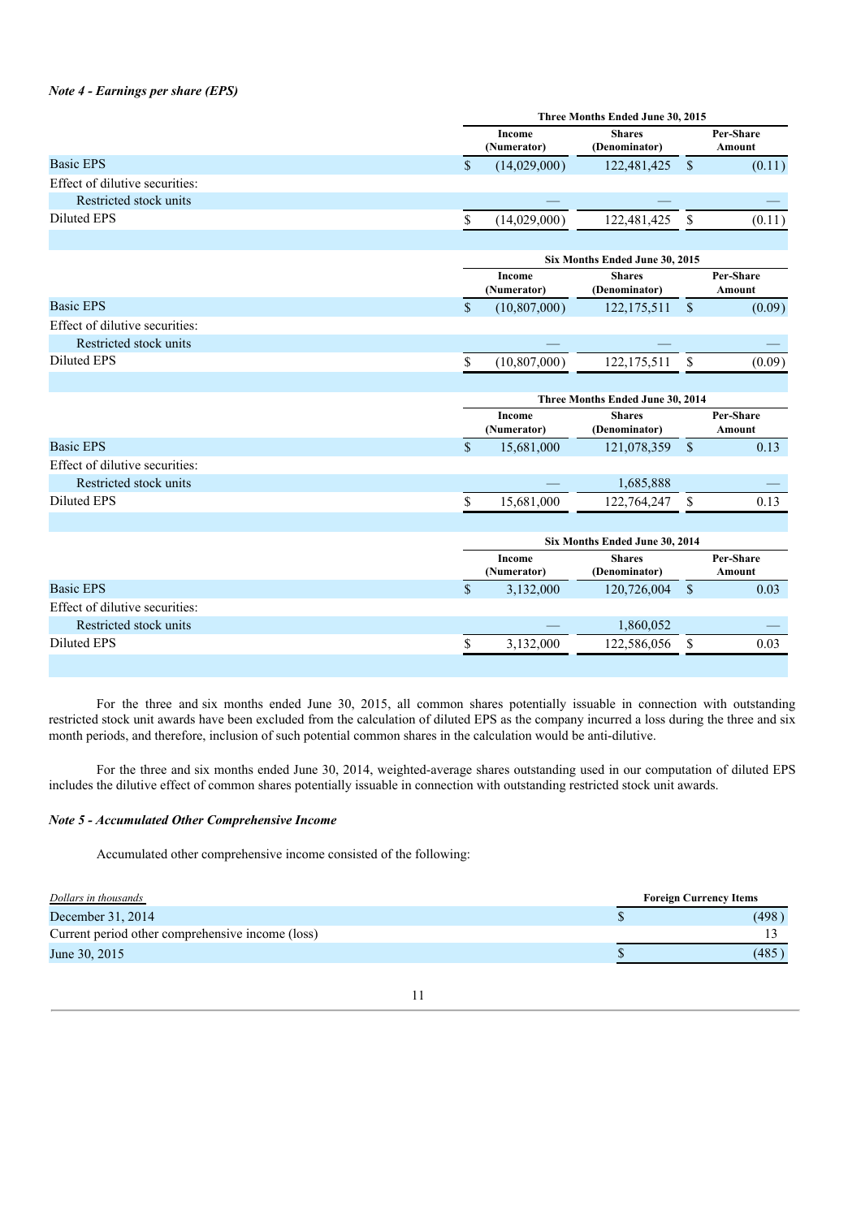*Note 4 - Earnings per share (EPS)*

| | Three Months Ended June 30, 2015 | | |
|---|---|---|---|
| | Income (Numerator) | Shares (Denominator) | Per-Share Amount |
| Basic EPS | $ (14,029,000) | 122,481,425 | $ (0.11) |
| Effect of dilutive securities: | | | |
| Restricted stock units | — | — | — |
| Diluted EPS | $ (14,029,000) | 122,481,425 | $ (0.11) |

| | Six Months Ended June 30, 2015 | | |
|---|---|---|---|
| | Income (Numerator) | Shares (Denominator) | Per-Share Amount |
| Basic EPS | $ (10,807,000) | 122,175,511 | $ (0.09) |
| Effect of dilutive securities: | | | |
| Restricted stock units | — | — | — |
| Diluted EPS | $ (10,807,000) | 122,175,511 | $ (0.09) |

| | Three Months Ended June 30, 2014 | | |
|---|---|---|---|
| | Income (Numerator) | Shares (Denominator) | Per-Share Amount |
| Basic EPS | $ 15,681,000 | 121,078,359 | $ 0.13 |
| Effect of dilutive securities: | | | |
| Restricted stock units | — | 1,685,888 | — |
| Diluted EPS | $ 15,681,000 | 122,764,247 | $ 0.13 |

| | Six Months Ended June 30, 2014 | | |
|---|---|---|---|
| | Income (Numerator) | Shares (Denominator) | Per-Share Amount |
| Basic EPS | $ 3,132,000 | 120,726,004 | $ 0.03 |
| Effect of dilutive securities: | | | |
| Restricted stock units | — | 1,860,052 | — |
| Diluted EPS | $ 3,132,000 | 122,586,056 | $ 0.03 |

For the three and six months ended June 30, 2015, all common shares potentially issuable in connection with outstanding restricted stock unit awards have been excluded from the calculation of diluted EPS as the company incurred a loss during the three and six month periods, and therefore, inclusion of such potential common shares in the calculation would be anti-dilutive.

For the three and six months ended June 30, 2014, weighted-average shares outstanding used in our computation of diluted EPS includes the dilutive effect of common shares potentially issuable in connection with outstanding restricted stock unit awards.

*Note 5 - Accumulated Other Comprehensive Income*

Accumulated other comprehensive income consisted of the following:

| *Dollars in thousands* | Foreign Currency Items |
|---|---|
| December 31, 2014 | $ (498) |
| Current period other comprehensive income (loss) | 13 |
| June 30, 2015 | $ (485) |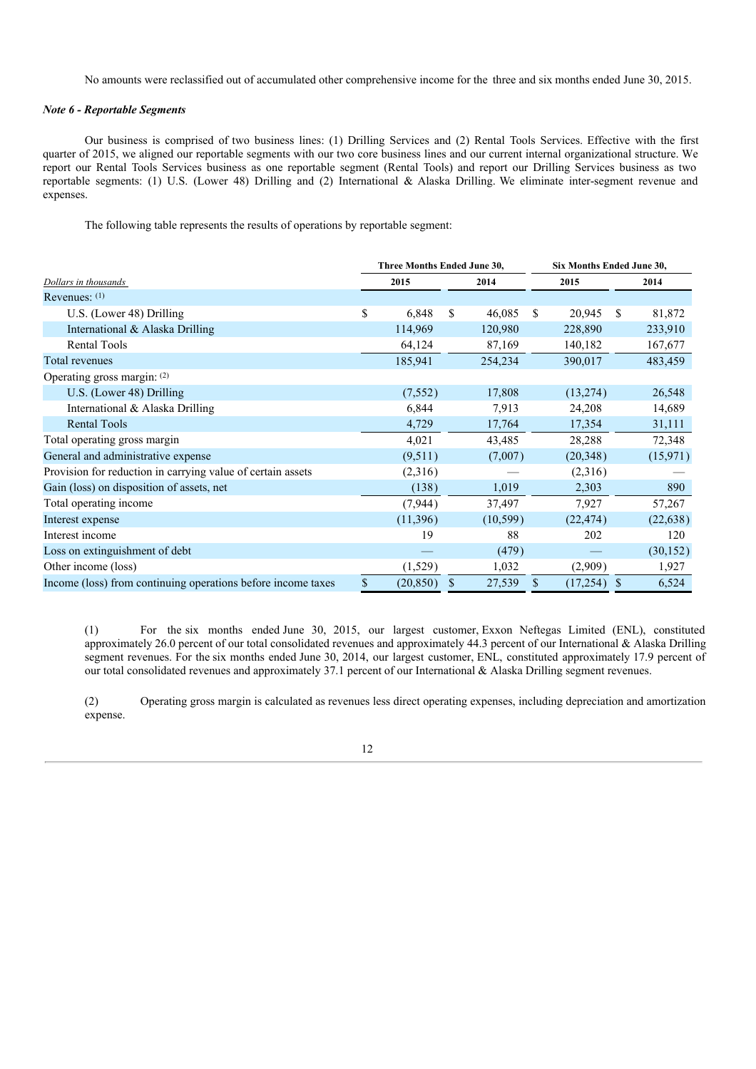No amounts were reclassified out of accumulated other comprehensive income for the three and six months ended June 30, 2015.

***Note 6 - Reportable Segments***

Our business is comprised of two business lines: (1) Drilling Services and (2) Rental Tools Services. Effective with the first quarter of 2015, we aligned our reportable segments with our two core business lines and our current internal organizational structure. We report our Rental Tools Services business as one reportable segment (Rental Tools) and report our Drilling Services business as two reportable segments: (1) U.S. (Lower 48) Drilling and (2) International & Alaska Drilling. We eliminate inter-segment revenue and expenses.

The following table represents the results of operations by reportable segment:

| | Three Months Ended June 30, | | Six Months Ended June 30, | |
|---|---|---|---|---|
| *Dollars in thousands* | 2015 | 2014 | 2015 | 2014 |
| Revenues: (1) | | | | |
| U.S. (Lower 48) Drilling | $ 6,848 | $ 46,085 | $ 20,945 | $ 81,872 |
| International & Alaska Drilling | 114,969 | 120,980 | 228,890 | 233,910 |
| Rental Tools | 64,124 | 87,169 | 140,182 | 167,677 |
| Total revenues | 185,941 | 254,234 | 390,017 | 483,459 |
| Operating gross margin: (2) | | | | |
| U.S. (Lower 48) Drilling | (7,552) | 17,808 | (13,274) | 26,548 |
| International & Alaska Drilling | 6,844 | 7,913 | 24,208 | 14,689 |
| Rental Tools | 4,729 | 17,764 | 17,354 | 31,111 |
| Total operating gross margin | 4,021 | 43,485 | 28,288 | 72,348 |
| General and administrative expense | (9,511) | (7,007) | (20,348) | (15,971) |
| Provision for reduction in carrying value of certain assets | (2,316) | — | (2,316) | — |
| Gain (loss) on disposition of assets, net | (138) | 1,019 | 2,303 | 890 |
| Total operating income | (7,944) | 37,497 | 7,927 | 57,267 |
| Interest expense | (11,396) | (10,599) | (22,474) | (22,638) |
| Interest income | 19 | 88 | 202 | 120 |
| Loss on extinguishment of debt | — | (479) | — | (30,152) |
| Other income (loss) | (1,529) | 1,032 | (2,909) | 1,927 |
| Income (loss) from continuing operations before income taxes | $ (20,850) | $ 27,539 | $ (17,254) | $ 6,524 |

(1) For the six months ended June 30, 2015, our largest customer, Exxon Neftegas Limited (ENL), constituted approximately 26.0 percent of our total consolidated revenues and approximately 44.3 percent of our International & Alaska Drilling segment revenues. For the six months ended June 30, 2014, our largest customer, ENL, constituted approximately 17.9 percent of our total consolidated revenues and approximately 37.1 percent of our International & Alaska Drilling segment revenues.

(2) Operating gross margin is calculated as revenues less direct operating expenses, including depreciation and amortization expense.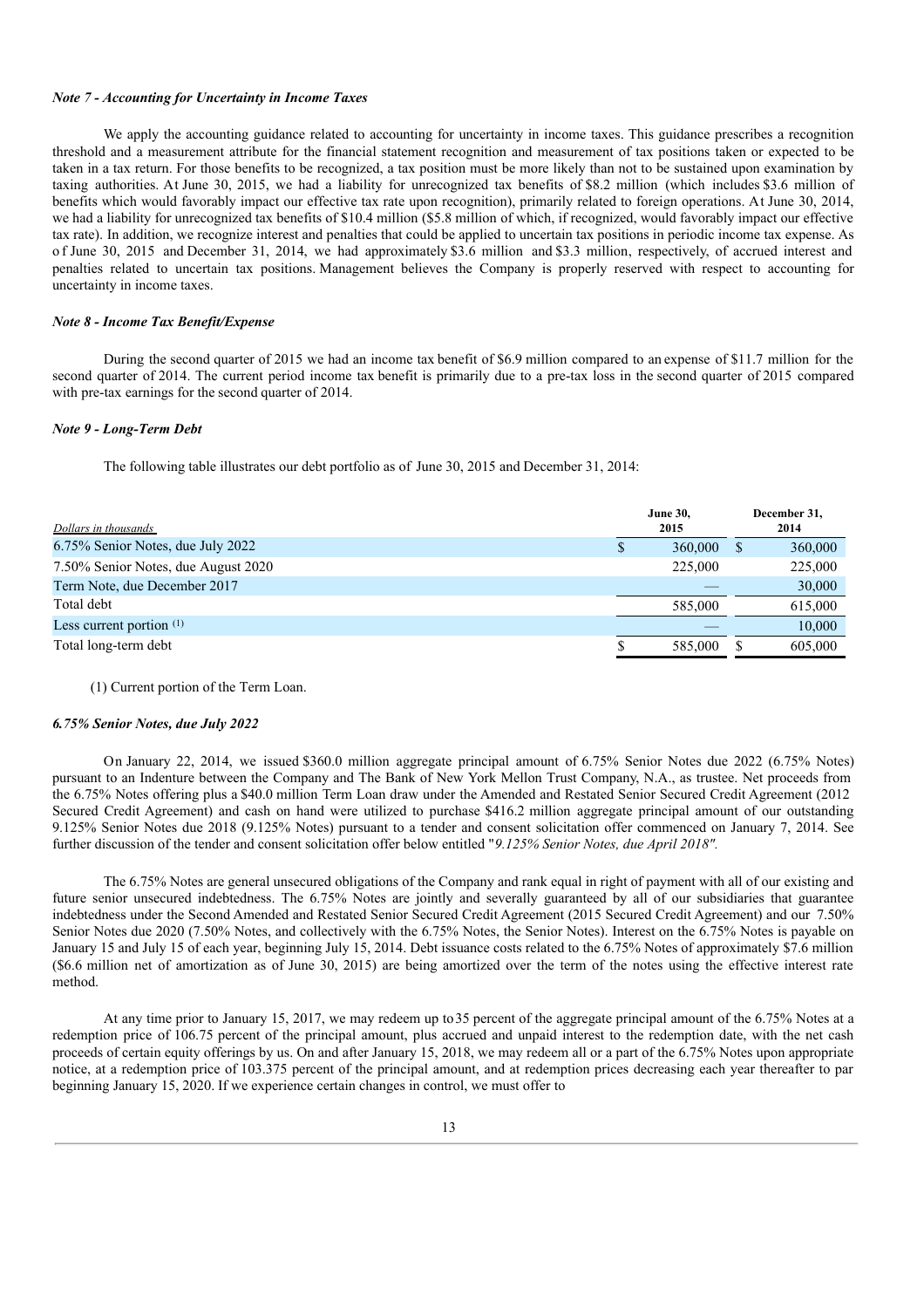*Note 7 - Accounting for Uncertainty in Income Taxes*

We apply the accounting guidance related to accounting for uncertainty in income taxes. This guidance prescribes a recognition threshold and a measurement attribute for the financial statement recognition and measurement of tax positions taken or expected to be taken in a tax return. For those benefits to be recognized, a tax position must be more likely than not to be sustained upon examination by taxing authorities. At June 30, 2015, we had a liability for unrecognized tax benefits of $8.2 million (which includes $3.6 million of benefits which would favorably impact our effective tax rate upon recognition), primarily related to foreign operations. At June 30, 2014, we had a liability for unrecognized tax benefits of $10.4 million ($5.8 million of which, if recognized, would favorably impact our effective tax rate). In addition, we recognize interest and penalties that could be applied to uncertain tax positions in periodic income tax expense. As of June 30, 2015 and December 31, 2014, we had approximately $3.6 million and $3.3 million, respectively, of accrued interest and penalties related to uncertain tax positions. Management believes the Company is properly reserved with respect to accounting for uncertainty in income taxes.

*Note 8 - Income Tax Benefit/Expense*

During the second quarter of 2015 we had an income tax benefit of $6.9 million compared to an expense of $11.7 million for the second quarter of 2014. The current period income tax benefit is primarily due to a pre-tax loss in the second quarter of 2015 compared with pre-tax earnings for the second quarter of 2014.

*Note 9 - Long-Term Debt*

The following table illustrates our debt portfolio as of June 30, 2015 and December 31, 2014:

| *Dollars in thousands* | June 30, 2015 | December 31, 2014 |
|---|---|---|
| 6.75% Senior Notes, due July 2022 | $ 360,000 | $ 360,000 |
| 7.50% Senior Notes, due August 2020 | 225,000 | 225,000 |
| Term Note, due December 2017 | — | 30,000 |
| Total debt | 585,000 | 615,000 |
| Less current portion (1) | — | 10,000 |
| Total long-term debt | $ 585,000 | $ 605,000 |

(1) Current portion of the Term Loan.

*6.75% Senior Notes, due July 2022*

On January 22, 2014, we issued $360.0 million aggregate principal amount of 6.75% Senior Notes due 2022 (6.75% Notes) pursuant to an Indenture between the Company and The Bank of New York Mellon Trust Company, N.A., as trustee. Net proceeds from the 6.75% Notes offering plus a $40.0 million Term Loan draw under the Amended and Restated Senior Secured Credit Agreement (2012 Secured Credit Agreement) and cash on hand were utilized to purchase $416.2 million aggregate principal amount of our outstanding 9.125% Senior Notes due 2018 (9.125% Notes) pursuant to a tender and consent solicitation offer commenced on January 7, 2014. See further discussion of the tender and consent solicitation offer below entitled "*9.125% Senior Notes, due April 2018".*

The 6.75% Notes are general unsecured obligations of the Company and rank equal in right of payment with all of our existing and future senior unsecured indebtedness. The 6.75% Notes are jointly and severally guaranteed by all of our subsidiaries that guarantee indebtedness under the Second Amended and Restated Senior Secured Credit Agreement (2015 Secured Credit Agreement) and our 7.50% Senior Notes due 2020 (7.50% Notes, and collectively with the 6.75% Notes, the Senior Notes). Interest on the 6.75% Notes is payable on January 15 and July 15 of each year, beginning July 15, 2014. Debt issuance costs related to the 6.75% Notes of approximately $7.6 million ($6.6 million net of amortization as of June 30, 2015) are being amortized over the term of the notes using the effective interest rate method.

At any time prior to January 15, 2017, we may redeem up to 35 percent of the aggregate principal amount of the 6.75% Notes at a redemption price of 106.75 percent of the principal amount, plus accrued and unpaid interest to the redemption date, with the net cash proceeds of certain equity offerings by us. On and after January 15, 2018, we may redeem all or a part of the 6.75% Notes upon appropriate notice, at a redemption price of 103.375 percent of the principal amount, and at redemption prices decreasing each year thereafter to par beginning January 15, 2020. If we experience certain changes in control, we must offer to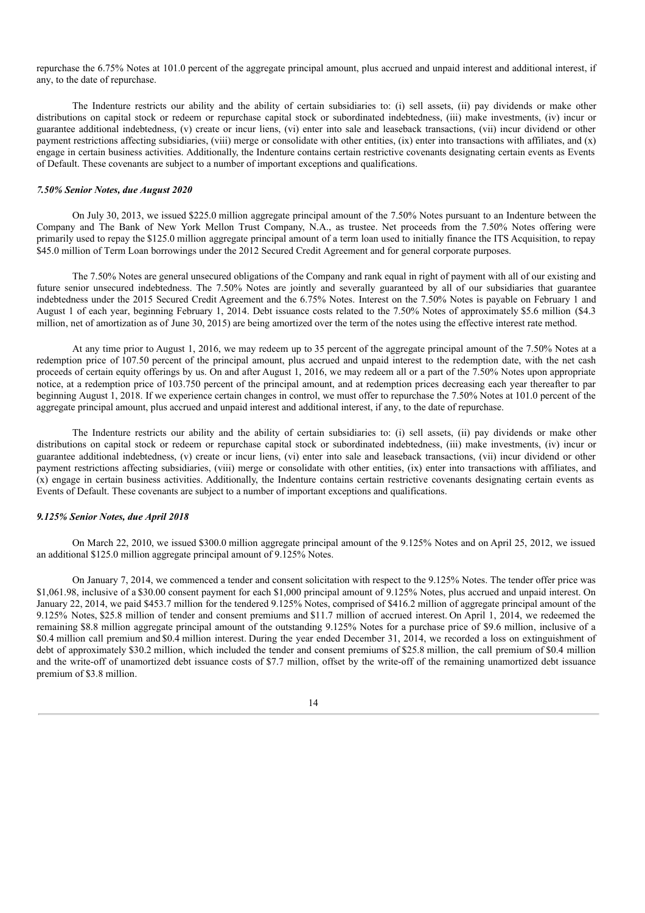repurchase the 6.75% Notes at 101.0 percent of the aggregate principal amount, plus accrued and unpaid interest and additional interest, if any, to the date of repurchase.

The Indenture restricts our ability and the ability of certain subsidiaries to: (i) sell assets, (ii) pay dividends or make other distributions on capital stock or redeem or repurchase capital stock or subordinated indebtedness, (iii) make investments, (iv) incur or guarantee additional indebtedness, (v) create or incur liens, (vi) enter into sale and leaseback transactions, (vii) incur dividend or other payment restrictions affecting subsidiaries, (viii) merge or consolidate with other entities, (ix) enter into transactions with affiliates, and (x) engage in certain business activities. Additionally, the Indenture contains certain restrictive covenants designating certain events as Events of Default. These covenants are subject to a number of important exceptions and qualifications.

***7.50% Senior Notes, due August 2020***

On July 30, 2013, we issued $225.0 million aggregate principal amount of the 7.50% Notes pursuant to an Indenture between the Company and The Bank of New York Mellon Trust Company, N.A., as trustee. Net proceeds from the 7.50% Notes offering were primarily used to repay the $125.0 million aggregate principal amount of a term loan used to initially finance the ITS Acquisition, to repay $45.0 million of Term Loan borrowings under the 2012 Secured Credit Agreement and for general corporate purposes.

The 7.50% Notes are general unsecured obligations of the Company and rank equal in right of payment with all of our existing and future senior unsecured indebtedness. The 7.50% Notes are jointly and severally guaranteed by all of our subsidiaries that guarantee indebtedness under the 2015 Secured Credit Agreement and the 6.75% Notes. Interest on the 7.50% Notes is payable on February 1 and August 1 of each year, beginning February 1, 2014. Debt issuance costs related to the 7.50% Notes of approximately $5.6 million ($4.3 million, net of amortization as of June 30, 2015) are being amortized over the term of the notes using the effective interest rate method.

At any time prior to August 1, 2016, we may redeem up to 35 percent of the aggregate principal amount of the 7.50% Notes at a redemption price of 107.50 percent of the principal amount, plus accrued and unpaid interest to the redemption date, with the net cash proceeds of certain equity offerings by us. On and after August 1, 2016, we may redeem all or a part of the 7.50% Notes upon appropriate notice, at a redemption price of 103.750 percent of the principal amount, and at redemption prices decreasing each year thereafter to par beginning August 1, 2018. If we experience certain changes in control, we must offer to repurchase the 7.50% Notes at 101.0 percent of the aggregate principal amount, plus accrued and unpaid interest and additional interest, if any, to the date of repurchase.

The Indenture restricts our ability and the ability of certain subsidiaries to: (i) sell assets, (ii) pay dividends or make other distributions on capital stock or redeem or repurchase capital stock or subordinated indebtedness, (iii) make investments, (iv) incur or guarantee additional indebtedness, (v) create or incur liens, (vi) enter into sale and leaseback transactions, (vii) incur dividend or other payment restrictions affecting subsidiaries, (viii) merge or consolidate with other entities, (ix) enter into transactions with affiliates, and (x) engage in certain business activities. Additionally, the Indenture contains certain restrictive covenants designating certain events as Events of Default. These covenants are subject to a number of important exceptions and qualifications.

***9.125% Senior Notes, due April 2018***

On March 22, 2010, we issued $300.0 million aggregate principal amount of the 9.125% Notes and on April 25, 2012, we issued an additional $125.0 million aggregate principal amount of 9.125% Notes.

On January 7, 2014, we commenced a tender and consent solicitation with respect to the 9.125% Notes. The tender offer price was $1,061.98, inclusive of a $30.00 consent payment for each $1,000 principal amount of 9.125% Notes, plus accrued and unpaid interest. On January 22, 2014, we paid $453.7 million for the tendered 9.125% Notes, comprised of $416.2 million of aggregate principal amount of the 9.125% Notes, $25.8 million of tender and consent premiums and $11.7 million of accrued interest. On April 1, 2014, we redeemed the remaining $8.8 million aggregate principal amount of the outstanding 9.125% Notes for a purchase price of $9.6 million, inclusive of a $0.4 million call premium and $0.4 million interest. During the year ended December 31, 2014, we recorded a loss on extinguishment of debt of approximately $30.2 million, which included the tender and consent premiums of $25.8 million, the call premium of $0.4 million and the write-off of unamortized debt issuance costs of $7.7 million, offset by the write-off of the remaining unamortized debt issuance premium of $3.8 million.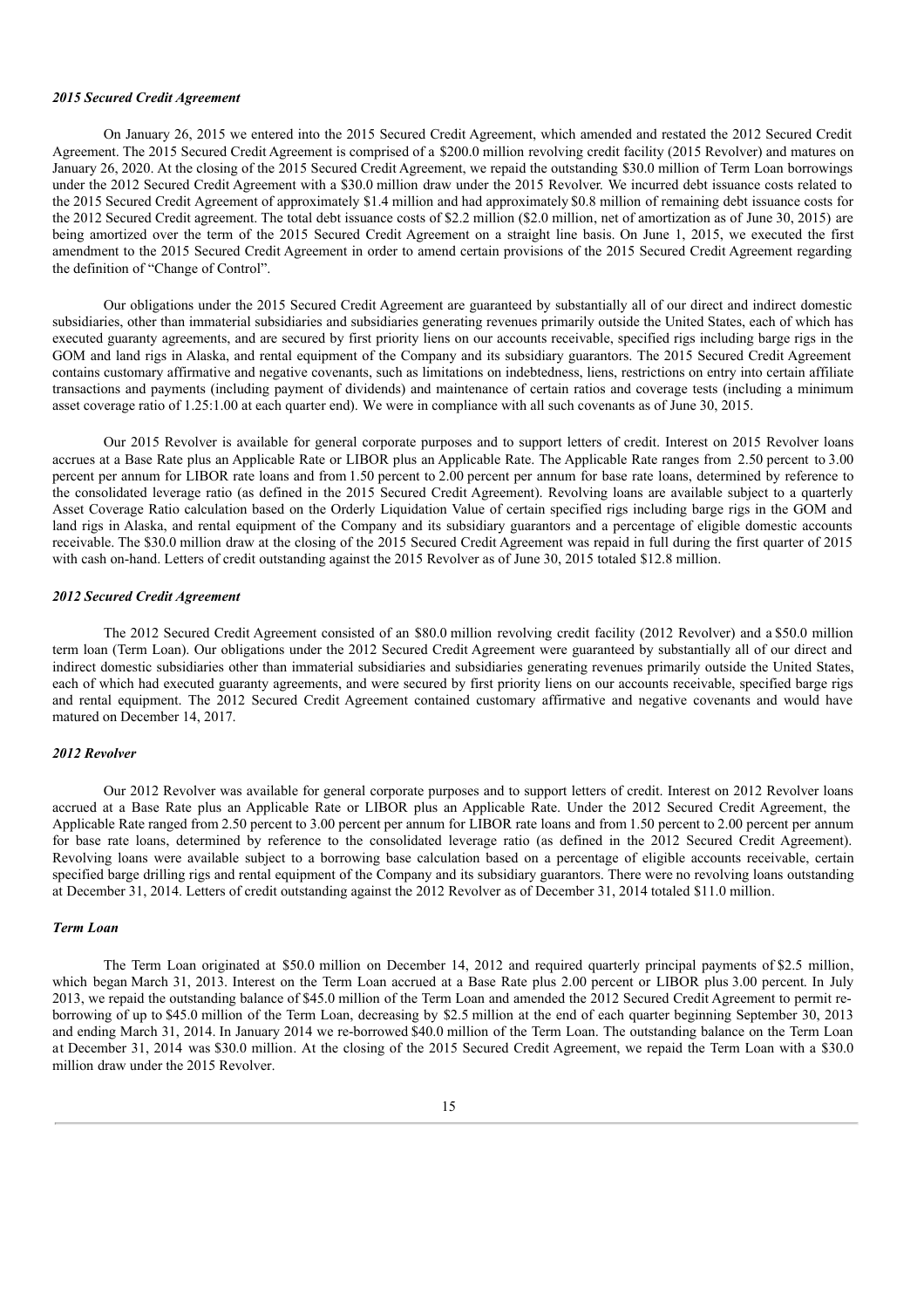### *2015 Secured Credit Agreement*

On January 26, 2015 we entered into the 2015 Secured Credit Agreement, which amended and restated the 2012 Secured Credit Agreement. The 2015 Secured Credit Agreement is comprised of a $200.0 million revolving credit facility (2015 Revolver) and matures on January 26, 2020. At the closing of the 2015 Secured Credit Agreement, we repaid the outstanding $30.0 million of Term Loan borrowings under the 2012 Secured Credit Agreement with a $30.0 million draw under the 2015 Revolver. We incurred debt issuance costs related to the 2015 Secured Credit Agreement of approximately $1.4 million and had approximately $0.8 million of remaining debt issuance costs for the 2012 Secured Credit agreement. The total debt issuance costs of $2.2 million ($2.0 million, net of amortization as of June 30, 2015) are being amortized over the term of the 2015 Secured Credit Agreement on a straight line basis. On June 1, 2015, we executed the first amendment to the 2015 Secured Credit Agreement in order to amend certain provisions of the 2015 Secured Credit Agreement regarding the definition of "Change of Control".

Our obligations under the 2015 Secured Credit Agreement are guaranteed by substantially all of our direct and indirect domestic subsidiaries, other than immaterial subsidiaries and subsidiaries generating revenues primarily outside the United States, each of which has executed guaranty agreements, and are secured by first priority liens on our accounts receivable, specified rigs including barge rigs in the GOM and land rigs in Alaska, and rental equipment of the Company and its subsidiary guarantors. The 2015 Secured Credit Agreement contains customary affirmative and negative covenants, such as limitations on indebtedness, liens, restrictions on entry into certain affiliate transactions and payments (including payment of dividends) and maintenance of certain ratios and coverage tests (including a minimum asset coverage ratio of 1.25:1.00 at each quarter end). We were in compliance with all such covenants as of June 30, 2015.

Our 2015 Revolver is available for general corporate purposes and to support letters of credit. Interest on 2015 Revolver loans accrues at a Base Rate plus an Applicable Rate or LIBOR plus an Applicable Rate. The Applicable Rate ranges from 2.50 percent to 3.00 percent per annum for LIBOR rate loans and from 1.50 percent to 2.00 percent per annum for base rate loans, determined by reference to the consolidated leverage ratio (as defined in the 2015 Secured Credit Agreement). Revolving loans are available subject to a quarterly Asset Coverage Ratio calculation based on the Orderly Liquidation Value of certain specified rigs including barge rigs in the GOM and land rigs in Alaska, and rental equipment of the Company and its subsidiary guarantors and a percentage of eligible domestic accounts receivable. The $30.0 million draw at the closing of the 2015 Secured Credit Agreement was repaid in full during the first quarter of 2015 with cash on-hand. Letters of credit outstanding against the 2015 Revolver as of June 30, 2015 totaled $12.8 million.

### *2012 Secured Credit Agreement*

The 2012 Secured Credit Agreement consisted of an $80.0 million revolving credit facility (2012 Revolver) and a $50.0 million term loan (Term Loan). Our obligations under the 2012 Secured Credit Agreement were guaranteed by substantially all of our direct and indirect domestic subsidiaries other than immaterial subsidiaries and subsidiaries generating revenues primarily outside the United States, each of which had executed guaranty agreements, and were secured by first priority liens on our accounts receivable, specified barge rigs and rental equipment. The 2012 Secured Credit Agreement contained customary affirmative and negative covenants and would have matured on December 14, 2017.

### *2012 Revolver*

Our 2012 Revolver was available for general corporate purposes and to support letters of credit. Interest on 2012 Revolver loans accrued at a Base Rate plus an Applicable Rate or LIBOR plus an Applicable Rate. Under the 2012 Secured Credit Agreement, the Applicable Rate ranged from 2.50 percent to 3.00 percent per annum for LIBOR rate loans and from 1.50 percent to 2.00 percent per annum for base rate loans, determined by reference to the consolidated leverage ratio (as defined in the 2012 Secured Credit Agreement). Revolving loans were available subject to a borrowing base calculation based on a percentage of eligible accounts receivable, certain specified barge drilling rigs and rental equipment of the Company and its subsidiary guarantors. There were no revolving loans outstanding at December 31, 2014. Letters of credit outstanding against the 2012 Revolver as of December 31, 2014 totaled $11.0 million.

### *Term Loan*

The Term Loan originated at $50.0 million on December 14, 2012 and required quarterly principal payments of $2.5 million, which began March 31, 2013. Interest on the Term Loan accrued at a Base Rate plus 2.00 percent or LIBOR plus 3.00 percent. In July 2013, we repaid the outstanding balance of $45.0 million of the Term Loan and amended the 2012 Secured Credit Agreement to permit re-borrowing of up to $45.0 million of the Term Loan, decreasing by $2.5 million at the end of each quarter beginning September 30, 2013 and ending March 31, 2014. In January 2014 we re-borrowed $40.0 million of the Term Loan. The outstanding balance on the Term Loan at December 31, 2014 was $30.0 million. At the closing of the 2015 Secured Credit Agreement, we repaid the Term Loan with a $30.0 million draw under the 2015 Revolver.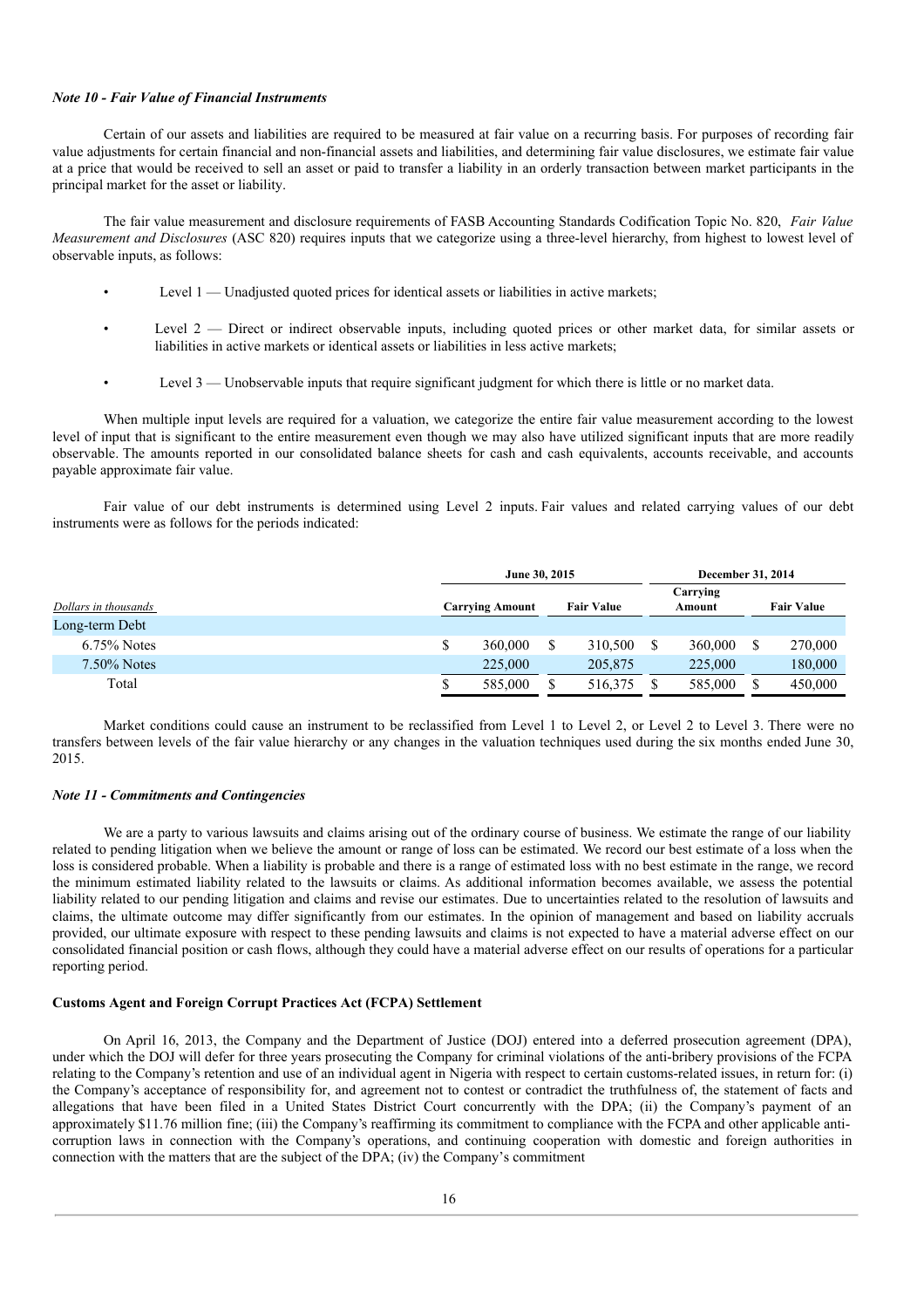*Note 10 - Fair Value of Financial Instruments*

Certain of our assets and liabilities are required to be measured at fair value on a recurring basis. For purposes of recording fair value adjustments for certain financial and non-financial assets and liabilities, and determining fair value disclosures, we estimate fair value at a price that would be received to sell an asset or paid to transfer a liability in an orderly transaction between market participants in the principal market for the asset or liability.

The fair value measurement and disclosure requirements of FASB Accounting Standards Codification Topic No. 820, *Fair Value Measurement and Disclosures* (ASC 820) requires inputs that we categorize using a three-level hierarchy, from highest to lowest level of observable inputs, as follows:

- Level 1 — Unadjusted quoted prices for identical assets or liabilities in active markets;
- Level 2 — Direct or indirect observable inputs, including quoted prices or other market data, for similar assets or liabilities in active markets or identical assets or liabilities in less active markets;
- Level 3 — Unobservable inputs that require significant judgment for which there is little or no market data.

When multiple input levels are required for a valuation, we categorize the entire fair value measurement according to the lowest level of input that is significant to the entire measurement even though we may also have utilized significant inputs that are more readily observable. The amounts reported in our consolidated balance sheets for cash and cash equivalents, accounts receivable, and accounts payable approximate fair value.

Fair value of our debt instruments is determined using Level 2 inputs. Fair values and related carrying values of our debt instruments were as follows for the periods indicated:

| | June 30, 2015 | | December 31, 2014 | |
|---|---|---|---|---|
| *Dollars in thousands* | Carrying Amount | Fair Value | Carrying Amount | Fair Value |
| Long-term Debt | | | | |
| 6.75% Notes | $ 360,000 | $ 310,500 | $ 360,000 | $ 270,000 |
| 7.50% Notes | 225,000 | 205,875 | 225,000 | 180,000 |
| Total | $ 585,000 | $ 516,375 | $ 585,000 | $ 450,000 |

Market conditions could cause an instrument to be reclassified from Level 1 to Level 2, or Level 2 to Level 3. There were no transfers between levels of the fair value hierarchy or any changes in the valuation techniques used during the six months ended June 30, 2015.

*Note 11 - Commitments and Contingencies*

We are a party to various lawsuits and claims arising out of the ordinary course of business. We estimate the range of our liability related to pending litigation when we believe the amount or range of loss can be estimated. We record our best estimate of a loss when the loss is considered probable. When a liability is probable and there is a range of estimated loss with no best estimate in the range, we record the minimum estimated liability related to the lawsuits or claims. As additional information becomes available, we assess the potential liability related to our pending litigation and claims and revise our estimates. Due to uncertainties related to the resolution of lawsuits and claims, the ultimate outcome may differ significantly from our estimates. In the opinion of management and based on liability accruals provided, our ultimate exposure with respect to these pending lawsuits and claims is not expected to have a material adverse effect on our consolidated financial position or cash flows, although they could have a material adverse effect on our results of operations for a particular reporting period.

**Customs Agent and Foreign Corrupt Practices Act (FCPA) Settlement**

On April 16, 2013, the Company and the Department of Justice (DOJ) entered into a deferred prosecution agreement (DPA), under which the DOJ will defer for three years prosecuting the Company for criminal violations of the anti-bribery provisions of the FCPA relating to the Company's retention and use of an individual agent in Nigeria with respect to certain customs-related issues, in return for: (i) the Company's acceptance of responsibility for, and agreement not to contest or contradict the truthfulness of, the statement of facts and allegations that have been filed in a United States District Court concurrently with the DPA; (ii) the Company's payment of an approximately $11.76 million fine; (iii) the Company's reaffirming its commitment to compliance with the FCPA and other applicable anti-corruption laws in connection with the Company's operations, and continuing cooperation with domestic and foreign authorities in connection with the matters that are the subject of the DPA; (iv) the Company's commitment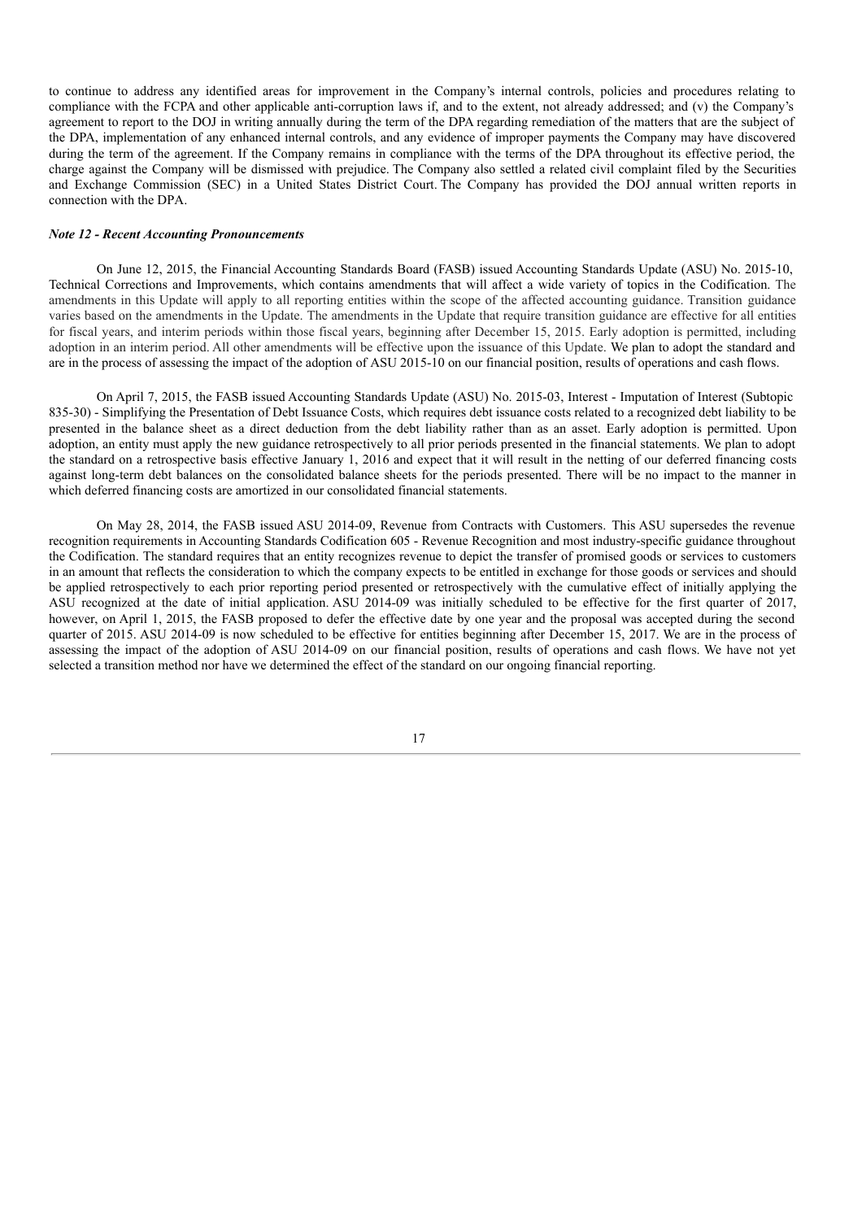to continue to address any identified areas for improvement in the Company's internal controls, policies and procedures relating to compliance with the FCPA and other applicable anti-corruption laws if, and to the extent, not already addressed; and (v) the Company's agreement to report to the DOJ in writing annually during the term of the DPA regarding remediation of the matters that are the subject of the DPA, implementation of any enhanced internal controls, and any evidence of improper payments the Company may have discovered during the term of the agreement. If the Company remains in compliance with the terms of the DPA throughout its effective period, the charge against the Company will be dismissed with prejudice. The Company also settled a related civil complaint filed by the Securities and Exchange Commission (SEC) in a United States District Court. The Company has provided the DOJ annual written reports in connection with the DPA.

### *Note 12 - Recent Accounting Pronouncements*

On June 12, 2015, the Financial Accounting Standards Board (FASB) issued Accounting Standards Update (ASU) No. 2015-10, Technical Corrections and Improvements, which contains amendments that will affect a wide variety of topics in the Codification. The amendments in this Update will apply to all reporting entities within the scope of the affected accounting guidance. Transition guidance varies based on the amendments in the Update. The amendments in the Update that require transition guidance are effective for all entities for fiscal years, and interim periods within those fiscal years, beginning after December 15, 2015. Early adoption is permitted, including adoption in an interim period. All other amendments will be effective upon the issuance of this Update. We plan to adopt the standard and are in the process of assessing the impact of the adoption of ASU 2015-10 on our financial position, results of operations and cash flows.

On April 7, 2015, the FASB issued Accounting Standards Update (ASU) No. 2015-03, Interest - Imputation of Interest (Subtopic 835-30) - Simplifying the Presentation of Debt Issuance Costs, which requires debt issuance costs related to a recognized debt liability to be presented in the balance sheet as a direct deduction from the debt liability rather than as an asset. Early adoption is permitted. Upon adoption, an entity must apply the new guidance retrospectively to all prior periods presented in the financial statements. We plan to adopt the standard on a retrospective basis effective January 1, 2016 and expect that it will result in the netting of our deferred financing costs against long-term debt balances on the consolidated balance sheets for the periods presented. There will be no impact to the manner in which deferred financing costs are amortized in our consolidated financial statements.

On May 28, 2014, the FASB issued ASU 2014-09, Revenue from Contracts with Customers. This ASU supersedes the revenue recognition requirements in Accounting Standards Codification 605 - Revenue Recognition and most industry-specific guidance throughout the Codification. The standard requires that an entity recognizes revenue to depict the transfer of promised goods or services to customers in an amount that reflects the consideration to which the company expects to be entitled in exchange for those goods or services and should be applied retrospectively to each prior reporting period presented or retrospectively with the cumulative effect of initially applying the ASU recognized at the date of initial application. ASU 2014-09 was initially scheduled to be effective for the first quarter of 2017, however, on April 1, 2015, the FASB proposed to defer the effective date by one year and the proposal was accepted during the second quarter of 2015. ASU 2014-09 is now scheduled to be effective for entities beginning after December 15, 2017. We are in the process of assessing the impact of the adoption of ASU 2014-09 on our financial position, results of operations and cash flows. We have not yet selected a transition method nor have we determined the effect of the standard on our ongoing financial reporting.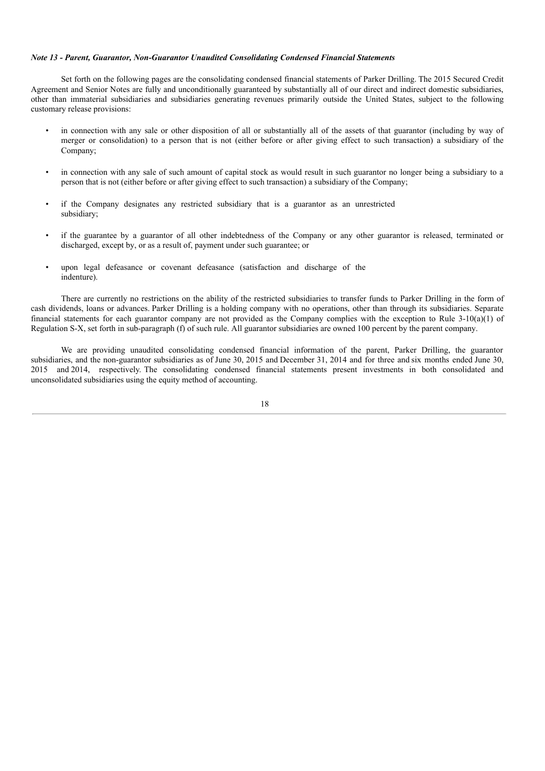*Note 13 - Parent, Guarantor, Non-Guarantor Unaudited Consolidating Condensed Financial Statements*

Set forth on the following pages are the consolidating condensed financial statements of Parker Drilling. The 2015 Secured Credit Agreement and Senior Notes are fully and unconditionally guaranteed by substantially all of our direct and indirect domestic subsidiaries, other than immaterial subsidiaries and subsidiaries generating revenues primarily outside the United States, subject to the following customary release provisions:

- in connection with any sale or other disposition of all or substantially all of the assets of that guarantor (including by way of merger or consolidation) to a person that is not (either before or after giving effect to such transaction) a subsidiary of the Company;
- in connection with any sale of such amount of capital stock as would result in such guarantor no longer being a subsidiary to a person that is not (either before or after giving effect to such transaction) a subsidiary of the Company;
- if the Company designates any restricted subsidiary that is a guarantor as an unrestricted subsidiary;
- if the guarantee by a guarantor of all other indebtedness of the Company or any other guarantor is released, terminated or discharged, except by, or as a result of, payment under such guarantee; or
- upon legal defeasance or covenant defeasance (satisfaction and discharge of the indenture).

There are currently no restrictions on the ability of the restricted subsidiaries to transfer funds to Parker Drilling in the form of cash dividends, loans or advances. Parker Drilling is a holding company with no operations, other than through its subsidiaries. Separate financial statements for each guarantor company are not provided as the Company complies with the exception to Rule 3-10(a)(1) of Regulation S-X, set forth in sub-paragraph (f) of such rule. All guarantor subsidiaries are owned 100 percent by the parent company.

We are providing unaudited consolidating condensed financial information of the parent, Parker Drilling, the guarantor subsidiaries, and the non-guarantor subsidiaries as of June 30, 2015 and December 31, 2014 and for three and six months ended June 30, 2015 and 2014, respectively. The consolidating condensed financial statements present investments in both consolidated and unconsolidated subsidiaries using the equity method of accounting.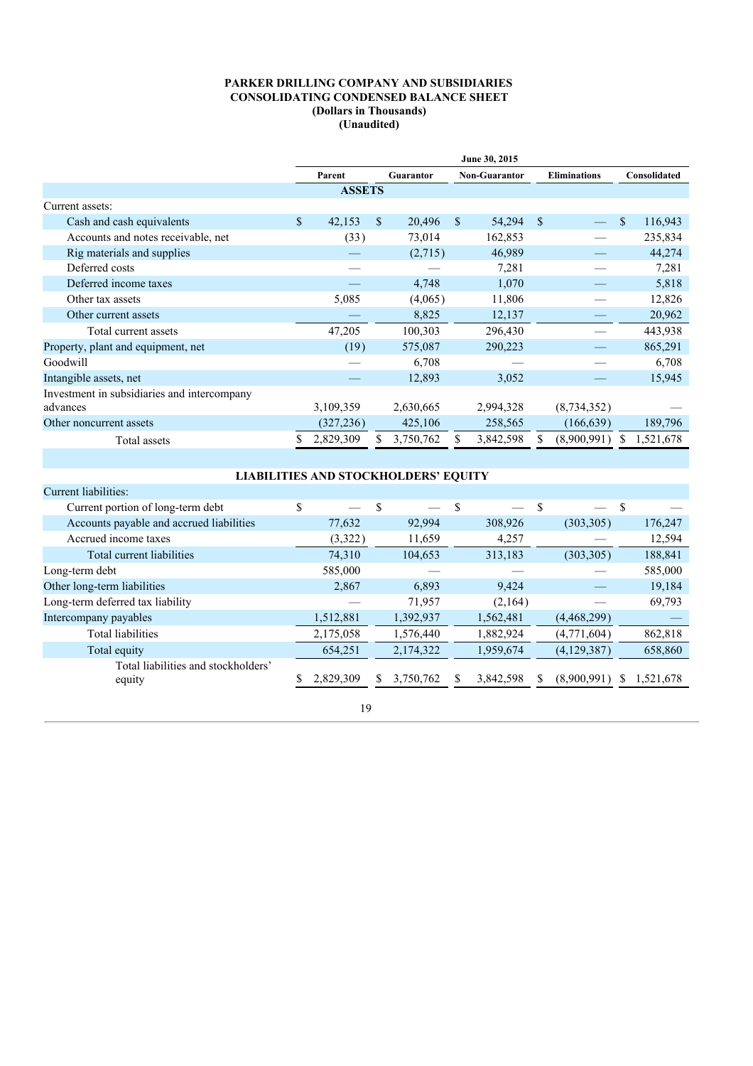**PARKER DRILLING COMPANY AND SUBSIDIARIES**
**CONSOLIDATING CONDENSED BALANCE SHEET**
**(Dollars in Thousands)**
**(Unaudited)**

| | June 30, 2015 | | | | |
|---|---|---|---|---|---|
| | Parent | Guarantor | Non-Guarantor | Eliminations | Consolidated |
| **ASSETS** | | | | | |
| Current assets: | | | | | |
| Cash and cash equivalents | $ 42,153 | $ 20,496 | $ 54,294 | $ — | $ 116,943 |
| Accounts and notes receivable, net | (33) | 73,014 | 162,853 | — | 235,834 |
| Rig materials and supplies | — | (2,715) | 46,989 | — | 44,274 |
| Deferred costs | — | — | 7,281 | — | 7,281 |
| Deferred income taxes | — | 4,748 | 1,070 | — | 5,818 |
| Other tax assets | 5,085 | (4,065) | 11,806 | — | 12,826 |
| Other current assets | — | 8,825 | 12,137 | — | 20,962 |
| Total current assets | 47,205 | 100,303 | 296,430 | — | 443,938 |
| Property, plant and equipment, net | (19) | 575,087 | 290,223 | — | 865,291 |
| Goodwill | — | 6,708 | — | — | 6,708 |
| Intangible assets, net | — | 12,893 | 3,052 | — | 15,945 |
| Investment in subsidiaries and intercompany advances | 3,109,359 | 2,630,665 | 2,994,328 | (8,734,352) | — |
| Other noncurrent assets | (327,236) | 425,106 | 258,565 | (166,639) | 189,796 |
| Total assets | $ 2,829,309 | $ 3,750,762 | $ 3,842,598 | $ (8,900,991) | $ 1,521,678 |
| **LIABILITIES AND STOCKHOLDERS' EQUITY** | | | | | |
| Current liabilities: | | | | | |
| Current portion of long-term debt | $ — | $ — | $ — | $ — | $ — |
| Accounts payable and accrued liabilities | 77,632 | 92,994 | 308,926 | (303,305) | 176,247 |
| Accrued income taxes | (3,322) | 11,659 | 4,257 | — | 12,594 |
| Total current liabilities | 74,310 | 104,653 | 313,183 | (303,305) | 188,841 |
| Long-term debt | 585,000 | — | — | — | 585,000 |
| Other long-term liabilities | 2,867 | 6,893 | 9,424 | — | 19,184 |
| Long-term deferred tax liability | — | 71,957 | (2,164) | — | 69,793 |
| Intercompany payables | 1,512,881 | 1,392,937 | 1,562,481 | (4,468,299) | — |
| Total liabilities | 2,175,058 | 1,576,440 | 1,882,924 | (4,771,604) | 862,818 |
| Total equity | 654,251 | 2,174,322 | 1,959,674 | (4,129,387) | 658,860 |
| Total liabilities and stockholders' equity | $ 2,829,309 | $ 3,750,762 | $ 3,842,598 | $ (8,900,991) | $ 1,521,678 |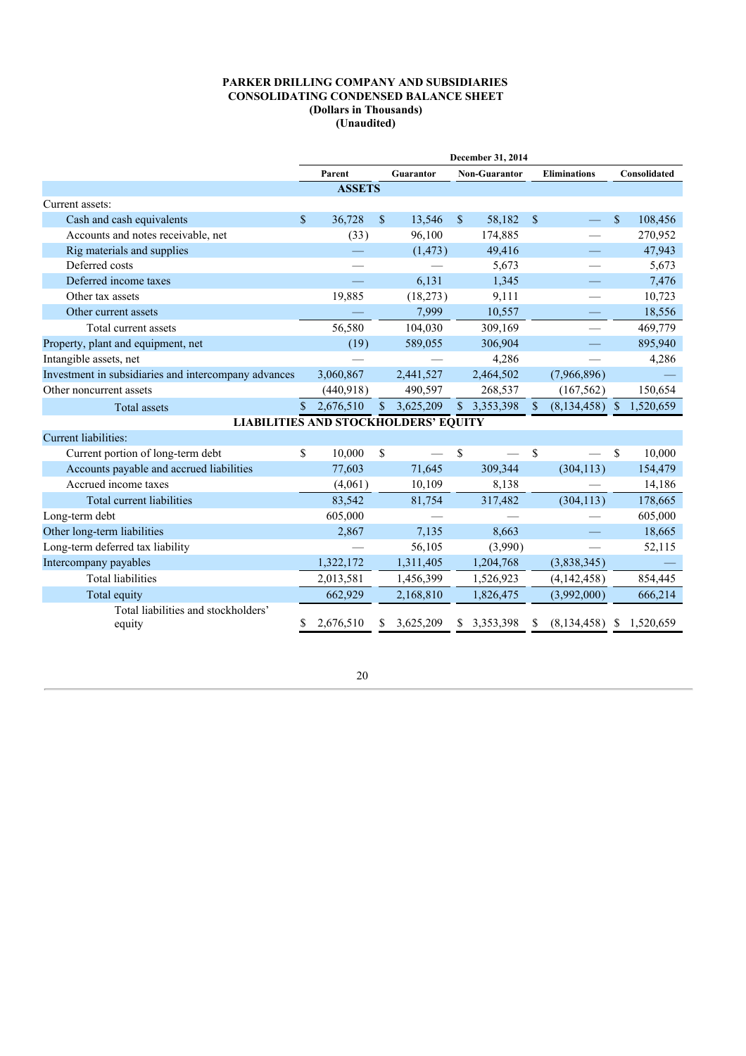**PARKER DRILLING COMPANY AND SUBSIDIARIES**
**CONSOLIDATING CONDENSED BALANCE SHEET**
**(Dollars in Thousands)**
**(Unaudited)**

| | December 31, 2014 | | | | |
|---|---|---|---|---|---|
| | Parent | Guarantor | Non-Guarantor | Eliminations | Consolidated |
| **ASSETS** | | | | | |
| Current assets: | | | | | |
| Cash and cash equivalents | $ 36,728 | $ 13,546 | $ 58,182 | $ — | $ 108,456 |
| Accounts and notes receivable, net | (33) | 96,100 | 174,885 | — | 270,952 |
| Rig materials and supplies | — | (1,473) | 49,416 | — | 47,943 |
| Deferred costs | — | — | 5,673 | — | 5,673 |
| Deferred income taxes | — | 6,131 | 1,345 | — | 7,476 |
| Other tax assets | 19,885 | (18,273) | 9,111 | — | 10,723 |
| Other current assets | — | 7,999 | 10,557 | — | 18,556 |
| Total current assets | 56,580 | 104,030 | 309,169 | — | 469,779 |
| Property, plant and equipment, net | (19) | 589,055 | 306,904 | — | 895,940 |
| Intangible assets, net | — | — | 4,286 | — | 4,286 |
| Investment in subsidiaries and intercompany advances | 3,060,867 | 2,441,527 | 2,464,502 | (7,966,896) | — |
| Other noncurrent assets | (440,918) | 490,597 | 268,537 | (167,562) | 150,654 |
| Total assets | $ 2,676,510 | $ 3,625,209 | $ 3,353,398 | $ (8,134,458) | $ 1,520,659 |
| **LIABILITIES AND STOCKHOLDERS' EQUITY** | | | | | |
| Current liabilities: | | | | | |
| Current portion of long-term debt | $ 10,000 | $ — | $ — | $ — | $ 10,000 |
| Accounts payable and accrued liabilities | 77,603 | 71,645 | 309,344 | (304,113) | 154,479 |
| Accrued income taxes | (4,061) | 10,109 | 8,138 | — | 14,186 |
| Total current liabilities | 83,542 | 81,754 | 317,482 | (304,113) | 178,665 |
| Long-term debt | 605,000 | — | — | — | 605,000 |
| Other long-term liabilities | 2,867 | 7,135 | 8,663 | — | 18,665 |
| Long-term deferred tax liability | — | 56,105 | (3,990) | — | 52,115 |
| Intercompany payables | 1,322,172 | 1,311,405 | 1,204,768 | (3,838,345) | — |
| Total liabilities | 2,013,581 | 1,456,399 | 1,526,923 | (4,142,458) | 854,445 |
| Total equity | 662,929 | 2,168,810 | 1,826,475 | (3,992,000) | 666,214 |
| Total liabilities and stockholders' equity | $ 2,676,510 | $ 3,625,209 | $ 3,353,398 | $ (8,134,458) | $ 1,520,659 |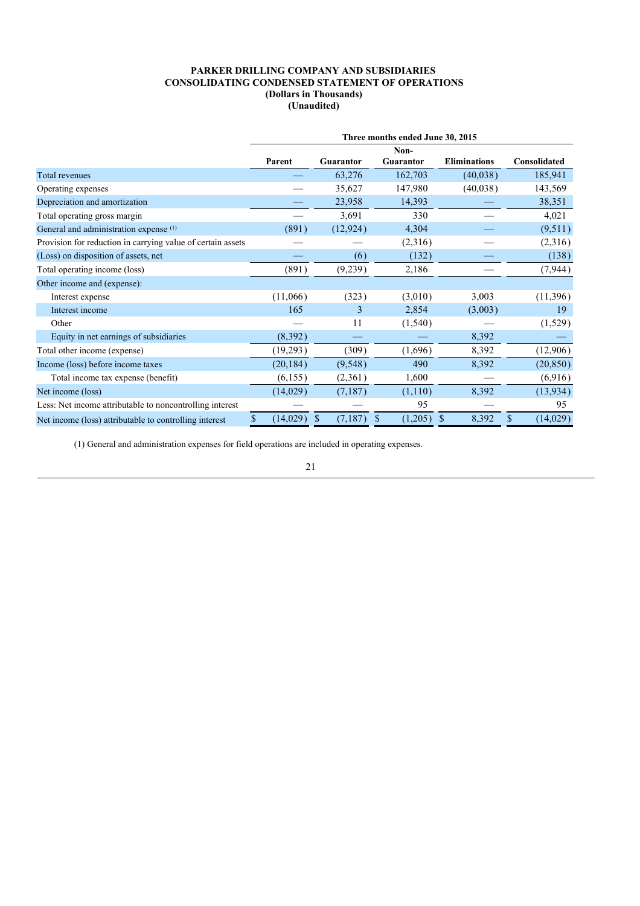**PARKER DRILLING COMPANY AND SUBSIDIARIES**
**CONSOLIDATING CONDENSED STATEMENT OF OPERATIONS**
**(Dollars in Thousands)**
**(Unaudited)**

| | Three months ended June 30, 2015 | | | | |
|---|---|---|---|---|---|
| | Parent | Guarantor | Non-Guarantor | Eliminations | Consolidated |
| Total revenues | — | 63,276 | 162,703 | (40,038) | 185,941 |
| Operating expenses | — | 35,627 | 147,980 | (40,038) | 143,569 |
| Depreciation and amortization | — | 23,958 | 14,393 | — | 38,351 |
| Total operating gross margin | — | 3,691 | 330 | — | 4,021 |
| General and administration expense [(1)] | (891) | (12,924) | 4,304 | — | (9,511) |
| Provision for reduction in carrying value of certain assets | — | — | (2,316) | — | (2,316) |
| (Loss) on disposition of assets, net | — | (6) | (132) | — | (138) |
| Total operating income (loss) | (891) | (9,239) | 2,186 | — | (7,944) |
| Other income and (expense): | | | | | |
| Interest expense | (11,066) | (323) | (3,010) | 3,003 | (11,396) |
| Interest income | 165 | 3 | 2,854 | (3,003) | 19 |
| Other | — | 11 | (1,540) | — | (1,529) |
| Equity in net earnings of subsidiaries | (8,392) | — | — | 8,392 | — |
| Total other income (expense) | (19,293) | (309) | (1,696) | 8,392 | (12,906) |
| Income (loss) before income taxes | (20,184) | (9,548) | 490 | 8,392 | (20,850) |
| Total income tax expense (benefit) | (6,155) | (2,361) | 1,600 | — | (6,916) |
| Net income (loss) | (14,029) | (7,187) | (1,110) | 8,392 | (13,934) |
| Less: Net income attributable to noncontrolling interest | — | — | 95 | — | 95 |
| Net income (loss) attributable to controlling interest | $ (14,029) | $ (7,187) | $ (1,205) | $ 8,392 | $ (14,029) |

(1) General and administration expenses for field operations are included in operating expenses.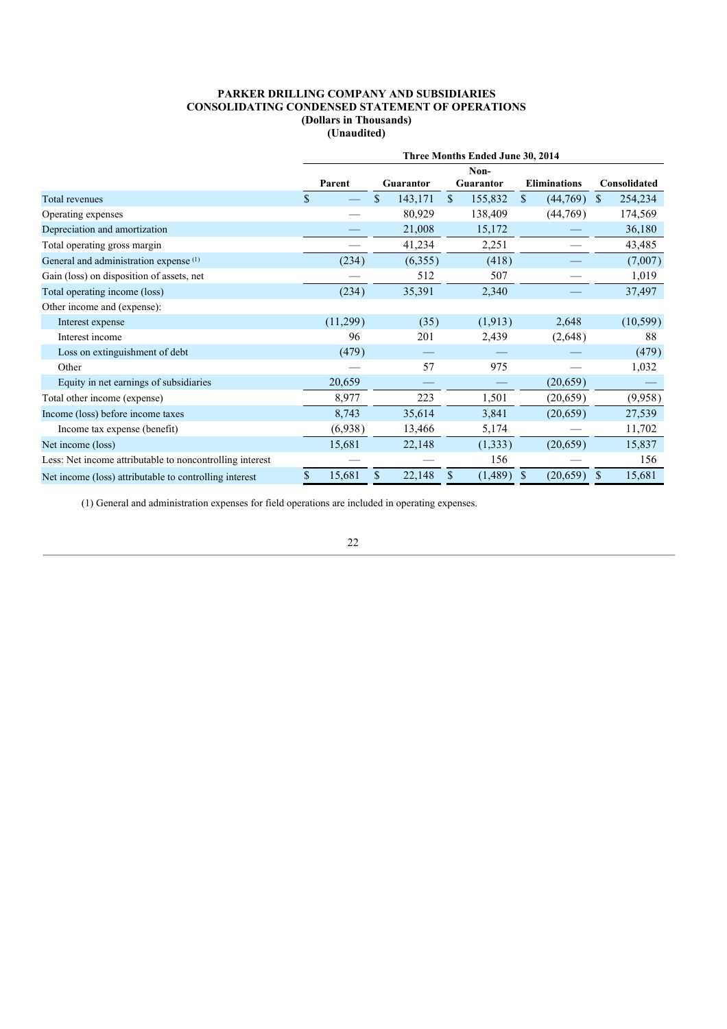**PARKER DRILLING COMPANY AND SUBSIDIARIES**
**CONSOLIDATING CONDENSED STATEMENT OF OPERATIONS**
**(Dollars in Thousands)**
**(Unaudited)**

| | Three Months Ended June 30, 2014 | | | | |
|---|---|---|---|---|---|
| | Parent | Guarantor | Non-Guarantor | Eliminations | Consolidated |
| Total revenues | $ — | $ 143,171 | $ 155,832 | $ (44,769) | $ 254,234 |
| Operating expenses | — | 80,929 | 138,409 | (44,769) | 174,569 |
| Depreciation and amortization | — | 21,008 | 15,172 | — | 36,180 |
| Total operating gross margin | — | 41,234 | 2,251 | — | 43,485 |
| General and administration expense (1) | (234) | (6,355) | (418) | — | (7,007) |
| Gain (loss) on disposition of assets, net | — | 512 | 507 | — | 1,019 |
| Total operating income (loss) | (234) | 35,391 | 2,340 | — | 37,497 |
| Other income and (expense): | | | | | |
| Interest expense | (11,299) | (35) | (1,913) | 2,648 | (10,599) |
| Interest income | 96 | 201 | 2,439 | (2,648) | 88 |
| Loss on extinguishment of debt | (479) | — | — | — | (479) |
| Other | — | 57 | 975 | — | 1,032 |
| Equity in net earnings of subsidiaries | 20,659 | — | — | (20,659) | — |
| Total other income (expense) | 8,977 | 223 | 1,501 | (20,659) | (9,958) |
| Income (loss) before income taxes | 8,743 | 35,614 | 3,841 | (20,659) | 27,539 |
| Income tax expense (benefit) | (6,938) | 13,466 | 5,174 | — | 11,702 |
| Net income (loss) | 15,681 | 22,148 | (1,333) | (20,659) | 15,837 |
| Less: Net income attributable to noncontrolling interest | — | — | 156 | — | 156 |
| Net income (loss) attributable to controlling interest | $ 15,681 | $ 22,148 | $ (1,489) | $ (20,659) | $ 15,681 |

(1) General and administration expenses for field operations are included in operating expenses.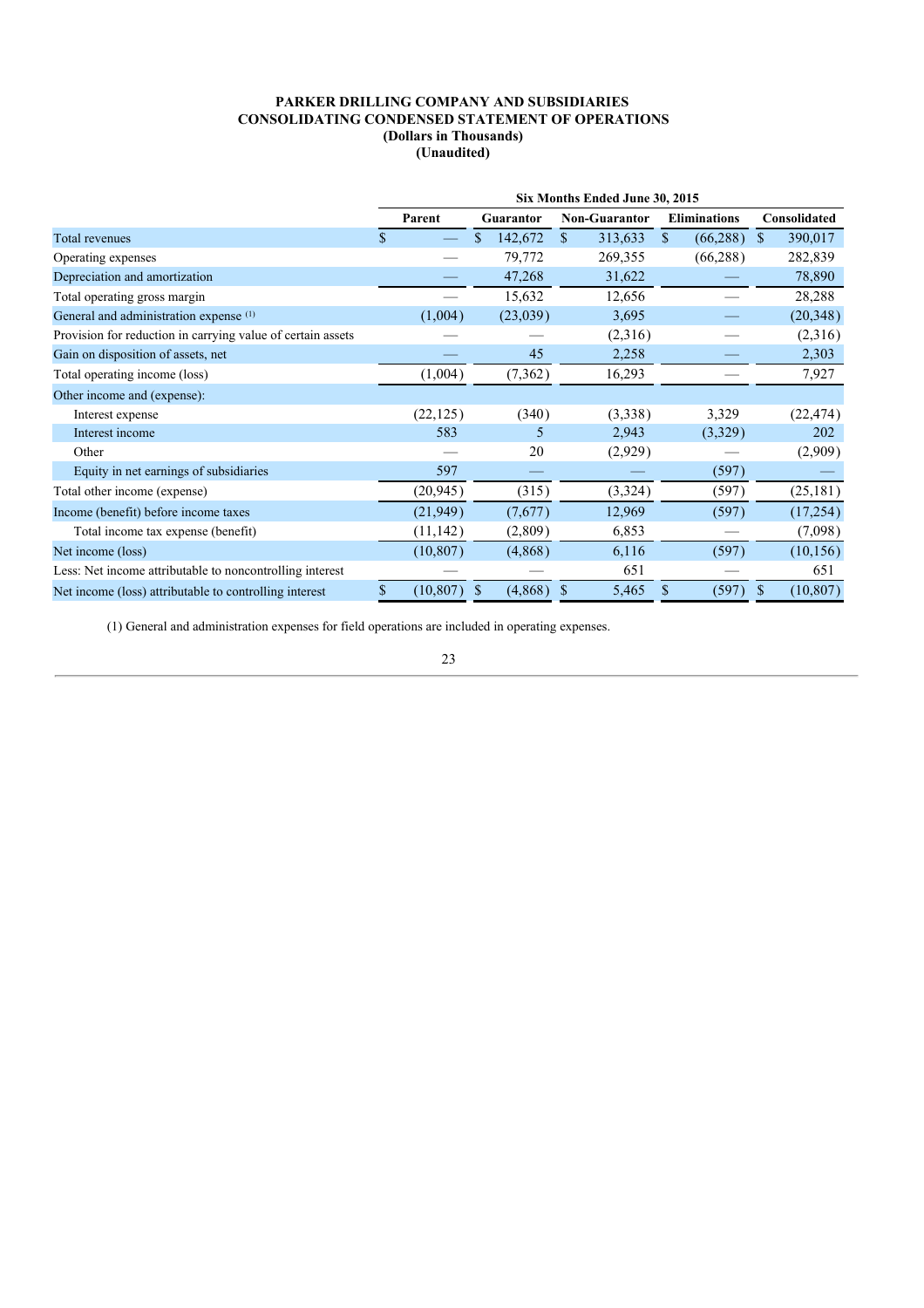**PARKER DRILLING COMPANY AND SUBSIDIARIES**
**CONSOLIDATING CONDENSED STATEMENT OF OPERATIONS**
**(Dollars in Thousands)**
**(Unaudited)**

| | Six Months Ended June 30, 2015 | | | | |
|---|---|---|---|---|---|
| | Parent | Guarantor | Non-Guarantor | Eliminations | Consolidated |
| Total revenues | $ — | $ 142,672 | $ 313,633 | $ (66,288) | $ 390,017 |
| Operating expenses | — | 79,772 | 269,355 | (66,288) | 282,839 |
| Depreciation and amortization | — | 47,268 | 31,622 | — | 78,890 |
| Total operating gross margin | — | 15,632 | 12,656 | — | 28,288 |
| General and administration expense [(1)] | (1,004) | (23,039) | 3,695 | — | (20,348) |
| Provision for reduction in carrying value of certain assets | — | — | (2,316) | — | (2,316) |
| Gain on disposition of assets, net | — | 45 | 2,258 | — | 2,303 |
| Total operating income (loss) | (1,004) | (7,362) | 16,293 | — | 7,927 |
| Other income and (expense): | | | | | |
| Interest expense | (22,125) | (340) | (3,338) | 3,329 | (22,474) |
| Interest income | 583 | 5 | 2,943 | (3,329) | 202 |
| Other | — | 20 | (2,929) | — | (2,909) |
| Equity in net earnings of subsidiaries | 597 | — | — | (597) | — |
| Total other income (expense) | (20,945) | (315) | (3,324) | (597) | (25,181) |
| Income (benefit) before income taxes | (21,949) | (7,677) | 12,969 | (597) | (17,254) |
| Total income tax expense (benefit) | (11,142) | (2,809) | 6,853 | — | (7,098) |
| Net income (loss) | (10,807) | (4,868) | 6,116 | (597) | (10,156) |
| Less: Net income attributable to noncontrolling interest | — | — | 651 | — | 651 |
| Net income (loss) attributable to controlling interest | $ (10,807) | $ (4,868) | $ 5,465 | $ (597) | $ (10,807) |

(1) General and administration expenses for field operations are included in operating expenses.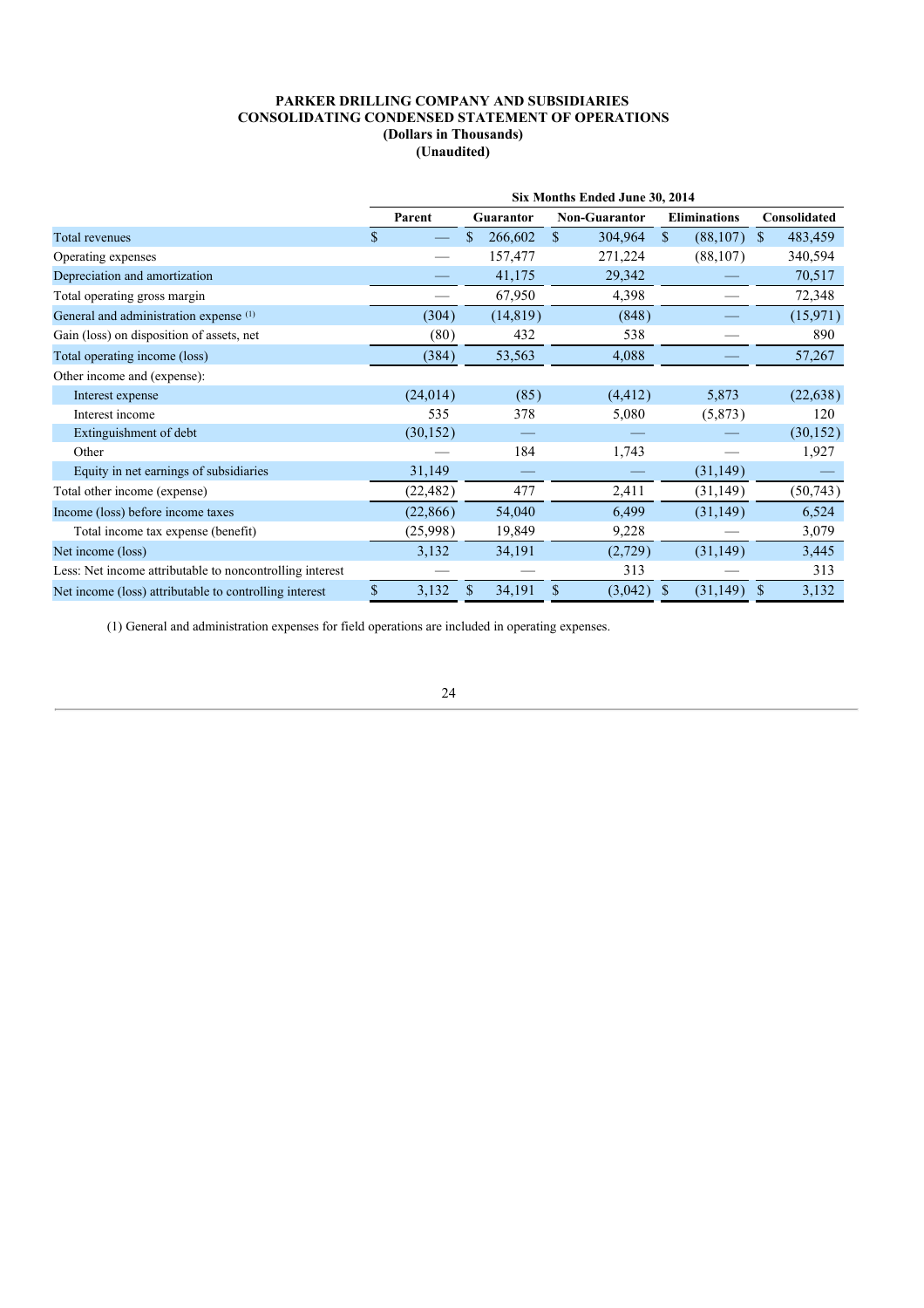**PARKER DRILLING COMPANY AND SUBSIDIARIES**
**CONSOLIDATING CONDENSED STATEMENT OF OPERATIONS**
**(Dollars in Thousands)**
**(Unaudited)**

| | Six Months Ended June 30, 2014 | | | | |
|---|---|---|---|---|---|
| | Parent | Guarantor | Non-Guarantor | Eliminations | Consolidated |
| Total revenues | $ — | $ 266,602 | $ 304,964 | $ (88,107) | $ 483,459 |
| Operating expenses | — | 157,477 | 271,224 | (88,107) | 340,594 |
| Depreciation and amortization | — | 41,175 | 29,342 | — | 70,517 |
| Total operating gross margin | — | 67,950 | 4,398 | — | 72,348 |
| General and administration expense [(1)] | (304) | (14,819) | (848) | — | (15,971) |
| Gain (loss) on disposition of assets, net | (80) | 432 | 538 | — | 890 |
| Total operating income (loss) | (384) | 53,563 | 4,088 | — | 57,267 |
| Other income and (expense): | | | | | |
| Interest expense | (24,014) | (85) | (4,412) | 5,873 | (22,638) |
| Interest income | 535 | 378 | 5,080 | (5,873) | 120 |
| Extinguishment of debt | (30,152) | — | — | — | (30,152) |
| Other | — | 184 | 1,743 | — | 1,927 |
| Equity in net earnings of subsidiaries | 31,149 | — | — | (31,149) | — |
| Total other income (expense) | (22,482) | 477 | 2,411 | (31,149) | (50,743) |
| Income (loss) before income taxes | (22,866) | 54,040 | 6,499 | (31,149) | 6,524 |
| Total income tax expense (benefit) | (25,998) | 19,849 | 9,228 | — | 3,079 |
| Net income (loss) | 3,132 | 34,191 | (2,729) | (31,149) | 3,445 |
| Less: Net income attributable to noncontrolling interest | — | — | 313 | — | 313 |
| Net income (loss) attributable to controlling interest | $ 3,132 | $ 34,191 | $ (3,042) | $ (31,149) | $ 3,132 |

(1) General and administration expenses for field operations are included in operating expenses.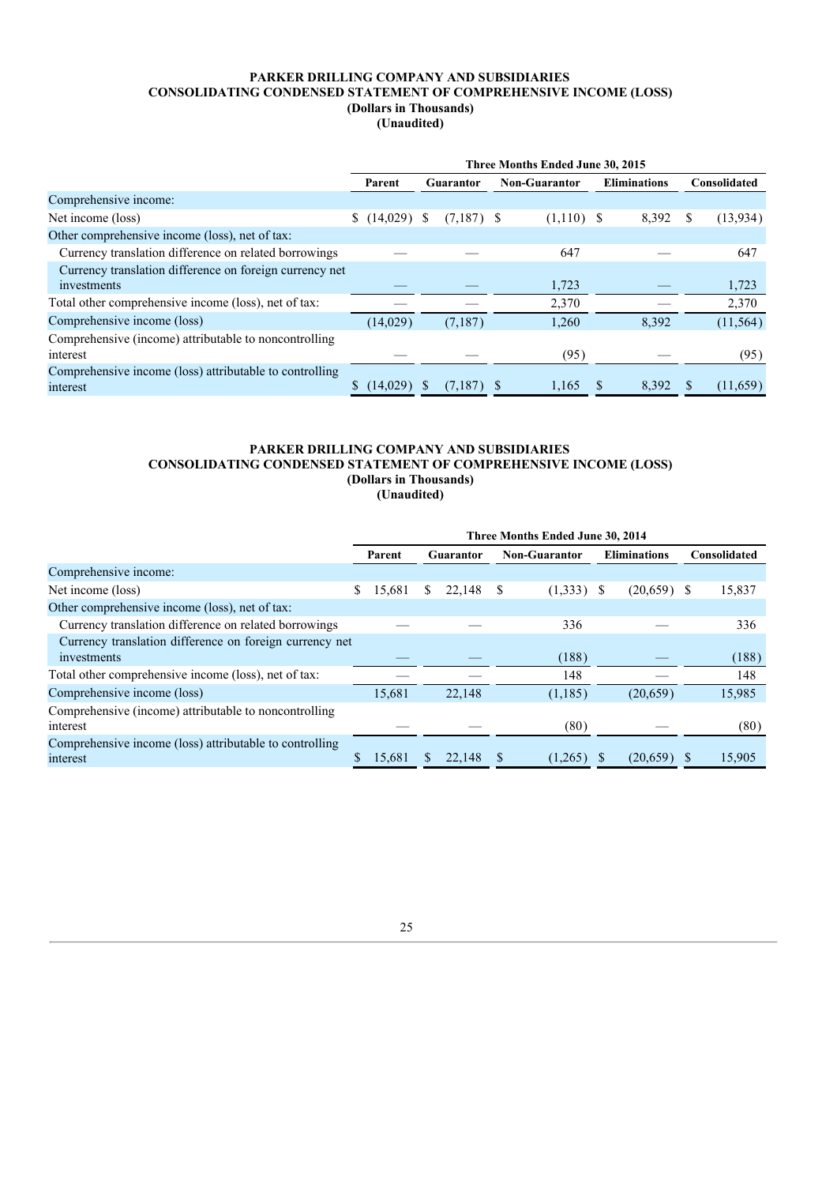**PARKER DRILLING COMPANY AND SUBSIDIARIES**
**CONSOLIDATING CONDENSED STATEMENT OF COMPREHENSIVE INCOME (LOSS)**
**(Dollars in Thousands)**
**(Unaudited)**

| | Three Months Ended June 30, 2015 | | | | |
|---|---|---|---|---|---|
| | Parent | Guarantor | Non-Guarantor | Eliminations | Consolidated |
| Comprehensive income: | | | | | |
| Net income (loss) | $ (14,029) | $ (7,187) | $ (1,110) | $ 8,392 | $ (13,934) |
| Other comprehensive income (loss), net of tax: | | | | | |
| Currency translation difference on related borrowings | — | — | 647 | — | 647 |
| Currency translation difference on foreign currency net investments | — | — | 1,723 | — | 1,723 |
| Total other comprehensive income (loss), net of tax: | — | — | 2,370 | — | 2,370 |
| Comprehensive income (loss) | (14,029) | (7,187) | 1,260 | 8,392 | (11,564) |
| Comprehensive (income) attributable to noncontrolling interest | — | — | (95) | — | (95) |
| Comprehensive income (loss) attributable to controlling interest | $ (14,029) | $ (7,187) | $ 1,165 | $ 8,392 | $ (11,659) |

**PARKER DRILLING COMPANY AND SUBSIDIARIES**
**CONSOLIDATING CONDENSED STATEMENT OF COMPREHENSIVE INCOME (LOSS)**
**(Dollars in Thousands)**
**(Unaudited)**

| | Three Months Ended June 30, 2014 | | | | |
|---|---|---|---|---|---|
| | Parent | Guarantor | Non-Guarantor | Eliminations | Consolidated |
| Comprehensive income: | | | | | |
| Net income (loss) | $ 15,681 | $ 22,148 | $ (1,333) | $ (20,659) | $ 15,837 |
| Other comprehensive income (loss), net of tax: | | | | | |
| Currency translation difference on related borrowings | — | — | 336 | — | 336 |
| Currency translation difference on foreign currency net investments | — | — | (188) | — | (188) |
| Total other comprehensive income (loss), net of tax: | — | — | 148 | — | 148 |
| Comprehensive income (loss) | 15,681 | 22,148 | (1,185) | (20,659) | 15,985 |
| Comprehensive (income) attributable to noncontrolling interest | — | — | (80) | — | (80) |
| Comprehensive income (loss) attributable to controlling interest | $ 15,681 | $ 22,148 | $ (1,265) | $ (20,659) | $ 15,905 |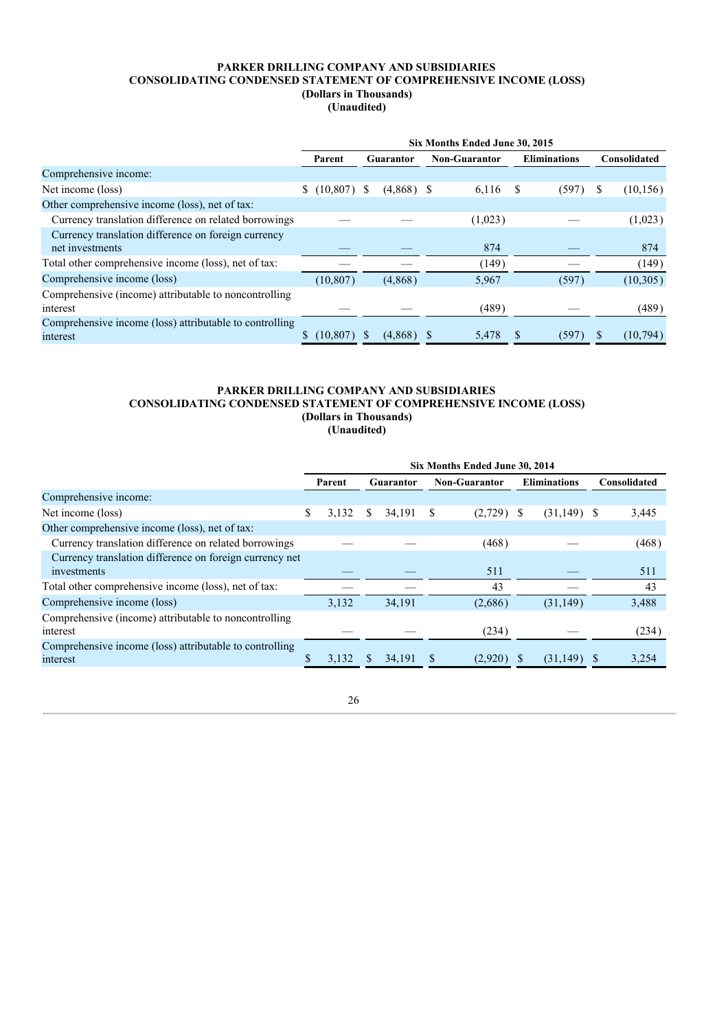**PARKER DRILLING COMPANY AND SUBSIDIARIES**
**CONSOLIDATING CONDENSED STATEMENT OF COMPREHENSIVE INCOME (LOSS)**
**(Dollars in Thousands)**
**(Unaudited)**

| | Six Months Ended June 30, 2015 | | | | |
|---|---|---|---|---|---|
| | Parent | Guarantor | Non-Guarantor | Eliminations | Consolidated |
| Comprehensive income: | | | | | |
| Net income (loss) | $ (10,807) | $ (4,868) | $ 6,116 | $ (597) | $ (10,156) |
| Other comprehensive income (loss), net of tax: | | | | | |
| Currency translation difference on related borrowings | — | — | (1,023) | — | (1,023) |
| Currency translation difference on foreign currency net investments | — | — | 874 | — | 874 |
| Total other comprehensive income (loss), net of tax: | — | — | (149) | — | (149) |
| Comprehensive income (loss) | (10,807) | (4,868) | 5,967 | (597) | (10,305) |
| Comprehensive (income) attributable to noncontrolling interest | — | — | (489) | — | (489) |
| Comprehensive income (loss) attributable to controlling interest | $ (10,807) | $ (4,868) | $ 5,478 | $ (597) | $ (10,794) |

**PARKER DRILLING COMPANY AND SUBSIDIARIES**
**CONSOLIDATING CONDENSED STATEMENT OF COMPREHENSIVE INCOME (LOSS)**
**(Dollars in Thousands)**
**(Unaudited)**

| | Six Months Ended June 30, 2014 | | | | |
|---|---|---|---|---|---|
| | Parent | Guarantor | Non-Guarantor | Eliminations | Consolidated |
| Comprehensive income: | | | | | |
| Net income (loss) | $ 3,132 | $ 34,191 | $ (2,729) | $ (31,149) | $ 3,445 |
| Other comprehensive income (loss), net of tax: | | | | | |
| Currency translation difference on related borrowings | — | — | (468) | — | (468) |
| Currency translation difference on foreign currency net investments | — | — | 511 | — | 511 |
| Total other comprehensive income (loss), net of tax: | — | — | 43 | — | 43 |
| Comprehensive income (loss) | 3,132 | 34,191 | (2,686) | (31,149) | 3,488 |
| Comprehensive (income) attributable to noncontrolling interest | — | — | (234) | — | (234) |
| Comprehensive income (loss) attributable to controlling interest | $ 3,132 | $ 34,191 | $ (2,920) | $ (31,149) | $ 3,254 |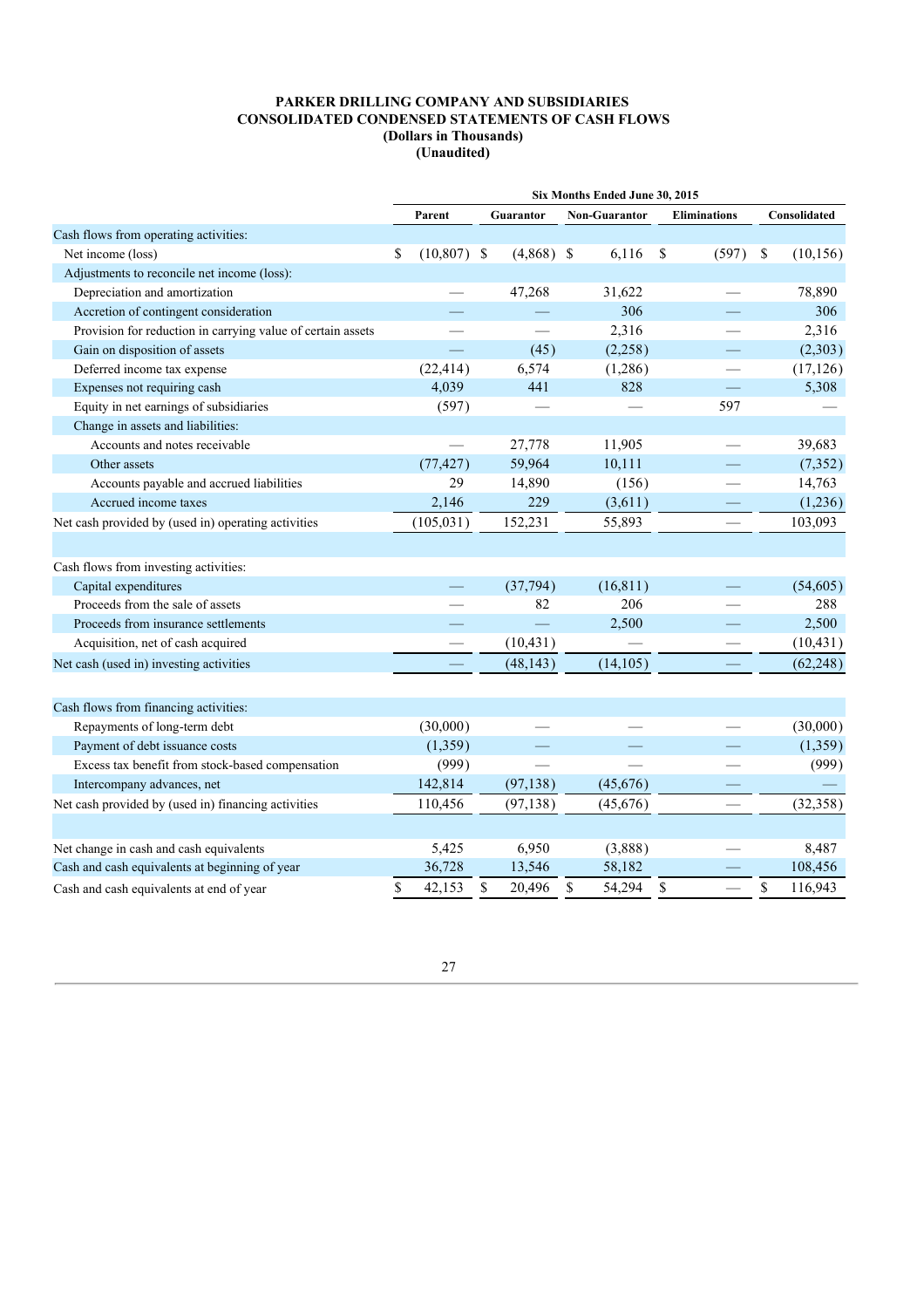**PARKER DRILLING COMPANY AND SUBSIDIARIES**
**CONSOLIDATED CONDENSED STATEMENTS OF CASH FLOWS**
**(Dollars in Thousands)**
**(Unaudited)**

| | Six Months Ended June 30, 2015 | | | | |
|---|---|---|---|---|---|
| | Parent | Guarantor | Non-Guarantor | Eliminations | Consolidated |
| Cash flows from operating activities: | | | | | |
| Net income (loss) | $ (10,807) | $ (4,868) | $ 6,116 | $ (597) | $ (10,156) |
| Adjustments to reconcile net income (loss): | | | | | |
| Depreciation and amortization | — | 47,268 | 31,622 | — | 78,890 |
| Accretion of contingent consideration | — | — | 306 | — | 306 |
| Provision for reduction in carrying value of certain assets | — | — | 2,316 | — | 2,316 |
| Gain on disposition of assets | — | (45) | (2,258) | — | (2,303) |
| Deferred income tax expense | (22,414) | 6,574 | (1,286) | — | (17,126) |
| Expenses not requiring cash | 4,039 | 441 | 828 | — | 5,308 |
| Equity in net earnings of subsidiaries | (597) | — | — | 597 | — |
| Change in assets and liabilities: | | | | | |
| Accounts and notes receivable | — | 27,778 | 11,905 | — | 39,683 |
| Other assets | (77,427) | 59,964 | 10,111 | — | (7,352) |
| Accounts payable and accrued liabilities | 29 | 14,890 | (156) | — | 14,763 |
| Accrued income taxes | 2,146 | 229 | (3,611) | — | (1,236) |
| Net cash provided by (used in) operating activities | (105,031) | 152,231 | 55,893 | — | 103,093 |
| | | | | | |
| Cash flows from investing activities: | | | | | |
| Capital expenditures | — | (37,794) | (16,811) | — | (54,605) |
| Proceeds from the sale of assets | — | 82 | 206 | — | 288 |
| Proceeds from insurance settlements | — | — | 2,500 | — | 2,500 |
| Acquisition, net of cash acquired | — | (10,431) | — | — | (10,431) |
| Net cash (used in) investing activities | — | (48,143) | (14,105) | — | (62,248) |
| | | | | | |
| Cash flows from financing activities: | | | | | |
| Repayments of long-term debt | (30,000) | — | — | — | (30,000) |
| Payment of debt issuance costs | (1,359) | — | — | — | (1,359) |
| Excess tax benefit from stock-based compensation | (999) | — | — | — | (999) |
| Intercompany advances, net | 142,814 | (97,138) | (45,676) | — | — |
| Net cash provided by (used in) financing activities | 110,456 | (97,138) | (45,676) | — | (32,358) |
| | | | | | |
| Net change in cash and cash equivalents | 5,425 | 6,950 | (3,888) | — | 8,487 |
| Cash and cash equivalents at beginning of year | 36,728 | 13,546 | 58,182 | — | 108,456 |
| Cash and cash equivalents at end of year | $ 42,153 | $ 20,496 | $ 54,294 | $ — | $ 116,943 |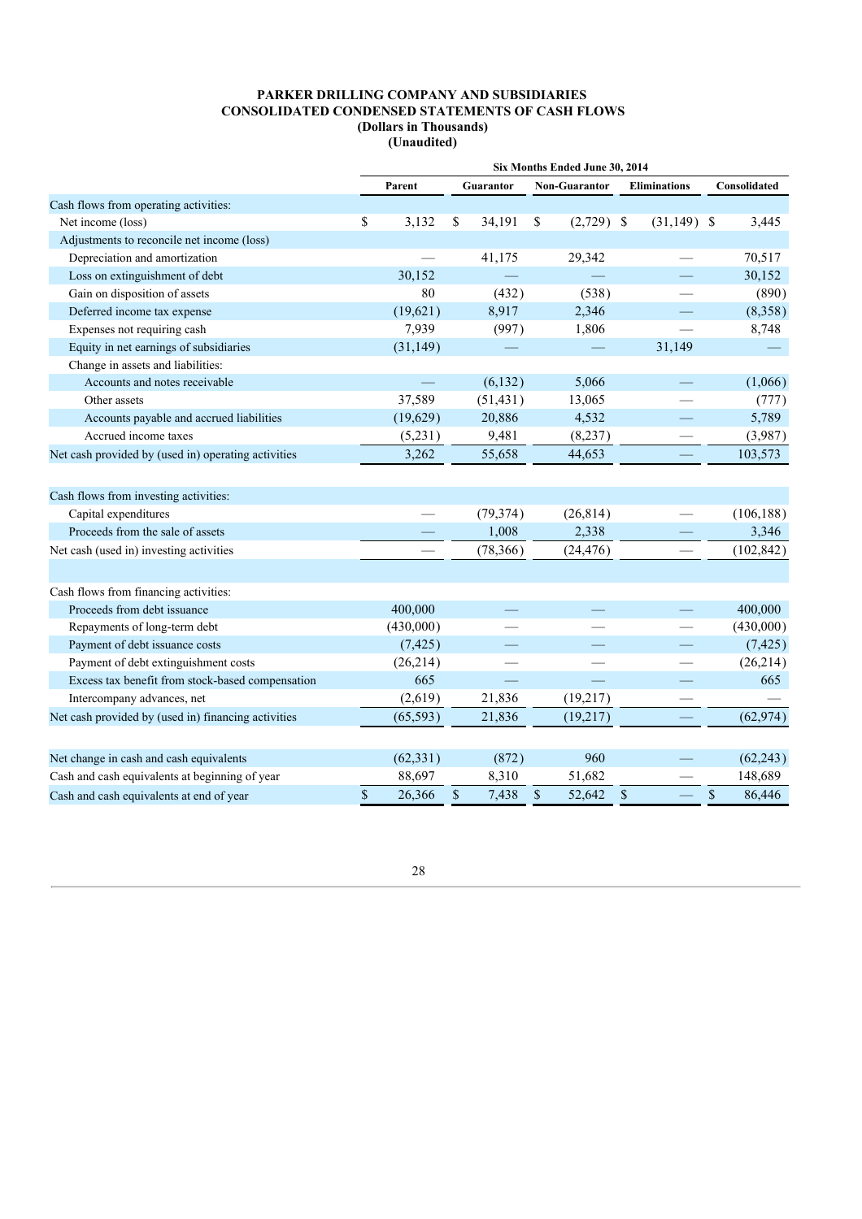**PARKER DRILLING COMPANY AND SUBSIDIARIES**
**CONSOLIDATED CONDENSED STATEMENTS OF CASH FLOWS**
**(Dollars in Thousands)**
**(Unaudited)**

| | Six Months Ended June 30, 2014 | | | | |
|---|---|---|---|---|---|
| | Parent | Guarantor | Non-Guarantor | Eliminations | Consolidated |
| Cash flows from operating activities: | | | | | |
| Net income (loss) | $ 3,132 | $ 34,191 | $ (2,729) | $ (31,149) | $ 3,445 |
| Adjustments to reconcile net income (loss) | | | | | |
| Depreciation and amortization | — | 41,175 | 29,342 | — | 70,517 |
| Loss on extinguishment of debt | 30,152 | — | — | — | 30,152 |
| Gain on disposition of assets | 80 | (432) | (538) | — | (890) |
| Deferred income tax expense | (19,621) | 8,917 | 2,346 | — | (8,358) |
| Expenses not requiring cash | 7,939 | (997) | 1,806 | — | 8,748 |
| Equity in net earnings of subsidiaries | (31,149) | — | — | 31,149 | — |
| Change in assets and liabilities: | | | | | |
| Accounts and notes receivable | — | (6,132) | 5,066 | — | (1,066) |
| Other assets | 37,589 | (51,431) | 13,065 | — | (777) |
| Accounts payable and accrued liabilities | (19,629) | 20,886 | 4,532 | — | 5,789 |
| Accrued income taxes | (5,231) | 9,481 | (8,237) | — | (3,987) |
| Net cash provided by (used in) operating activities | 3,262 | 55,658 | 44,653 | — | 103,573 |
| | | | | | |
| Cash flows from investing activities: | | | | | |
| Capital expenditures | — | (79,374) | (26,814) | — | (106,188) |
| Proceeds from the sale of assets | — | 1,008 | 2,338 | — | 3,346 |
| Net cash (used in) investing activities | — | (78,366) | (24,476) | — | (102,842) |
| | | | | | |
| Cash flows from financing activities: | | | | | |
| Proceeds from debt issuance | 400,000 | — | — | — | 400,000 |
| Repayments of long-term debt | (430,000) | — | — | — | (430,000) |
| Payment of debt issuance costs | (7,425) | — | — | — | (7,425) |
| Payment of debt extinguishment costs | (26,214) | — | — | — | (26,214) |
| Excess tax benefit from stock-based compensation | 665 | — | — | — | 665 |
| Intercompany advances, net | (2,619) | 21,836 | (19,217) | — | — |
| Net cash provided by (used in) financing activities | (65,593) | 21,836 | (19,217) | — | (62,974) |
| | | | | | |
| Net change in cash and cash equivalents | (62,331) | (872) | 960 | — | (62,243) |
| Cash and cash equivalents at beginning of year | 88,697 | 8,310 | 51,682 | — | 148,689 |
| Cash and cash equivalents at end of year | $ 26,366 | $ 7,438 | $ 52,642 | $ — | $ 86,446 |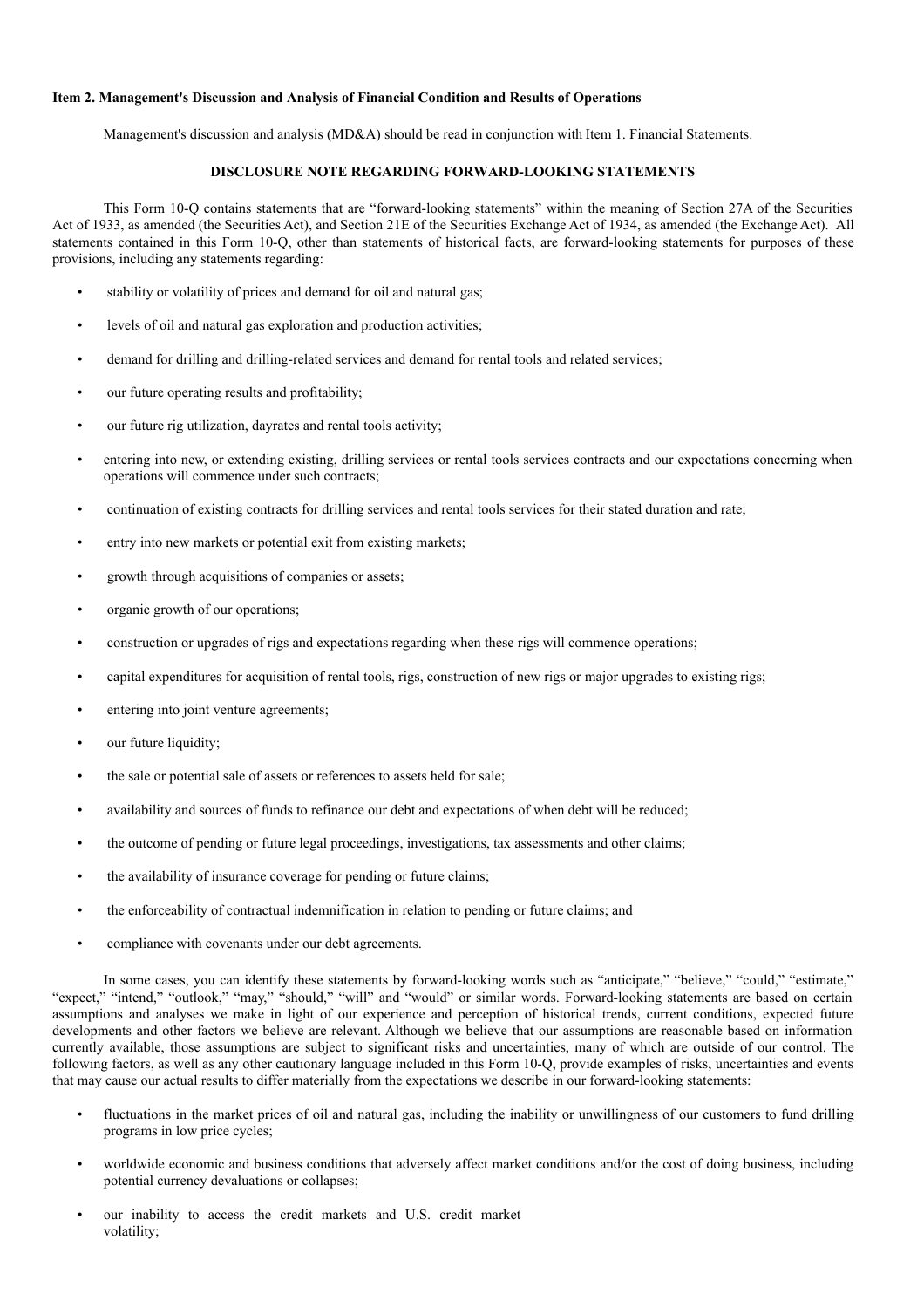**Item 2. Management's Discussion and Analysis of Financial Condition and Results of Operations**

Management's discussion and analysis (MD&A) should be read in conjunction with Item 1. Financial Statements.

**DISCLOSURE NOTE REGARDING FORWARD-LOOKING STATEMENTS**

This Form 10-Q contains statements that are "forward-looking statements" within the meaning of Section 27A of the Securities Act of 1933, as amended (the Securities Act), and Section 21E of the Securities Exchange Act of 1934, as amended (the Exchange Act). All statements contained in this Form 10-Q, other than statements of historical facts, are forward-looking statements for purposes of these provisions, including any statements regarding:

- stability or volatility of prices and demand for oil and natural gas;
- levels of oil and natural gas exploration and production activities;
- demand for drilling and drilling-related services and demand for rental tools and related services;
- our future operating results and profitability;
- our future rig utilization, dayrates and rental tools activity;
- entering into new, or extending existing, drilling services or rental tools services contracts and our expectations concerning when operations will commence under such contracts;
- continuation of existing contracts for drilling services and rental tools services for their stated duration and rate;
- entry into new markets or potential exit from existing markets;
- growth through acquisitions of companies or assets;
- organic growth of our operations;
- construction or upgrades of rigs and expectations regarding when these rigs will commence operations;
- capital expenditures for acquisition of rental tools, rigs, construction of new rigs or major upgrades to existing rigs;
- entering into joint venture agreements;
- our future liquidity;
- the sale or potential sale of assets or references to assets held for sale;
- availability and sources of funds to refinance our debt and expectations of when debt will be reduced;
- the outcome of pending or future legal proceedings, investigations, tax assessments and other claims;
- the availability of insurance coverage for pending or future claims;
- the enforceability of contractual indemnification in relation to pending or future claims; and
- compliance with covenants under our debt agreements.

In some cases, you can identify these statements by forward-looking words such as "anticipate," "believe," "could," "estimate," "expect," "intend," "outlook," "may," "should," "will" and "would" or similar words. Forward-looking statements are based on certain assumptions and analyses we make in light of our experience and perception of historical trends, current conditions, expected future developments and other factors we believe are relevant. Although we believe that our assumptions are reasonable based on information currently available, those assumptions are subject to significant risks and uncertainties, many of which are outside of our control. The following factors, as well as any other cautionary language included in this Form 10-Q, provide examples of risks, uncertainties and events that may cause our actual results to differ materially from the expectations we describe in our forward-looking statements:

- fluctuations in the market prices of oil and natural gas, including the inability or unwillingness of our customers to fund drilling programs in low price cycles;
- worldwide economic and business conditions that adversely affect market conditions and/or the cost of doing business, including potential currency devaluations or collapses;
- our inability to access the credit markets and U.S. credit market volatility;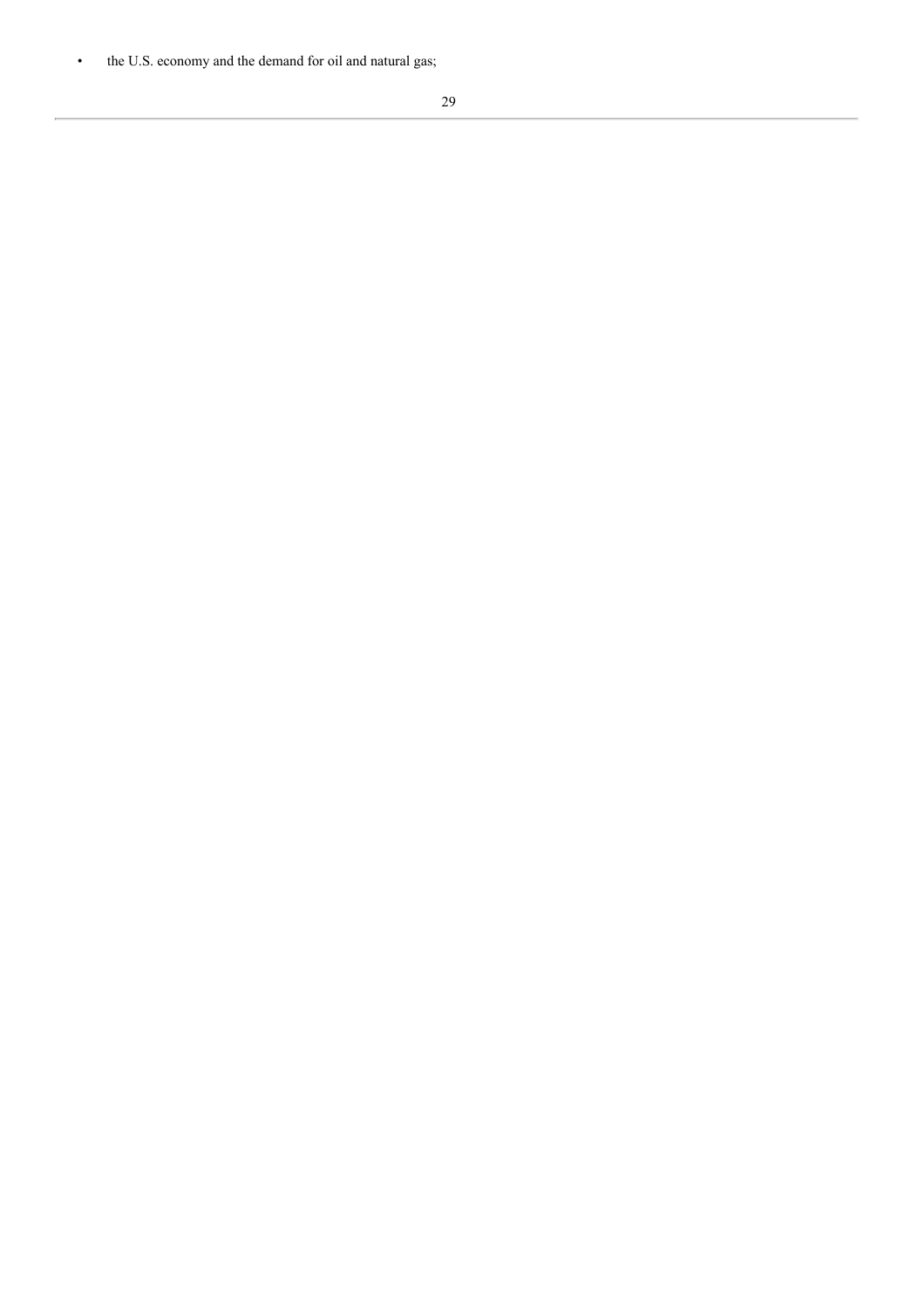- the U.S. economy and the demand for oil and natural gas;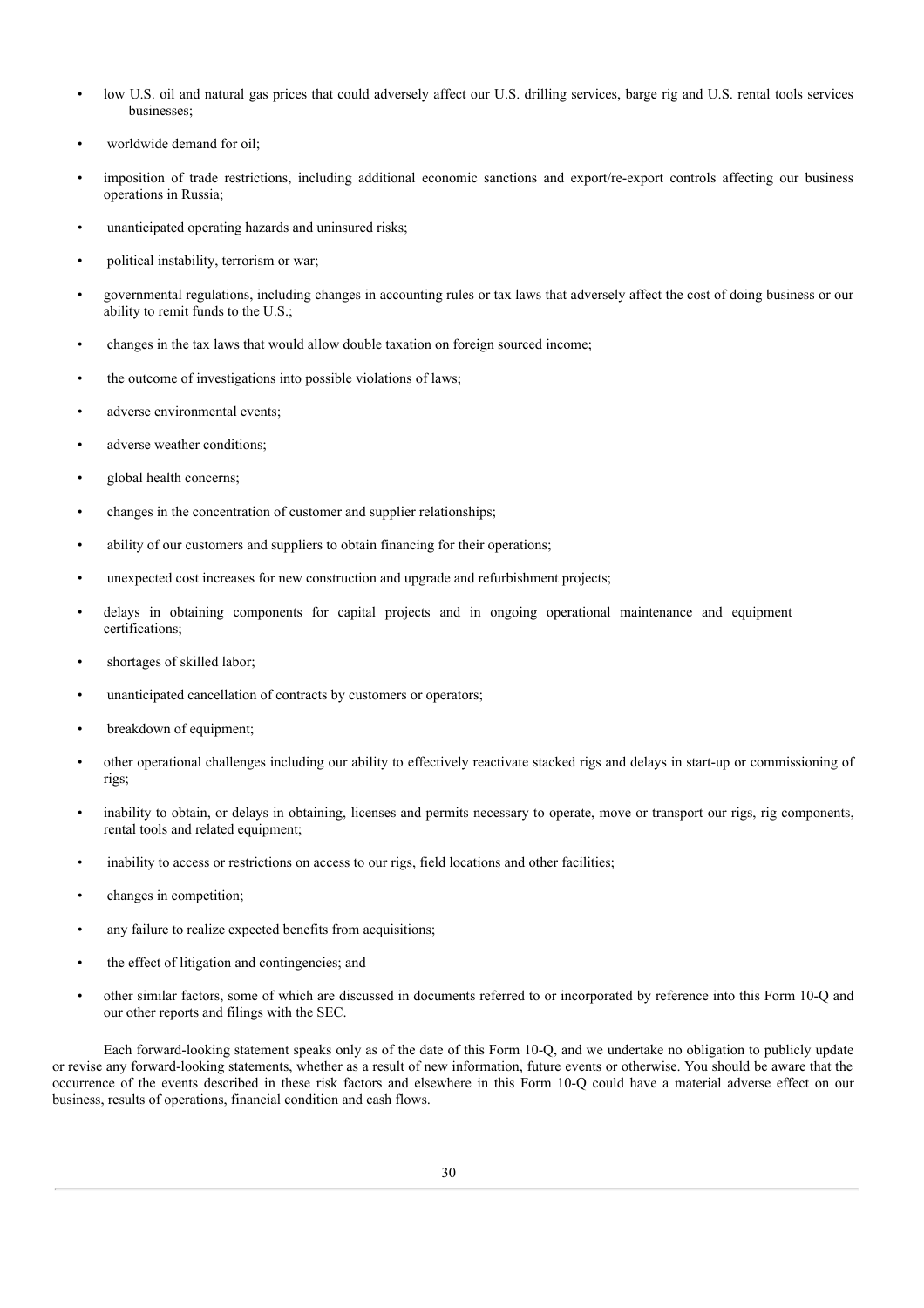- low U.S. oil and natural gas prices that could adversely affect our U.S. drilling services, barge rig and U.S. rental tools services businesses;
- worldwide demand for oil;
- imposition of trade restrictions, including additional economic sanctions and export/re-export controls affecting our business operations in Russia;
- unanticipated operating hazards and uninsured risks;
- political instability, terrorism or war;
- governmental regulations, including changes in accounting rules or tax laws that adversely affect the cost of doing business or our ability to remit funds to the U.S.;
- changes in the tax laws that would allow double taxation on foreign sourced income;
- the outcome of investigations into possible violations of laws;
- adverse environmental events;
- adverse weather conditions;
- global health concerns;
- changes in the concentration of customer and supplier relationships;
- ability of our customers and suppliers to obtain financing for their operations;
- unexpected cost increases for new construction and upgrade and refurbishment projects;
- delays in obtaining components for capital projects and in ongoing operational maintenance and equipment certifications;
- shortages of skilled labor;
- unanticipated cancellation of contracts by customers or operators;
- breakdown of equipment;
- other operational challenges including our ability to effectively reactivate stacked rigs and delays in start-up or commissioning of rigs;
- inability to obtain, or delays in obtaining, licenses and permits necessary to operate, move or transport our rigs, rig components, rental tools and related equipment;
- inability to access or restrictions on access to our rigs, field locations and other facilities;
- changes in competition;
- any failure to realize expected benefits from acquisitions;
- the effect of litigation and contingencies; and
- other similar factors, some of which are discussed in documents referred to or incorporated by reference into this Form 10-Q and our other reports and filings with the SEC.

Each forward-looking statement speaks only as of the date of this Form 10-Q, and we undertake no obligation to publicly update or revise any forward-looking statements, whether as a result of new information, future events or otherwise. You should be aware that the occurrence of the events described in these risk factors and elsewhere in this Form 10-Q could have a material adverse effect on our business, results of operations, financial condition and cash flows.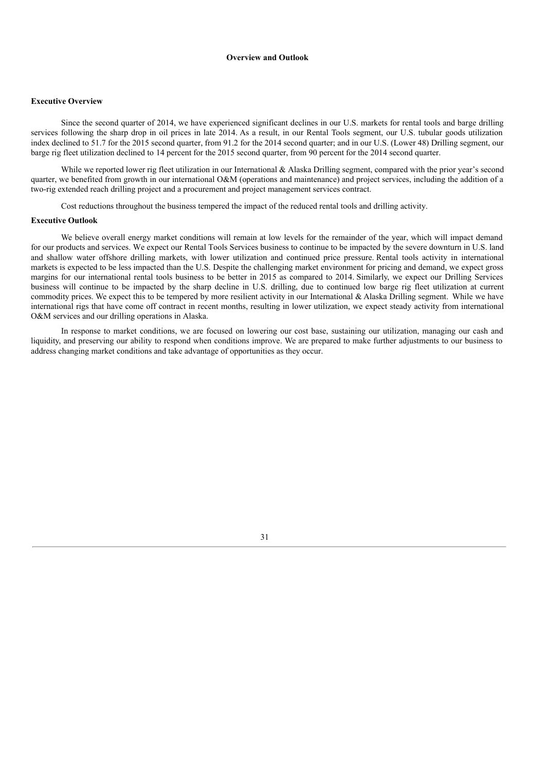## Overview and Outlook

### Executive Overview

Since the second quarter of 2014, we have experienced significant declines in our U.S. markets for rental tools and barge drilling services following the sharp drop in oil prices in late 2014. As a result, in our Rental Tools segment, our U.S. tubular goods utilization index declined to 51.7 for the 2015 second quarter, from 91.2 for the 2014 second quarter; and in our U.S. (Lower 48) Drilling segment, our barge rig fleet utilization declined to 14 percent for the 2015 second quarter, from 90 percent for the 2014 second quarter.

While we reported lower rig fleet utilization in our International & Alaska Drilling segment, compared with the prior year's second quarter, we benefited from growth in our international O&M (operations and maintenance) and project services, including the addition of a two-rig extended reach drilling project and a procurement and project management services contract.

Cost reductions throughout the business tempered the impact of the reduced rental tools and drilling activity.

### Executive Outlook

We believe overall energy market conditions will remain at low levels for the remainder of the year, which will impact demand for our products and services. We expect our Rental Tools Services business to continue to be impacted by the severe downturn in U.S. land and shallow water offshore drilling markets, with lower utilization and continued price pressure. Rental tools activity in international markets is expected to be less impacted than the U.S. Despite the challenging market environment for pricing and demand, we expect gross margins for our international rental tools business to be better in 2015 as compared to 2014. Similarly, we expect our Drilling Services business will continue to be impacted by the sharp decline in U.S. drilling, due to continued low barge rig fleet utilization at current commodity prices. We expect this to be tempered by more resilient activity in our International & Alaska Drilling segment. While we have international rigs that have come off contract in recent months, resulting in lower utilization, we expect steady activity from international O&M services and our drilling operations in Alaska.

In response to market conditions, we are focused on lowering our cost base, sustaining our utilization, managing our cash and liquidity, and preserving our ability to respond when conditions improve. We are prepared to make further adjustments to our business to address changing market conditions and take advantage of opportunities as they occur.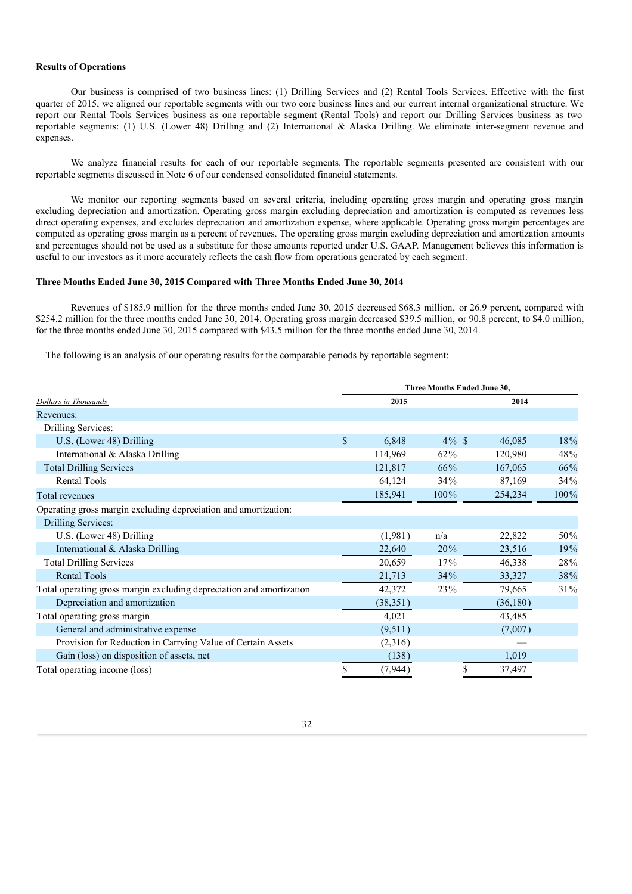**Results of Operations**

Our business is comprised of two business lines: (1) Drilling Services and (2) Rental Tools Services. Effective with the first quarter of 2015, we aligned our reportable segments with our two core business lines and our current internal organizational structure. We report our Rental Tools Services business as one reportable segment (Rental Tools) and report our Drilling Services business as two reportable segments: (1) U.S. (Lower 48) Drilling and (2) International & Alaska Drilling. We eliminate inter-segment revenue and expenses.

We analyze financial results for each of our reportable segments. The reportable segments presented are consistent with our reportable segments discussed in Note 6 of our condensed consolidated financial statements.

We monitor our reporting segments based on several criteria, including operating gross margin and operating gross margin excluding depreciation and amortization. Operating gross margin excluding depreciation and amortization is computed as revenues less direct operating expenses, and excludes depreciation and amortization expense, where applicable. Operating gross margin percentages are computed as operating gross margin as a percent of revenues. The operating gross margin excluding depreciation and amortization amounts and percentages should not be used as a substitute for those amounts reported under U.S. GAAP. Management believes this information is useful to our investors as it more accurately reflects the cash flow from operations generated by each segment.

**Three Months Ended June 30, 2015 Compared with Three Months Ended June 30, 2014**

Revenues of $185.9 million for the three months ended June 30, 2015 decreased $68.3 million, or 26.9 percent, compared with $254.2 million for the three months ended June 30, 2014. Operating gross margin decreased $39.5 million, or 90.8 percent, to $4.0 million, for the three months ended June 30, 2015 compared with $43.5 million for the three months ended June 30, 2014.

The following is an analysis of our operating results for the comparable periods by reportable segment:

| | Three Months Ended June 30, | | | |
|---|---|---|---|---|
| *Dollars in Thousands* | 2015 | | 2014 | |
| Revenues: | | | | |
| Drilling Services: | | | | |
| U.S. (Lower 48) Drilling | $ 6,848 | 4% | $ 46,085 | 18% |
| International & Alaska Drilling | 114,969 | 62% | 120,980 | 48% |
| Total Drilling Services | 121,817 | 66% | 167,065 | 66% |
| Rental Tools | 64,124 | 34% | 87,169 | 34% |
| Total revenues | 185,941 | 100% | 254,234 | 100% |
| Operating gross margin excluding depreciation and amortization: | | | | |
| Drilling Services: | | | | |
| U.S. (Lower 48) Drilling | (1,981) | n/a | 22,822 | 50% |
| International & Alaska Drilling | 22,640 | 20% | 23,516 | 19% |
| Total Drilling Services | 20,659 | 17% | 46,338 | 28% |
| Rental Tools | 21,713 | 34% | 33,327 | 38% |
| Total operating gross margin excluding depreciation and amortization | 42,372 | 23% | 79,665 | 31% |
| Depreciation and amortization | (38,351) | | (36,180) | |
| Total operating gross margin | 4,021 | | 43,485 | |
| General and administrative expense | (9,511) | | (7,007) | |
| Provision for Reduction in Carrying Value of Certain Assets | (2,316) | | — | |
| Gain (loss) on disposition of assets, net | (138) | | 1,019 | |
| Total operating income (loss) | $ (7,944) | | $ 37,497 | |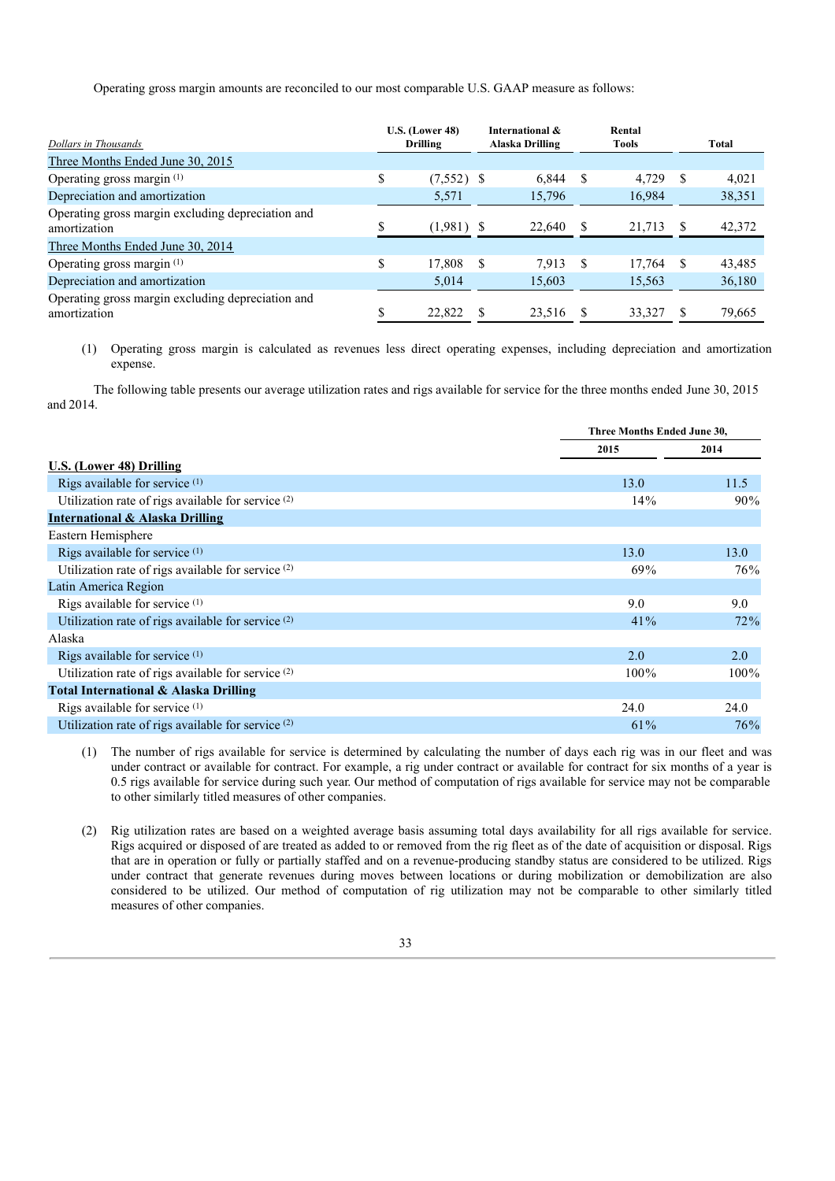Operating gross margin amounts are reconciled to our most comparable U.S. GAAP measure as follows:

| *Dollars in Thousands* | U.S. (Lower 48) Drilling | International & Alaska Drilling | Rental Tools | Total |
|---|---|---|---|---|
| Three Months Ended June 30, 2015 | | | | |
| Operating gross margin [(1)] | $ (7,552) | $ 6,844 | $ 4,729 | $ 4,021 |
| Depreciation and amortization | 5,571 | 15,796 | 16,984 | 38,351 |
| Operating gross margin excluding depreciation and amortization | $ (1,981) | $ 22,640 | $ 21,713 | $ 42,372 |
| Three Months Ended June 30, 2014 | | | | |
| Operating gross margin [(1)] | $ 17,808 | $ 7,913 | $ 17,764 | $ 43,485 |
| Depreciation and amortization | 5,014 | 15,603 | 15,563 | 36,180 |
| Operating gross margin excluding depreciation and amortization | $ 22,822 | $ 23,516 | $ 33,327 | $ 79,665 |

(1) Operating gross margin is calculated as revenues less direct operating expenses, including depreciation and amortization expense.

The following table presents our average utilization rates and rigs available for service for the three months ended June 30, 2015 and 2014.

| | Three Months Ended June 30, | |
|---|---|---|
| | 2015 | 2014 |
| **U.S. (Lower 48) Drilling** | | |
| Rigs available for service [(1)] | 13.0 | 11.5 |
| Utilization rate of rigs available for service [(2)] | 14% | 90% |
| **International & Alaska Drilling** | | |
| Eastern Hemisphere | | |
| Rigs available for service [(1)] | 13.0 | 13.0 |
| Utilization rate of rigs available for service [(2)] | 69% | 76% |
| Latin America Region | | |
| Rigs available for service [(1)] | 9.0 | 9.0 |
| Utilization rate of rigs available for service [(2)] | 41% | 72% |
| Alaska | | |
| Rigs available for service [(1)] | 2.0 | 2.0 |
| Utilization rate of rigs available for service [(2)] | 100% | 100% |
| **Total International & Alaska Drilling** | | |
| Rigs available for service [(1)] | 24.0 | 24.0 |
| Utilization rate of rigs available for service [(2)] | 61% | 76% |

(1) The number of rigs available for service is determined by calculating the number of days each rig was in our fleet and was under contract or available for contract. For example, a rig under contract or available for contract for six months of a year is 0.5 rigs available for service during such year. Our method of computation of rigs available for service may not be comparable to other similarly titled measures of other companies.

(2) Rig utilization rates are based on a weighted average basis assuming total days availability for all rigs available for service. Rigs acquired or disposed of are treated as added to or removed from the rig fleet as of the date of acquisition or disposal. Rigs that are in operation or fully or partially staffed and on a revenue-producing standby status are considered to be utilized. Rigs under contract that generate revenues during moves between locations or during mobilization or demobilization are also considered to be utilized. Our method of computation of rig utilization may not be comparable to other similarly titled measures of other companies.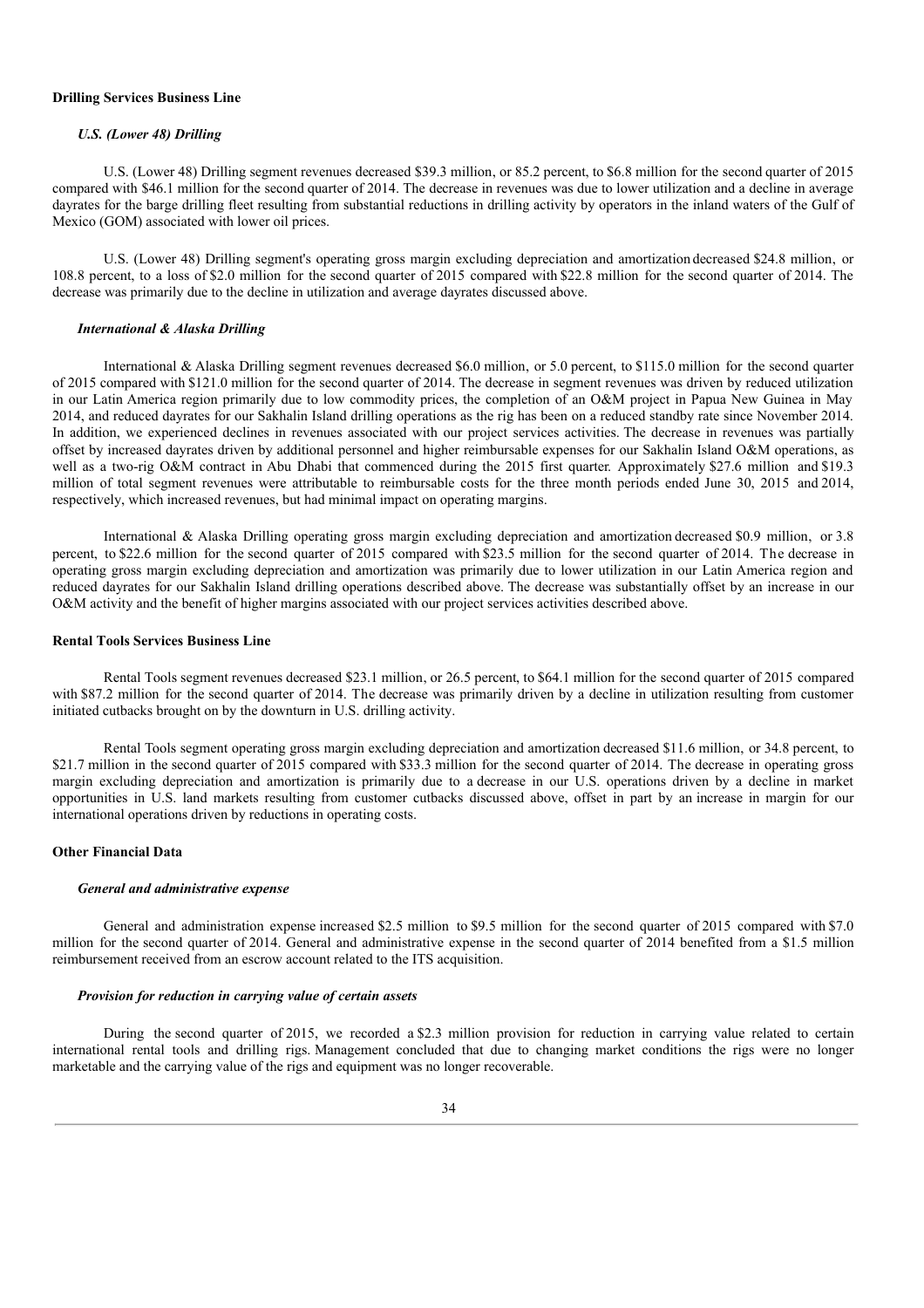### Drilling Services Business Line

#### *U.S. (Lower 48) Drilling*

U.S. (Lower 48) Drilling segment revenues decreased $39.3 million, or 85.2 percent, to $6.8 million for the second quarter of 2015 compared with $46.1 million for the second quarter of 2014. The decrease in revenues was due to lower utilization and a decline in average dayrates for the barge drilling fleet resulting from substantial reductions in drilling activity by operators in the inland waters of the Gulf of Mexico (GOM) associated with lower oil prices.

U.S. (Lower 48) Drilling segment's operating gross margin excluding depreciation and amortization decreased $24.8 million, or 108.8 percent, to a loss of $2.0 million for the second quarter of 2015 compared with $22.8 million for the second quarter of 2014. The decrease was primarily due to the decline in utilization and average dayrates discussed above.

#### *International & Alaska Drilling*

International & Alaska Drilling segment revenues decreased $6.0 million, or 5.0 percent, to $115.0 million for the second quarter of 2015 compared with $121.0 million for the second quarter of 2014. The decrease in segment revenues was driven by reduced utilization in our Latin America region primarily due to low commodity prices, the completion of an O&M project in Papua New Guinea in May 2014, and reduced dayrates for our Sakhalin Island drilling operations as the rig has been on a reduced standby rate since November 2014. In addition, we experienced declines in revenues associated with our project services activities. The decrease in revenues was partially offset by increased dayrates driven by additional personnel and higher reimbursable expenses for our Sakhalin Island O&M operations, as well as a two-rig O&M contract in Abu Dhabi that commenced during the 2015 first quarter. Approximately $27.6 million and $19.3 million of total segment revenues were attributable to reimbursable costs for the three month periods ended June 30, 2015 and 2014, respectively, which increased revenues, but had minimal impact on operating margins.

International & Alaska Drilling operating gross margin excluding depreciation and amortization decreased $0.9 million, or 3.8 percent, to $22.6 million for the second quarter of 2015 compared with $23.5 million for the second quarter of 2014. The decrease in operating gross margin excluding depreciation and amortization was primarily due to lower utilization in our Latin America region and reduced dayrates for our Sakhalin Island drilling operations described above. The decrease was substantially offset by an increase in our O&M activity and the benefit of higher margins associated with our project services activities described above.

### Rental Tools Services Business Line

Rental Tools segment revenues decreased $23.1 million, or 26.5 percent, to $64.1 million for the second quarter of 2015 compared with $87.2 million for the second quarter of 2014. The decrease was primarily driven by a decline in utilization resulting from customer initiated cutbacks brought on by the downturn in U.S. drilling activity.

Rental Tools segment operating gross margin excluding depreciation and amortization decreased $11.6 million, or 34.8 percent, to $21.7 million in the second quarter of 2015 compared with $33.3 million for the second quarter of 2014. The decrease in operating gross margin excluding depreciation and amortization is primarily due to a decrease in our U.S. operations driven by a decline in market opportunities in U.S. land markets resulting from customer cutbacks discussed above, offset in part by an increase in margin for our international operations driven by reductions in operating costs.

### Other Financial Data

#### *General and administrative expense*

General and administration expense increased $2.5 million to $9.5 million for the second quarter of 2015 compared with $7.0 million for the second quarter of 2014. General and administrative expense in the second quarter of 2014 benefited from a $1.5 million reimbursement received from an escrow account related to the ITS acquisition.

#### *Provision for reduction in carrying value of certain assets*

During the second quarter of 2015, we recorded a $2.3 million provision for reduction in carrying value related to certain international rental tools and drilling rigs. Management concluded that due to changing market conditions the rigs were no longer marketable and the carrying value of the rigs and equipment was no longer recoverable.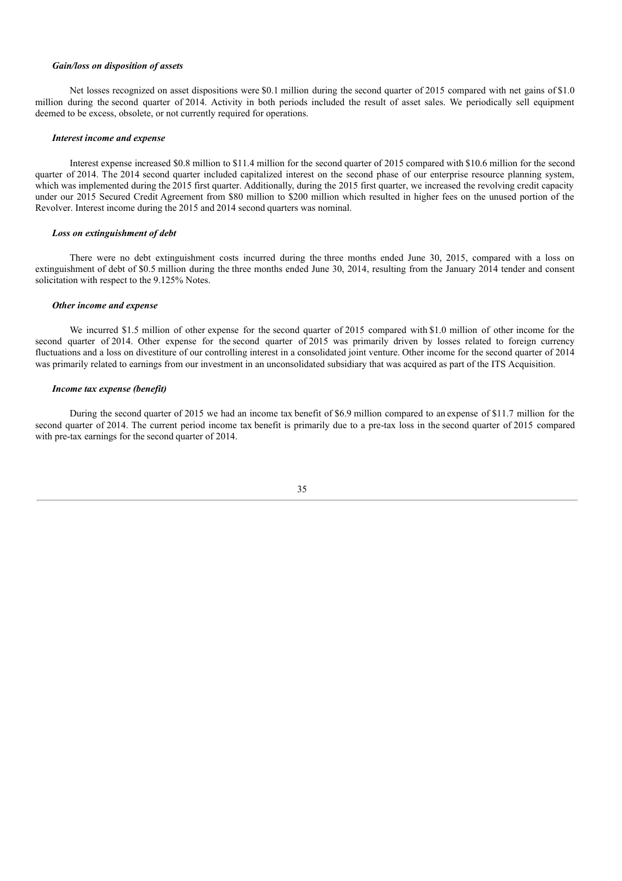***Gain/loss on disposition of assets***

Net losses recognized on asset dispositions were $0.1 million during the second quarter of 2015 compared with net gains of $1.0 million during the second quarter of 2014. Activity in both periods included the result of asset sales. We periodically sell equipment deemed to be excess, obsolete, or not currently required for operations.

***Interest income and expense***

Interest expense increased $0.8 million to $11.4 million for the second quarter of 2015 compared with $10.6 million for the second quarter of 2014. The 2014 second quarter included capitalized interest on the second phase of our enterprise resource planning system, which was implemented during the 2015 first quarter. Additionally, during the 2015 first quarter, we increased the revolving credit capacity under our 2015 Secured Credit Agreement from $80 million to $200 million which resulted in higher fees on the unused portion of the Revolver. Interest income during the 2015 and 2014 second quarters was nominal.

***Loss on extinguishment of debt***

There were no debt extinguishment costs incurred during the three months ended June 30, 2015, compared with a loss on extinguishment of debt of $0.5 million during the three months ended June 30, 2014, resulting from the January 2014 tender and consent solicitation with respect to the 9.125% Notes.

***Other income and expense***

We incurred $1.5 million of other expense for the second quarter of 2015 compared with $1.0 million of other income for the second quarter of 2014. Other expense for the second quarter of 2015 was primarily driven by losses related to foreign currency fluctuations and a loss on divestiture of our controlling interest in a consolidated joint venture. Other income for the second quarter of 2014 was primarily related to earnings from our investment in an unconsolidated subsidiary that was acquired as part of the ITS Acquisition.

***Income tax expense (benefit)***

During the second quarter of 2015 we had an income tax benefit of $6.9 million compared to an expense of $11.7 million for the second quarter of 2014. The current period income tax benefit is primarily due to a pre-tax loss in the second quarter of 2015 compared with pre-tax earnings for the second quarter of 2014.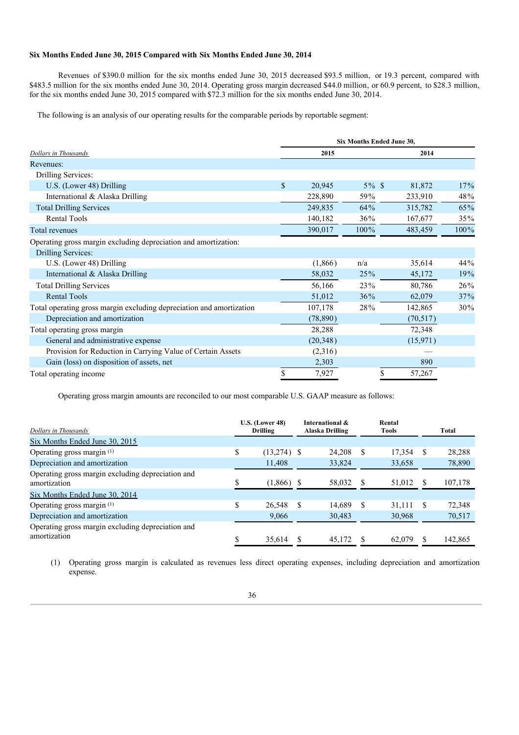### Six Months Ended June 30, 2015 Compared with Six Months Ended June 30, 2014

Revenues of $390.0 million for the six months ended June 30, 2015 decreased $93.5 million, or 19.3 percent, compared with $483.5 million for the six months ended June 30, 2014. Operating gross margin decreased $44.0 million, or 60.9 percent, to $28.3 million, for the six months ended June 30, 2015 compared with $72.3 million for the six months ended June 30, 2014.

The following is an analysis of our operating results for the comparable periods by reportable segment:

| *Dollars in Thousands* | Six Months Ended June 30, 2015 | | Six Months Ended June 30, 2014 | |
|---|---|---|---|---|
| Revenues: | | | | |
| Drilling Services: | | | | |
| U.S. (Lower 48) Drilling | $ 20,945 | 5% | $ 81,872 | 17% |
| International & Alaska Drilling | 228,890 | 59% | 233,910 | 48% |
| Total Drilling Services | 249,835 | 64% | 315,782 | 65% |
| Rental Tools | 140,182 | 36% | 167,677 | 35% |
| Total revenues | 390,017 | 100% | 483,459 | 100% |
| Operating gross margin excluding depreciation and amortization: | | | | |
| Drilling Services: | | | | |
| U.S. (Lower 48) Drilling | (1,866) | n/a | 35,614 | 44% |
| International & Alaska Drilling | 58,032 | 25% | 45,172 | 19% |
| Total Drilling Services | 56,166 | 23% | 80,786 | 26% |
| Rental Tools | 51,012 | 36% | 62,079 | 37% |
| Total operating gross margin excluding depreciation and amortization | 107,178 | 28% | 142,865 | 30% |
| Depreciation and amortization | (78,890) | | (70,517) | |
| Total operating gross margin | 28,288 | | 72,348 | |
| General and administrative expense | (20,348) | | (15,971) | |
| Provision for Reduction in Carrying Value of Certain Assets | (2,316) | | — | |
| Gain (loss) on disposition of assets, net | 2,303 | | 890 | |
| Total operating income | $ 7,927 | | $ 57,267 | |

Operating gross margin amounts are reconciled to our most comparable U.S. GAAP measure as follows:

| *Dollars in Thousands* | U.S. (Lower 48) Drilling | International & Alaska Drilling | Rental Tools | Total |
|---|---|---|---|---|
| Six Months Ended June 30, 2015 | | | | |
| Operating gross margin (1) | $ (13,274) | $ 24,208 | $ 17,354 | $ 28,288 |
| Depreciation and amortization | 11,408 | 33,824 | 33,658 | 78,890 |
| Operating gross margin excluding depreciation and amortization | $ (1,866) | $ 58,032 | $ 51,012 | $ 107,178 |
| Six Months Ended June 30, 2014 | | | | |
| Operating gross margin (1) | $ 26,548 | $ 14,689 | $ 31,111 | $ 72,348 |
| Depreciation and amortization | 9,066 | 30,483 | 30,968 | 70,517 |
| Operating gross margin excluding depreciation and amortization | $ 35,614 | $ 45,172 | $ 62,079 | $ 142,865 |

(1) Operating gross margin is calculated as revenues less direct operating expenses, including depreciation and amortization expense.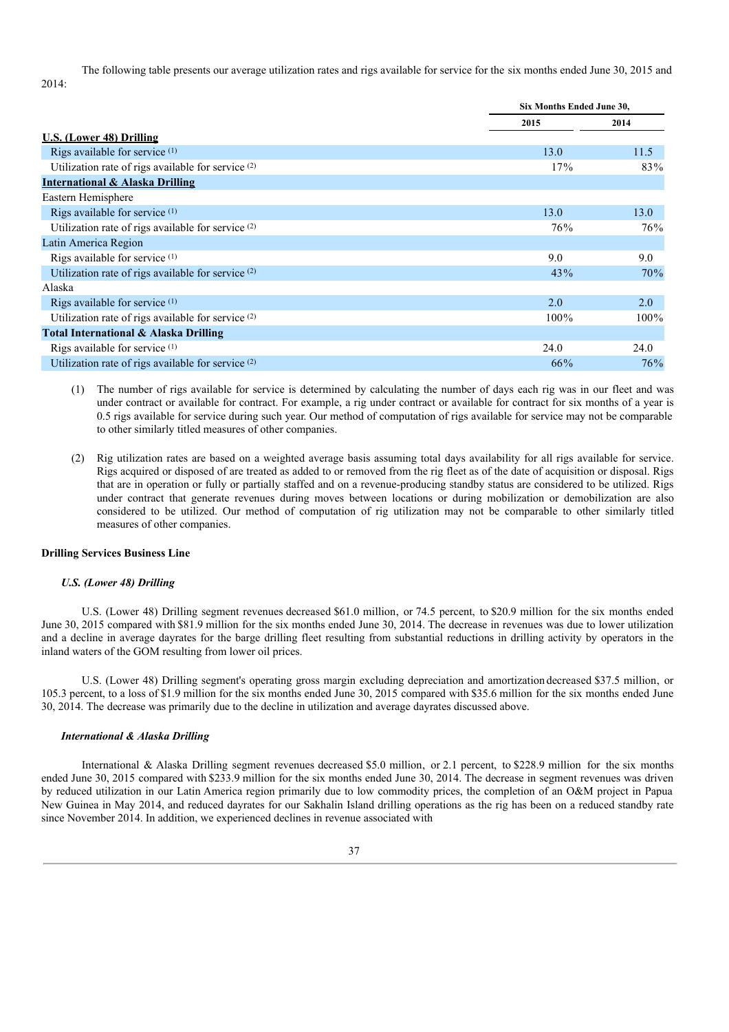The following table presents our average utilization rates and rigs available for service for the six months ended June 30, 2015 and 2014:

| | Six Months Ended June 30, | |
|---|---|---|
| | 2015 | 2014 |
| **U.S. (Lower 48) Drilling** | | |
| Rigs available for service (1) | 13.0 | 11.5 |
| Utilization rate of rigs available for service (2) | 17% | 83% |
| **International & Alaska Drilling** | | |
| Eastern Hemisphere | | |
| Rigs available for service (1) | 13.0 | 13.0 |
| Utilization rate of rigs available for service (2) | 76% | 76% |
| Latin America Region | | |
| Rigs available for service (1) | 9.0 | 9.0 |
| Utilization rate of rigs available for service (2) | 43% | 70% |
| Alaska | | |
| Rigs available for service (1) | 2.0 | 2.0 |
| Utilization rate of rigs available for service (2) | 100% | 100% |
| **Total International & Alaska Drilling** | | |
| Rigs available for service (1) | 24.0 | 24.0 |
| Utilization rate of rigs available for service (2) | 66% | 76% |

(1) The number of rigs available for service is determined by calculating the number of days each rig was in our fleet and was under contract or available for contract. For example, a rig under contract or available for contract for six months of a year is 0.5 rigs available for service during such year. Our method of computation of rigs available for service may not be comparable to other similarly titled measures of other companies.

(2) Rig utilization rates are based on a weighted average basis assuming total days availability for all rigs available for service. Rigs acquired or disposed of are treated as added to or removed from the rig fleet as of the date of acquisition or disposal. Rigs that are in operation or fully or partially staffed and on a revenue-producing standby status are considered to be utilized. Rigs under contract that generate revenues during moves between locations or during mobilization or demobilization are also considered to be utilized. Our method of computation of rig utilization may not be comparable to other similarly titled measures of other companies.

**Drilling Services Business Line**

***U.S. (Lower 48) Drilling***

U.S. (Lower 48) Drilling segment revenues decreased $61.0 million, or 74.5 percent, to $20.9 million for the six months ended June 30, 2015 compared with $81.9 million for the six months ended June 30, 2014. The decrease in revenues was due to lower utilization and a decline in average dayrates for the barge drilling fleet resulting from substantial reductions in drilling activity by operators in the inland waters of the GOM resulting from lower oil prices.

U.S. (Lower 48) Drilling segment's operating gross margin excluding depreciation and amortization decreased $37.5 million, or 105.3 percent, to a loss of $1.9 million for the six months ended June 30, 2015 compared with $35.6 million for the six months ended June 30, 2014. The decrease was primarily due to the decline in utilization and average dayrates discussed above.

***International & Alaska Drilling***

International & Alaska Drilling segment revenues decreased $5.0 million, or 2.1 percent, to $228.9 million for the six months ended June 30, 2015 compared with $233.9 million for the six months ended June 30, 2014. The decrease in segment revenues was driven by reduced utilization in our Latin America region primarily due to low commodity prices, the completion of an O&M project in Papua New Guinea in May 2014, and reduced dayrates for our Sakhalin Island drilling operations as the rig has been on a reduced standby rate since November 2014. In addition, we experienced declines in revenue associated with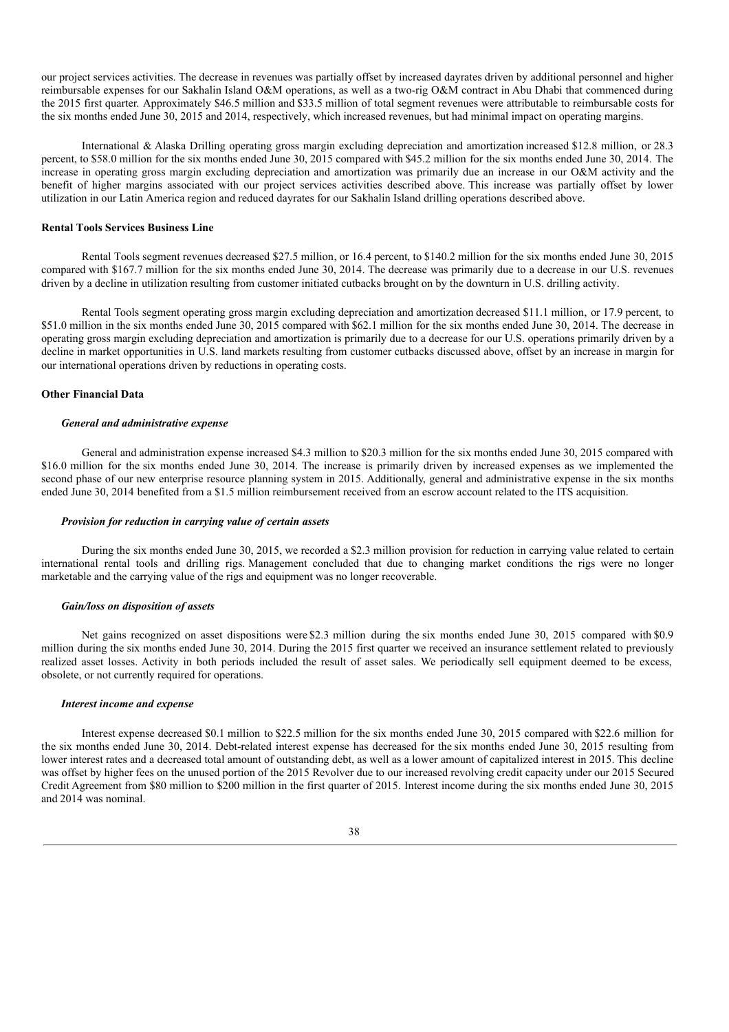our project services activities. The decrease in revenues was partially offset by increased dayrates driven by additional personnel and higher reimbursable expenses for our Sakhalin Island O&M operations, as well as a two-rig O&M contract in Abu Dhabi that commenced during the 2015 first quarter. Approximately $46.5 million and $33.5 million of total segment revenues were attributable to reimbursable costs for the six months ended June 30, 2015 and 2014, respectively, which increased revenues, but had minimal impact on operating margins.

International & Alaska Drilling operating gross margin excluding depreciation and amortization increased $12.8 million, or 28.3 percent, to $58.0 million for the six months ended June 30, 2015 compared with $45.2 million for the six months ended June 30, 2014. The increase in operating gross margin excluding depreciation and amortization was primarily due an increase in our O&M activity and the benefit of higher margins associated with our project services activities described above. This increase was partially offset by lower utilization in our Latin America region and reduced dayrates for our Sakhalin Island drilling operations described above.

### Rental Tools Services Business Line

Rental Tools segment revenues decreased $27.5 million, or 16.4 percent, to $140.2 million for the six months ended June 30, 2015 compared with $167.7 million for the six months ended June 30, 2014. The decrease was primarily due to a decrease in our U.S. revenues driven by a decline in utilization resulting from customer initiated cutbacks brought on by the downturn in U.S. drilling activity.

Rental Tools segment operating gross margin excluding depreciation and amortization decreased $11.1 million, or 17.9 percent, to $51.0 million in the six months ended June 30, 2015 compared with $62.1 million for the six months ended June 30, 2014. The decrease in operating gross margin excluding depreciation and amortization is primarily due to a decrease for our U.S. operations primarily driven by a decline in market opportunities in U.S. land markets resulting from customer cutbacks discussed above, offset by an increase in margin for our international operations driven by reductions in operating costs.

### Other Financial Data

#### *General and administrative expense*

General and administration expense increased $4.3 million to $20.3 million for the six months ended June 30, 2015 compared with $16.0 million for the six months ended June 30, 2014. The increase is primarily driven by increased expenses as we implemented the second phase of our new enterprise resource planning system in 2015. Additionally, general and administrative expense in the six months ended June 30, 2014 benefited from a $1.5 million reimbursement received from an escrow account related to the ITS acquisition.

#### *Provision for reduction in carrying value of certain assets*

During the six months ended June 30, 2015, we recorded a $2.3 million provision for reduction in carrying value related to certain international rental tools and drilling rigs. Management concluded that due to changing market conditions the rigs were no longer marketable and the carrying value of the rigs and equipment was no longer recoverable.

#### *Gain/loss on disposition of assets*

Net gains recognized on asset dispositions were $2.3 million during the six months ended June 30, 2015 compared with $0.9 million during the six months ended June 30, 2014. During the 2015 first quarter we received an insurance settlement related to previously realized asset losses. Activity in both periods included the result of asset sales. We periodically sell equipment deemed to be excess, obsolete, or not currently required for operations.

#### *Interest income and expense*

Interest expense decreased $0.1 million to $22.5 million for the six months ended June 30, 2015 compared with $22.6 million for the six months ended June 30, 2014. Debt-related interest expense has decreased for the six months ended June 30, 2015 resulting from lower interest rates and a decreased total amount of outstanding debt, as well as a lower amount of capitalized interest in 2015. This decline was offset by higher fees on the unused portion of the 2015 Revolver due to our increased revolving credit capacity under our 2015 Secured Credit Agreement from $80 million to $200 million in the first quarter of 2015. Interest income during the six months ended June 30, 2015 and 2014 was nominal.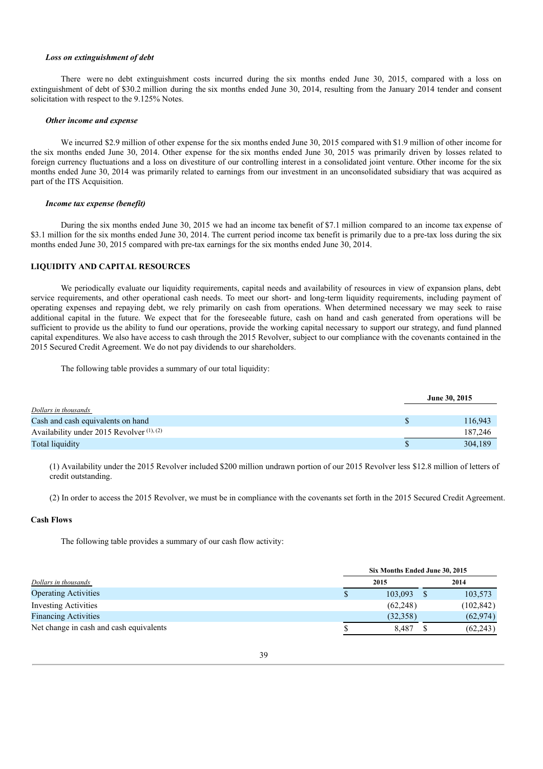***Loss on extinguishment of debt***

There were no debt extinguishment costs incurred during the six months ended June 30, 2015, compared with a loss on extinguishment of debt of $30.2 million during the six months ended June 30, 2014, resulting from the January 2014 tender and consent solicitation with respect to the 9.125% Notes.

***Other income and expense***

We incurred $2.9 million of other expense for the six months ended June 30, 2015 compared with $1.9 million of other income for the six months ended June 30, 2014. Other expense for the six months ended June 30, 2015 was primarily driven by losses related to foreign currency fluctuations and a loss on divestiture of our controlling interest in a consolidated joint venture. Other income for the six months ended June 30, 2014 was primarily related to earnings from our investment in an unconsolidated subsidiary that was acquired as part of the ITS Acquisition.

***Income tax expense (benefit)***

During the six months ended June 30, 2015 we had an income tax benefit of $7.1 million compared to an income tax expense of $3.1 million for the six months ended June 30, 2014. The current period income tax benefit is primarily due to a pre-tax loss during the six months ended June 30, 2015 compared with pre-tax earnings for the six months ended June 30, 2014.

## LIQUIDITY AND CAPITAL RESOURCES

We periodically evaluate our liquidity requirements, capital needs and availability of resources in view of expansion plans, debt service requirements, and other operational cash needs. To meet our short- and long-term liquidity requirements, including payment of operating expenses and repaying debt, we rely primarily on cash from operations. When determined necessary we may seek to raise additional capital in the future. We expect that for the foreseeable future, cash on hand and cash generated from operations will be sufficient to provide us the ability to fund our operations, provide the working capital necessary to support our strategy, and fund planned capital expenditures. We also have access to cash through the 2015 Revolver, subject to our compliance with the covenants contained in the 2015 Secured Credit Agreement. We do not pay dividends to our shareholders.

The following table provides a summary of our total liquidity:

| *Dollars in thousands* | | June 30, 2015 |
|---|---|---|
| Cash and cash equivalents on hand | $ | 116,943 |
| Availability under 2015 Revolver (1), (2) | | 187,246 |
| Total liquidity | $ | 304,189 |

(1) Availability under the 2015 Revolver included $200 million undrawn portion of our 2015 Revolver less $12.8 million of letters of credit outstanding.

(2) In order to access the 2015 Revolver, we must be in compliance with the covenants set forth in the 2015 Secured Credit Agreement.

### Cash Flows

The following table provides a summary of our cash flow activity:

| | Six Months Ended June 30, 2015 | | | |
|---|---|---|---|---|
| *Dollars in thousands* | | 2015 | | 2014 |
| Operating Activities | $ | 103,093 | $ | 103,573 |
| Investing Activities | | (62,248) | | (102,842) |
| Financing Activities | | (32,358) | | (62,974) |
| Net change in cash and cash equivalents | $ | 8,487 | $ | (62,243) |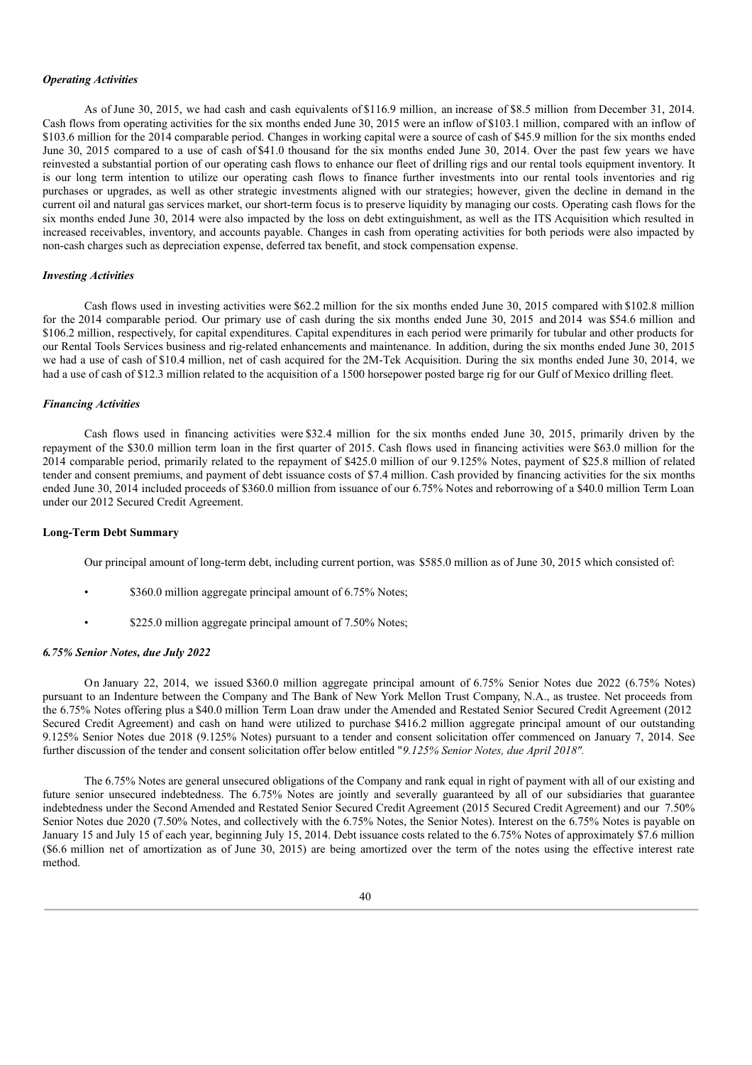### *Operating Activities*

As of June 30, 2015, we had cash and cash equivalents of $116.9 million, an increase of $8.5 million from December 31, 2014. Cash flows from operating activities for the six months ended June 30, 2015 were an inflow of $103.1 million, compared with an inflow of $103.6 million for the 2014 comparable period. Changes in working capital were a source of cash of $45.9 million for the six months ended June 30, 2015 compared to a use of cash of $41.0 thousand for the six months ended June 30, 2014. Over the past few years we have reinvested a substantial portion of our operating cash flows to enhance our fleet of drilling rigs and our rental tools equipment inventory. It is our long term intention to utilize our operating cash flows to finance further investments into our rental tools inventories and rig purchases or upgrades, as well as other strategic investments aligned with our strategies; however, given the decline in demand in the current oil and natural gas services market, our short-term focus is to preserve liquidity by managing our costs. Operating cash flows for the six months ended June 30, 2014 were also impacted by the loss on debt extinguishment, as well as the ITS Acquisition which resulted in increased receivables, inventory, and accounts payable. Changes in cash from operating activities for both periods were also impacted by non-cash charges such as depreciation expense, deferred tax benefit, and stock compensation expense.

### *Investing Activities*

Cash flows used in investing activities were $62.2 million for the six months ended June 30, 2015 compared with $102.8 million for the 2014 comparable period. Our primary use of cash during the six months ended June 30, 2015 and 2014 was $54.6 million and $106.2 million, respectively, for capital expenditures. Capital expenditures in each period were primarily for tubular and other products for our Rental Tools Services business and rig-related enhancements and maintenance. In addition, during the six months ended June 30, 2015 we had a use of cash of $10.4 million, net of cash acquired for the 2M-Tek Acquisition. During the six months ended June 30, 2014, we had a use of cash of $12.3 million related to the acquisition of a 1500 horsepower posted barge rig for our Gulf of Mexico drilling fleet.

### *Financing Activities*

Cash flows used in financing activities were $32.4 million for the six months ended June 30, 2015, primarily driven by the repayment of the $30.0 million term loan in the first quarter of 2015. Cash flows used in financing activities were $63.0 million for the 2014 comparable period, primarily related to the repayment of $425.0 million of our 9.125% Notes, payment of $25.8 million of related tender and consent premiums, and payment of debt issuance costs of $7.4 million. Cash provided by financing activities for the six months ended June 30, 2014 included proceeds of $360.0 million from issuance of our 6.75% Notes and reborrowing of a $40.0 million Term Loan under our 2012 Secured Credit Agreement.

## Long-Term Debt Summary

Our principal amount of long-term debt, including current portion, was $585.0 million as of June 30, 2015 which consisted of:

- $360.0 million aggregate principal amount of 6.75% Notes;
- $225.0 million aggregate principal amount of 7.50% Notes;

### *6.75% Senior Notes, due July 2022*

On January 22, 2014, we issued $360.0 million aggregate principal amount of 6.75% Senior Notes due 2022 (6.75% Notes) pursuant to an Indenture between the Company and The Bank of New York Mellon Trust Company, N.A., as trustee. Net proceeds from the 6.75% Notes offering plus a $40.0 million Term Loan draw under the Amended and Restated Senior Secured Credit Agreement (2012 Secured Credit Agreement) and cash on hand were utilized to purchase $416.2 million aggregate principal amount of our outstanding 9.125% Senior Notes due 2018 (9.125% Notes) pursuant to a tender and consent solicitation offer commenced on January 7, 2014. See further discussion of the tender and consent solicitation offer below entitled "*9.125% Senior Notes, due April 2018".*

The 6.75% Notes are general unsecured obligations of the Company and rank equal in right of payment with all of our existing and future senior unsecured indebtedness. The 6.75% Notes are jointly and severally guaranteed by all of our subsidiaries that guarantee indebtedness under the Second Amended and Restated Senior Secured Credit Agreement (2015 Secured Credit Agreement) and our 7.50% Senior Notes due 2020 (7.50% Notes, and collectively with the 6.75% Notes, the Senior Notes). Interest on the 6.75% Notes is payable on January 15 and July 15 of each year, beginning July 15, 2014. Debt issuance costs related to the 6.75% Notes of approximately $7.6 million ($6.6 million net of amortization as of June 30, 2015) are being amortized over the term of the notes using the effective interest rate method.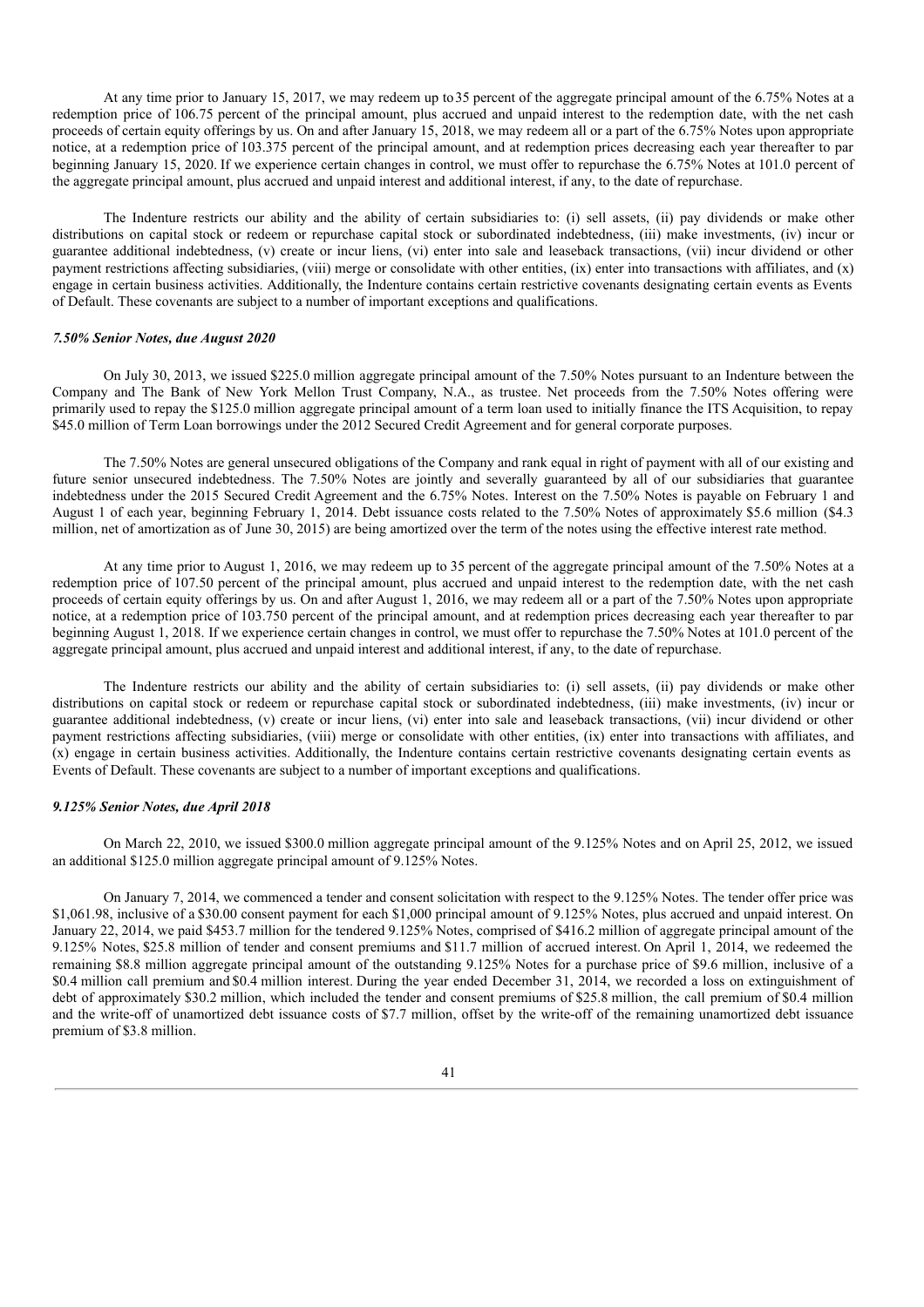At any time prior to January 15, 2017, we may redeem up to 35 percent of the aggregate principal amount of the 6.75% Notes at a redemption price of 106.75 percent of the principal amount, plus accrued and unpaid interest to the redemption date, with the net cash proceeds of certain equity offerings by us. On and after January 15, 2018, we may redeem all or a part of the 6.75% Notes upon appropriate notice, at a redemption price of 103.375 percent of the principal amount, and at redemption prices decreasing each year thereafter to par beginning January 15, 2020. If we experience certain changes in control, we must offer to repurchase the 6.75% Notes at 101.0 percent of the aggregate principal amount, plus accrued and unpaid interest and additional interest, if any, to the date of repurchase.

The Indenture restricts our ability and the ability of certain subsidiaries to: (i) sell assets, (ii) pay dividends or make other distributions on capital stock or redeem or repurchase capital stock or subordinated indebtedness, (iii) make investments, (iv) incur or guarantee additional indebtedness, (v) create or incur liens, (vi) enter into sale and leaseback transactions, (vii) incur dividend or other payment restrictions affecting subsidiaries, (viii) merge or consolidate with other entities, (ix) enter into transactions with affiliates, and (x) engage in certain business activities. Additionally, the Indenture contains certain restrictive covenants designating certain events as Events of Default. These covenants are subject to a number of important exceptions and qualifications.

***7.50% Senior Notes, due August 2020***

On July 30, 2013, we issued $225.0 million aggregate principal amount of the 7.50% Notes pursuant to an Indenture between the Company and The Bank of New York Mellon Trust Company, N.A., as trustee. Net proceeds from the 7.50% Notes offering were primarily used to repay the $125.0 million aggregate principal amount of a term loan used to initially finance the ITS Acquisition, to repay $45.0 million of Term Loan borrowings under the 2012 Secured Credit Agreement and for general corporate purposes.

The 7.50% Notes are general unsecured obligations of the Company and rank equal in right of payment with all of our existing and future senior unsecured indebtedness. The 7.50% Notes are jointly and severally guaranteed by all of our subsidiaries that guarantee indebtedness under the 2015 Secured Credit Agreement and the 6.75% Notes. Interest on the 7.50% Notes is payable on February 1 and August 1 of each year, beginning February 1, 2014. Debt issuance costs related to the 7.50% Notes of approximately $5.6 million ($4.3 million, net of amortization as of June 30, 2015) are being amortized over the term of the notes using the effective interest rate method.

At any time prior to August 1, 2016, we may redeem up to 35 percent of the aggregate principal amount of the 7.50% Notes at a redemption price of 107.50 percent of the principal amount, plus accrued and unpaid interest to the redemption date, with the net cash proceeds of certain equity offerings by us. On and after August 1, 2016, we may redeem all or a part of the 7.50% Notes upon appropriate notice, at a redemption price of 103.750 percent of the principal amount, and at redemption prices decreasing each year thereafter to par beginning August 1, 2018. If we experience certain changes in control, we must offer to repurchase the 7.50% Notes at 101.0 percent of the aggregate principal amount, plus accrued and unpaid interest and additional interest, if any, to the date of repurchase.

The Indenture restricts our ability and the ability of certain subsidiaries to: (i) sell assets, (ii) pay dividends or make other distributions on capital stock or redeem or repurchase capital stock or subordinated indebtedness, (iii) make investments, (iv) incur or guarantee additional indebtedness, (v) create or incur liens, (vi) enter into sale and leaseback transactions, (vii) incur dividend or other payment restrictions affecting subsidiaries, (viii) merge or consolidate with other entities, (ix) enter into transactions with affiliates, and (x) engage in certain business activities. Additionally, the Indenture contains certain restrictive covenants designating certain events as Events of Default. These covenants are subject to a number of important exceptions and qualifications.

***9.125% Senior Notes, due April 2018***

On March 22, 2010, we issued $300.0 million aggregate principal amount of the 9.125% Notes and on April 25, 2012, we issued an additional $125.0 million aggregate principal amount of 9.125% Notes.

On January 7, 2014, we commenced a tender and consent solicitation with respect to the 9.125% Notes. The tender offer price was $1,061.98, inclusive of a $30.00 consent payment for each $1,000 principal amount of 9.125% Notes, plus accrued and unpaid interest. On January 22, 2014, we paid $453.7 million for the tendered 9.125% Notes, comprised of $416.2 million of aggregate principal amount of the 9.125% Notes, $25.8 million of tender and consent premiums and $11.7 million of accrued interest. On April 1, 2014, we redeemed the remaining $8.8 million aggregate principal amount of the outstanding 9.125% Notes for a purchase price of $9.6 million, inclusive of a $0.4 million call premium and $0.4 million interest. During the year ended December 31, 2014, we recorded a loss on extinguishment of debt of approximately $30.2 million, which included the tender and consent premiums of $25.8 million, the call premium of $0.4 million and the write-off of unamortized debt issuance costs of $7.7 million, offset by the write-off of the remaining unamortized debt issuance premium of $3.8 million.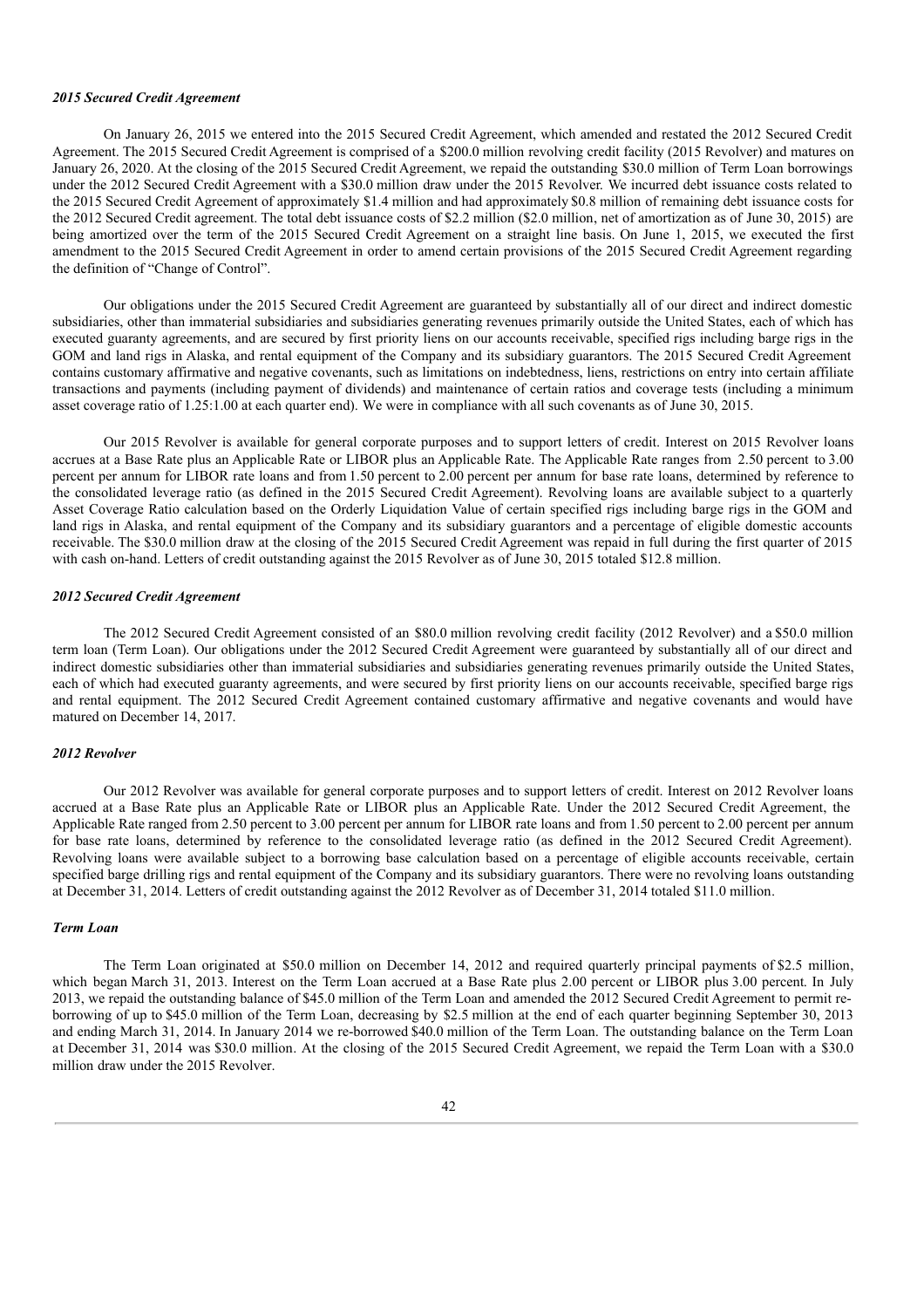### *2015 Secured Credit Agreement*

On January 26, 2015 we entered into the 2015 Secured Credit Agreement, which amended and restated the 2012 Secured Credit Agreement. The 2015 Secured Credit Agreement is comprised of a $200.0 million revolving credit facility (2015 Revolver) and matures on January 26, 2020. At the closing of the 2015 Secured Credit Agreement, we repaid the outstanding $30.0 million of Term Loan borrowings under the 2012 Secured Credit Agreement with a $30.0 million draw under the 2015 Revolver. We incurred debt issuance costs related to the 2015 Secured Credit Agreement of approximately $1.4 million and had approximately $0.8 million of remaining debt issuance costs for the 2012 Secured Credit agreement. The total debt issuance costs of $2.2 million ($2.0 million, net of amortization as of June 30, 2015) are being amortized over the term of the 2015 Secured Credit Agreement on a straight line basis. On June 1, 2015, we executed the first amendment to the 2015 Secured Credit Agreement in order to amend certain provisions of the 2015 Secured Credit Agreement regarding the definition of "Change of Control".

Our obligations under the 2015 Secured Credit Agreement are guaranteed by substantially all of our direct and indirect domestic subsidiaries, other than immaterial subsidiaries and subsidiaries generating revenues primarily outside the United States, each of which has executed guaranty agreements, and are secured by first priority liens on our accounts receivable, specified rigs including barge rigs in the GOM and land rigs in Alaska, and rental equipment of the Company and its subsidiary guarantors. The 2015 Secured Credit Agreement contains customary affirmative and negative covenants, such as limitations on indebtedness, liens, restrictions on entry into certain affiliate transactions and payments (including payment of dividends) and maintenance of certain ratios and coverage tests (including a minimum asset coverage ratio of 1.25:1.00 at each quarter end). We were in compliance with all such covenants as of June 30, 2015.

Our 2015 Revolver is available for general corporate purposes and to support letters of credit. Interest on 2015 Revolver loans accrues at a Base Rate plus an Applicable Rate or LIBOR plus an Applicable Rate. The Applicable Rate ranges from 2.50 percent to 3.00 percent per annum for LIBOR rate loans and from 1.50 percent to 2.00 percent per annum for base rate loans, determined by reference to the consolidated leverage ratio (as defined in the 2015 Secured Credit Agreement). Revolving loans are available subject to a quarterly Asset Coverage Ratio calculation based on the Orderly Liquidation Value of certain specified rigs including barge rigs in the GOM and land rigs in Alaska, and rental equipment of the Company and its subsidiary guarantors and a percentage of eligible domestic accounts receivable. The $30.0 million draw at the closing of the 2015 Secured Credit Agreement was repaid in full during the first quarter of 2015 with cash on-hand. Letters of credit outstanding against the 2015 Revolver as of June 30, 2015 totaled $12.8 million.

### *2012 Secured Credit Agreement*

The 2012 Secured Credit Agreement consisted of an $80.0 million revolving credit facility (2012 Revolver) and a $50.0 million term loan (Term Loan). Our obligations under the 2012 Secured Credit Agreement were guaranteed by substantially all of our direct and indirect domestic subsidiaries other than immaterial subsidiaries and subsidiaries generating revenues primarily outside the United States, each of which had executed guaranty agreements, and were secured by first priority liens on our accounts receivable, specified barge rigs and rental equipment. The 2012 Secured Credit Agreement contained customary affirmative and negative covenants and would have matured on December 14, 2017.

### *2012 Revolver*

Our 2012 Revolver was available for general corporate purposes and to support letters of credit. Interest on 2012 Revolver loans accrued at a Base Rate plus an Applicable Rate or LIBOR plus an Applicable Rate. Under the 2012 Secured Credit Agreement, the Applicable Rate ranged from 2.50 percent to 3.00 percent per annum for LIBOR rate loans and from 1.50 percent to 2.00 percent per annum for base rate loans, determined by reference to the consolidated leverage ratio (as defined in the 2012 Secured Credit Agreement). Revolving loans were available subject to a borrowing base calculation based on a percentage of eligible accounts receivable, certain specified barge drilling rigs and rental equipment of the Company and its subsidiary guarantors. There were no revolving loans outstanding at December 31, 2014. Letters of credit outstanding against the 2012 Revolver as of December 31, 2014 totaled $11.0 million.

### *Term Loan*

The Term Loan originated at $50.0 million on December 14, 2012 and required quarterly principal payments of $2.5 million, which began March 31, 2013. Interest on the Term Loan accrued at a Base Rate plus 2.00 percent or LIBOR plus 3.00 percent. In July 2013, we repaid the outstanding balance of $45.0 million of the Term Loan and amended the 2012 Secured Credit Agreement to permit re-borrowing of up to $45.0 million of the Term Loan, decreasing by $2.5 million at the end of each quarter beginning September 30, 2013 and ending March 31, 2014. In January 2014 we re-borrowed $40.0 million of the Term Loan. The outstanding balance on the Term Loan at December 31, 2014 was $30.0 million. At the closing of the 2015 Secured Credit Agreement, we repaid the Term Loan with a $30.0 million draw under the 2015 Revolver.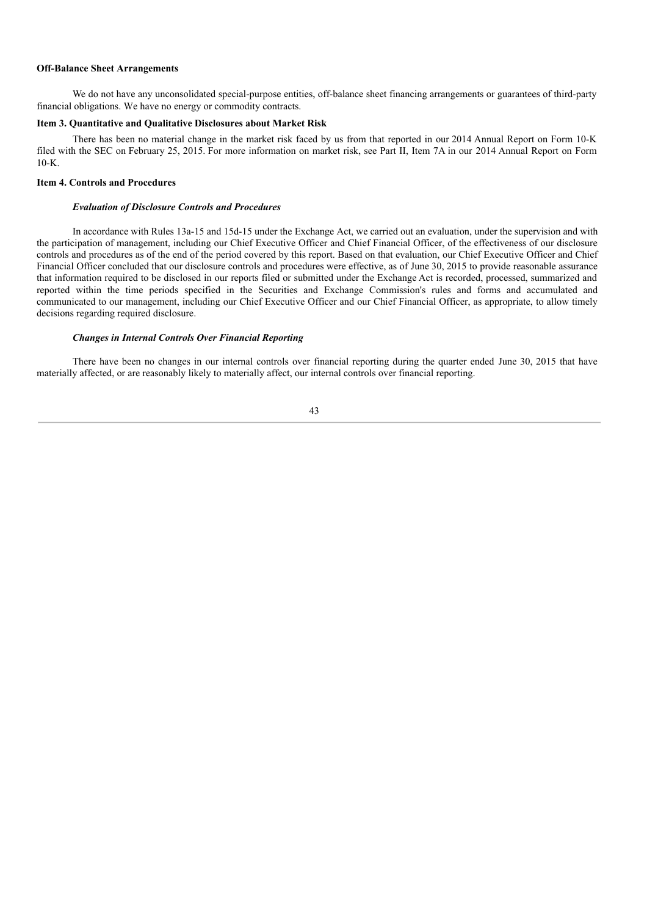**Off-Balance Sheet Arrangements**

We do not have any unconsolidated special-purpose entities, off-balance sheet financing arrangements or guarantees of third-party financial obligations. We have no energy or commodity contracts.

**Item 3. Quantitative and Qualitative Disclosures about Market Risk**

There has been no material change in the market risk faced by us from that reported in our 2014 Annual Report on Form 10-K filed with the SEC on February 25, 2015. For more information on market risk, see Part II, Item 7A in our 2014 Annual Report on Form 10-K.

**Item 4. Controls and Procedures**

***Evaluation of Disclosure Controls and Procedures***

In accordance with Rules 13a-15 and 15d-15 under the Exchange Act, we carried out an evaluation, under the supervision and with the participation of management, including our Chief Executive Officer and Chief Financial Officer, of the effectiveness of our disclosure controls and procedures as of the end of the period covered by this report. Based on that evaluation, our Chief Executive Officer and Chief Financial Officer concluded that our disclosure controls and procedures were effective, as of June 30, 2015 to provide reasonable assurance that information required to be disclosed in our reports filed or submitted under the Exchange Act is recorded, processed, summarized and reported within the time periods specified in the Securities and Exchange Commission's rules and forms and accumulated and communicated to our management, including our Chief Executive Officer and our Chief Financial Officer, as appropriate, to allow timely decisions regarding required disclosure.

***Changes in Internal Controls Over Financial Reporting***

There have been no changes in our internal controls over financial reporting during the quarter ended June 30, 2015 that have materially affected, or are reasonably likely to materially affect, our internal controls over financial reporting.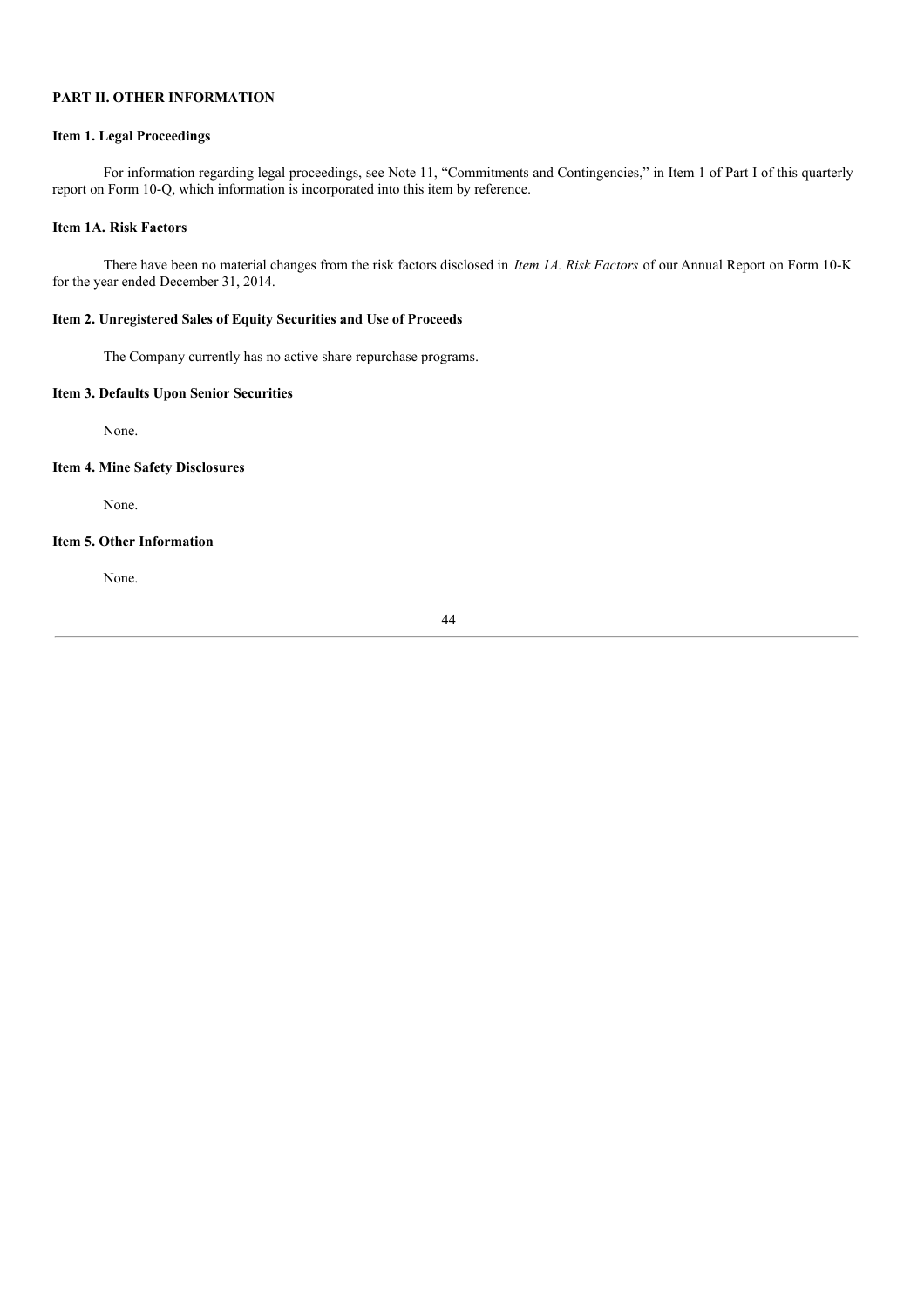## PART II. OTHER INFORMATION

### Item 1. Legal Proceedings

For information regarding legal proceedings, see Note 11, "Commitments and Contingencies," in Item 1 of Part I of this quarterly report on Form 10-Q, which information is incorporated into this item by reference.

### Item 1A. Risk Factors

There have been no material changes from the risk factors disclosed in *Item 1A. Risk Factors* of our Annual Report on Form 10-K for the year ended December 31, 2014.

### Item 2. Unregistered Sales of Equity Securities and Use of Proceeds

The Company currently has no active share repurchase programs.

### Item 3. Defaults Upon Senior Securities

None.

### Item 4. Mine Safety Disclosures

None.

### Item 5. Other Information

None.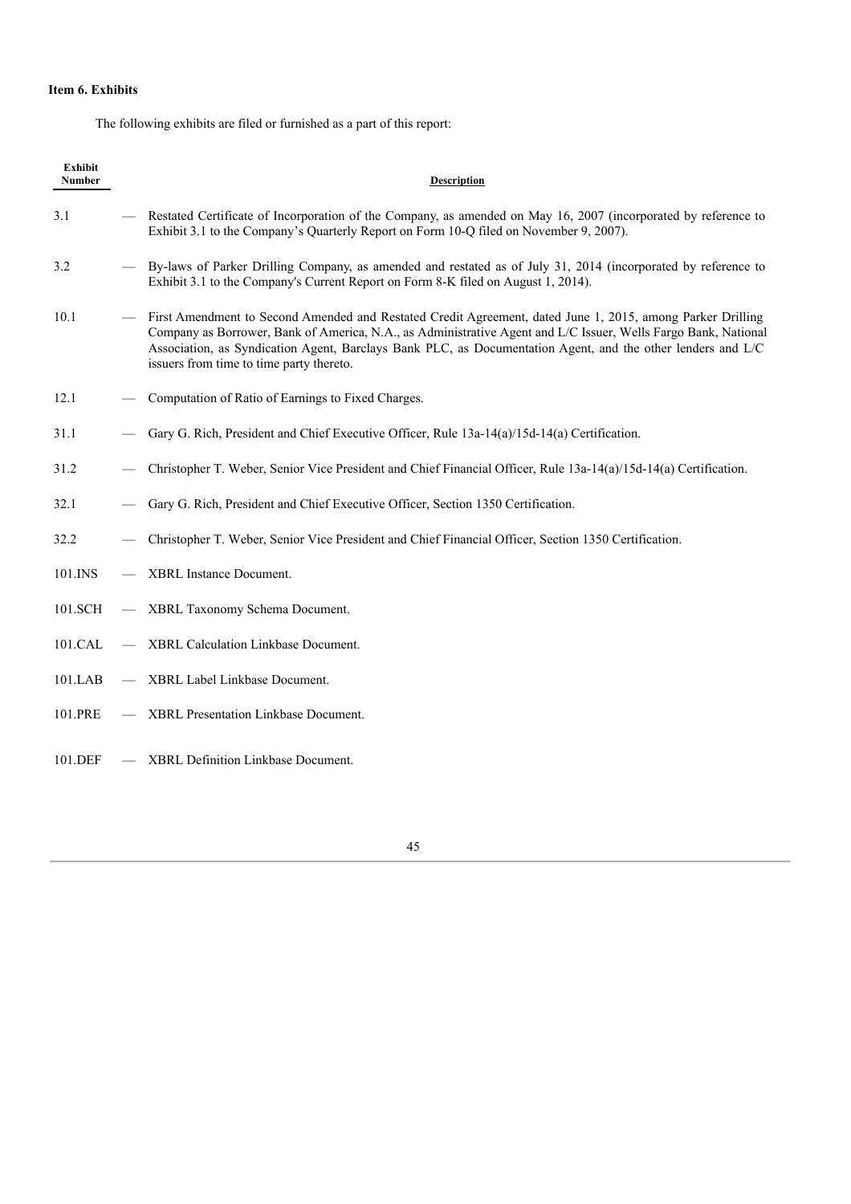**Item 6. Exhibits**

The following exhibits are filed or furnished as a part of this report:

| Exhibit Number | | Description |
|---|---|---|
| 3.1 | — | Restated Certificate of Incorporation of the Company, as amended on May 16, 2007 (incorporated by reference to Exhibit 3.1 to the Company's Quarterly Report on Form 10-Q filed on November 9, 2007). |
| 3.2 | — | By-laws of Parker Drilling Company, as amended and restated as of July 31, 2014 (incorporated by reference to Exhibit 3.1 to the Company's Current Report on Form 8-K filed on August 1, 2014). |
| 10.1 | — | First Amendment to Second Amended and Restated Credit Agreement, dated June 1, 2015, among Parker Drilling Company as Borrower, Bank of America, N.A., as Administrative Agent and L/C Issuer, Wells Fargo Bank, National Association, as Syndication Agent, Barclays Bank PLC, as Documentation Agent, and the other lenders and L/C issuers from time to time party thereto. |
| 12.1 | — | Computation of Ratio of Earnings to Fixed Charges. |
| 31.1 | — | Gary G. Rich, President and Chief Executive Officer, Rule 13a-14(a)/15d-14(a) Certification. |
| 31.2 | — | Christopher T. Weber, Senior Vice President and Chief Financial Officer, Rule 13a-14(a)/15d-14(a) Certification. |
| 32.1 | — | Gary G. Rich, President and Chief Executive Officer, Section 1350 Certification. |
| 32.2 | — | Christopher T. Weber, Senior Vice President and Chief Financial Officer, Section 1350 Certification. |
| 101.INS | — | XBRL Instance Document. |
| 101.SCH | — | XBRL Taxonomy Schema Document. |
| 101.CAL | — | XBRL Calculation Linkbase Document. |
| 101.LAB | — | XBRL Label Linkbase Document. |
| 101.PRE | — | XBRL Presentation Linkbase Document. |
| 101.DEF | — | XBRL Definition Linkbase Document. |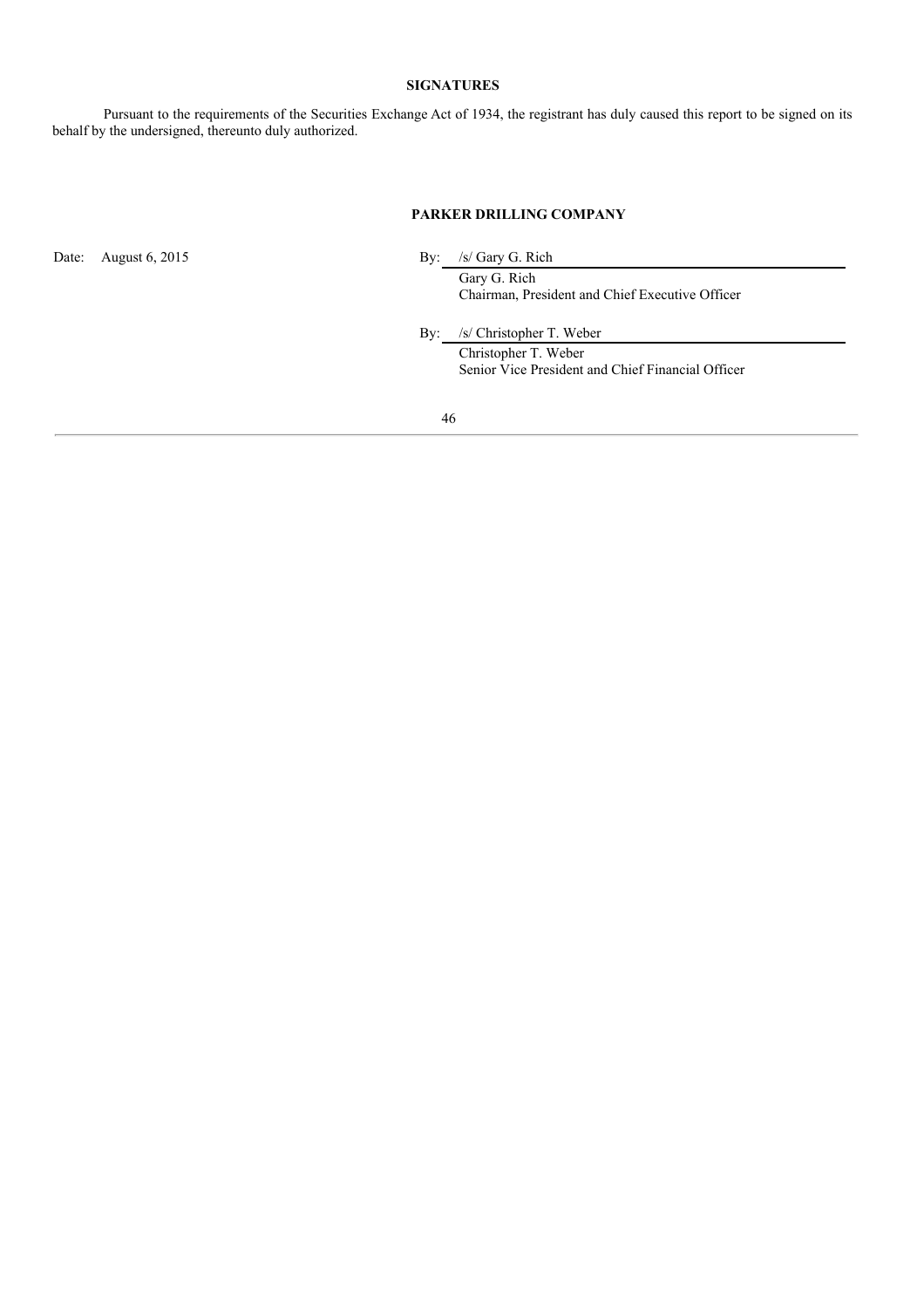## SIGNATURES

Pursuant to the requirements of the Securities Exchange Act of 1934, the registrant has duly caused this report to be signed on its behalf by the undersigned, thereunto duly authorized.

**PARKER DRILLING COMPANY**

Date: August 6, 2015

By: /s/ Gary G. Rich
Gary G. Rich
Chairman, President and Chief Executive Officer

By: /s/ Christopher T. Weber
Christopher T. Weber
Senior Vice President and Chief Financial Officer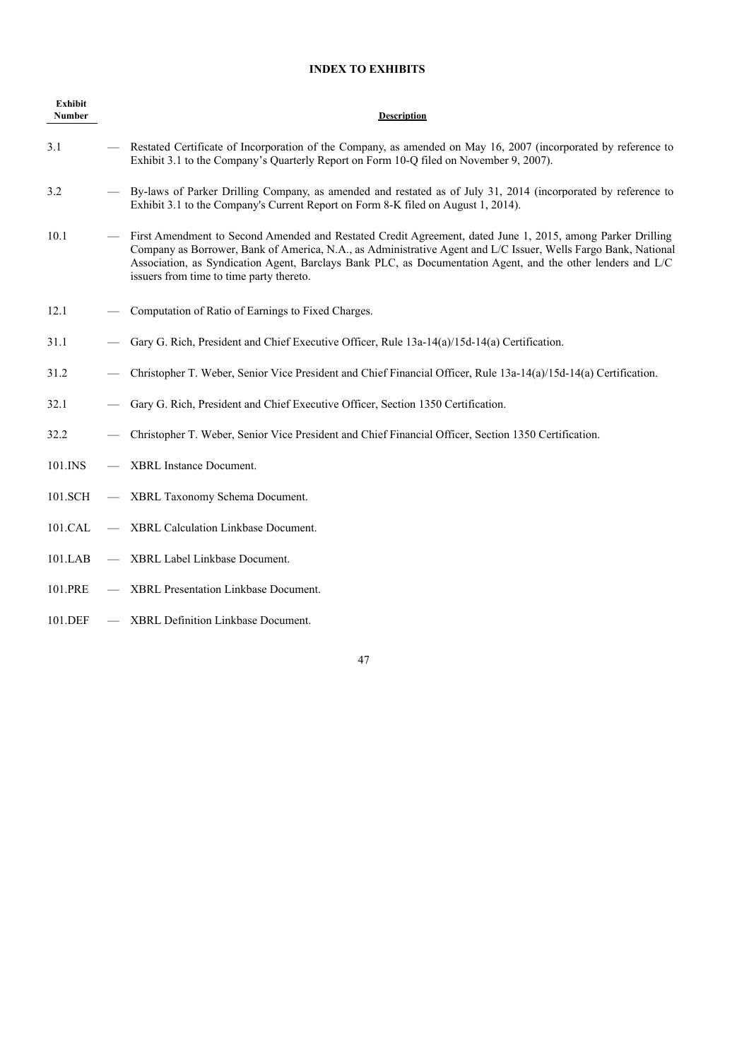# INDEX TO EXHIBITS

| Exhibit Number | | Description |
|---|---|---|
| 3.1 | — | Restated Certificate of Incorporation of the Company, as amended on May 16, 2007 (incorporated by reference to Exhibit 3.1 to the Company's Quarterly Report on Form 10-Q filed on November 9, 2007). |
| 3.2 | — | By-laws of Parker Drilling Company, as amended and restated as of July 31, 2014 (incorporated by reference to Exhibit 3.1 to the Company's Current Report on Form 8-K filed on August 1, 2014). |
| 10.1 | — | First Amendment to Second Amended and Restated Credit Agreement, dated June 1, 2015, among Parker Drilling Company as Borrower, Bank of America, N.A., as Administrative Agent and L/C Issuer, Wells Fargo Bank, National Association, as Syndication Agent, Barclays Bank PLC, as Documentation Agent, and the other lenders and L/C issuers from time to time party thereto. |
| 12.1 | — | Computation of Ratio of Earnings to Fixed Charges. |
| 31.1 | — | Gary G. Rich, President and Chief Executive Officer, Rule 13a-14(a)/15d-14(a) Certification. |
| 31.2 | — | Christopher T. Weber, Senior Vice President and Chief Financial Officer, Rule 13a-14(a)/15d-14(a) Certification. |
| 32.1 | — | Gary G. Rich, President and Chief Executive Officer, Section 1350 Certification. |
| 32.2 | — | Christopher T. Weber, Senior Vice President and Chief Financial Officer, Section 1350 Certification. |
| 101.INS | — | XBRL Instance Document. |
| 101.SCH | — | XBRL Taxonomy Schema Document. |
| 101.CAL | — | XBRL Calculation Linkbase Document. |
| 101.LAB | — | XBRL Label Linkbase Document. |
| 101.PRE | — | XBRL Presentation Linkbase Document. |
| 101.DEF | — | XBRL Definition Linkbase Document. |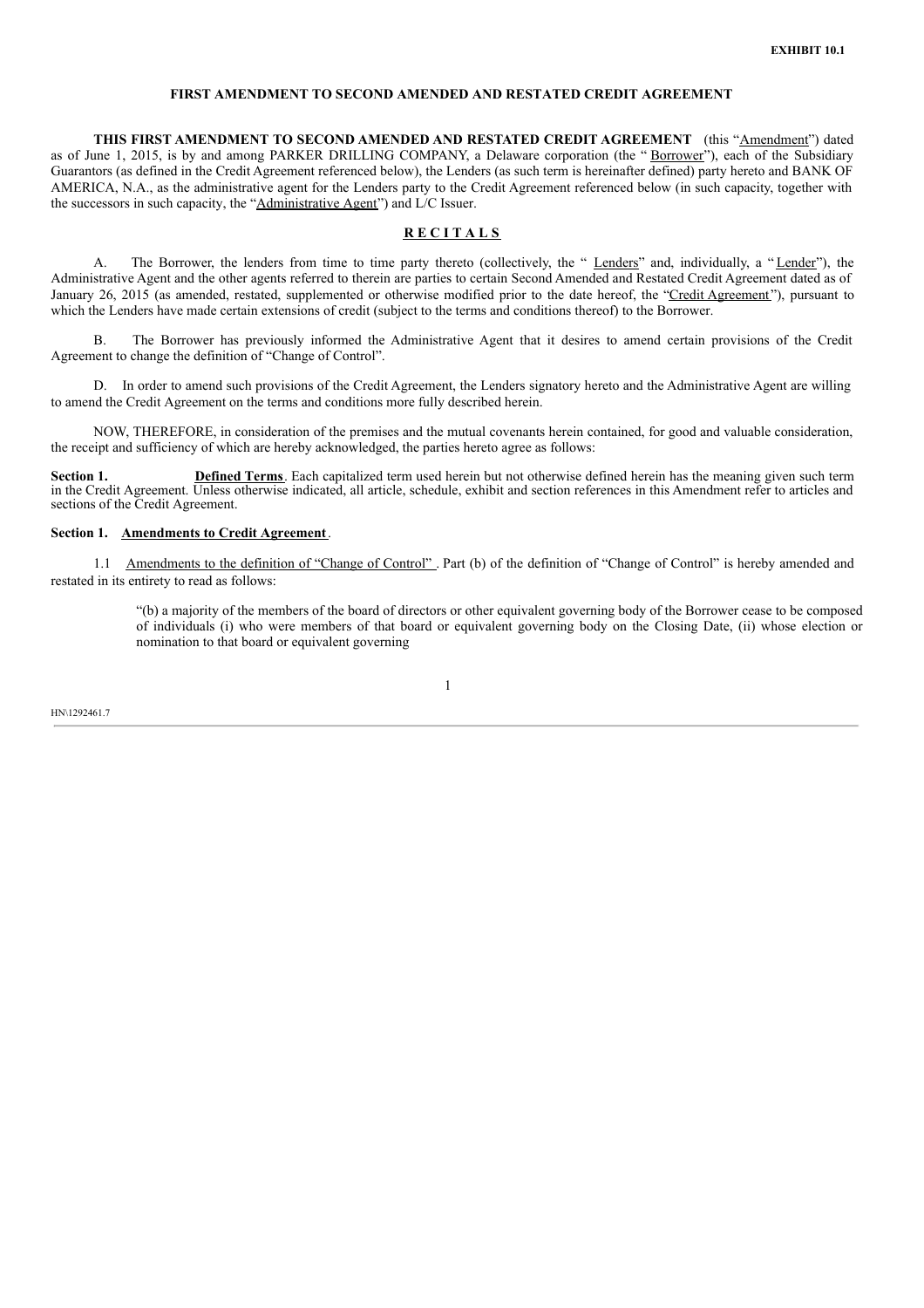**EXHIBIT 10.1**

**FIRST AMENDMENT TO SECOND AMENDED AND RESTATED CREDIT AGREEMENT**

**THIS FIRST AMENDMENT TO SECOND AMENDED AND RESTATED CREDIT AGREEMENT** (this "Amendment") dated as of June 1, 2015, is by and among PARKER DRILLING COMPANY, a Delaware corporation (the " Borrower"), each of the Subsidiary Guarantors (as defined in the Credit Agreement referenced below), the Lenders (as such term is hereinafter defined) party hereto and BANK OF AMERICA, N.A., as the administrative agent for the Lenders party to the Credit Agreement referenced below (in such capacity, together with the successors in such capacity, the "Administrative Agent") and L/C Issuer.

**R E C I T A L S**

A. The Borrower, the lenders from time to time party thereto (collectively, the " Lenders" and, individually, a " Lender"), the Administrative Agent and the other agents referred to therein are parties to certain Second Amended and Restated Credit Agreement dated as of January 26, 2015 (as amended, restated, supplemented or otherwise modified prior to the date hereof, the "Credit Agreement"), pursuant to which the Lenders have made certain extensions of credit (subject to the terms and conditions thereof) to the Borrower.

B. The Borrower has previously informed the Administrative Agent that it desires to amend certain provisions of the Credit Agreement to change the definition of "Change of Control".

D. In order to amend such provisions of the Credit Agreement, the Lenders signatory hereto and the Administrative Agent are willing to amend the Credit Agreement on the terms and conditions more fully described herein.

NOW, THEREFORE, in consideration of the premises and the mutual covenants herein contained, for good and valuable consideration, the receipt and sufficiency of which are hereby acknowledged, the parties hereto agree as follows:

**Section 1. Defined Terms**. Each capitalized term used herein but not otherwise defined herein has the meaning given such term in the Credit Agreement. Unless otherwise indicated, all article, schedule, exhibit and section references in this Amendment refer to articles and sections of the Credit Agreement.

**Section 1. Amendments to Credit Agreement**.

1.1 Amendments to the definition of "Change of Control" . Part (b) of the definition of "Change of Control" is hereby amended and restated in its entirety to read as follows:

> "(b) a majority of the members of the board of directors or other equivalent governing body of the Borrower cease to be composed of individuals (i) who were members of that board or equivalent governing body on the Closing Date, (ii) whose election or nomination to that board or equivalent governing

HN\1292461.7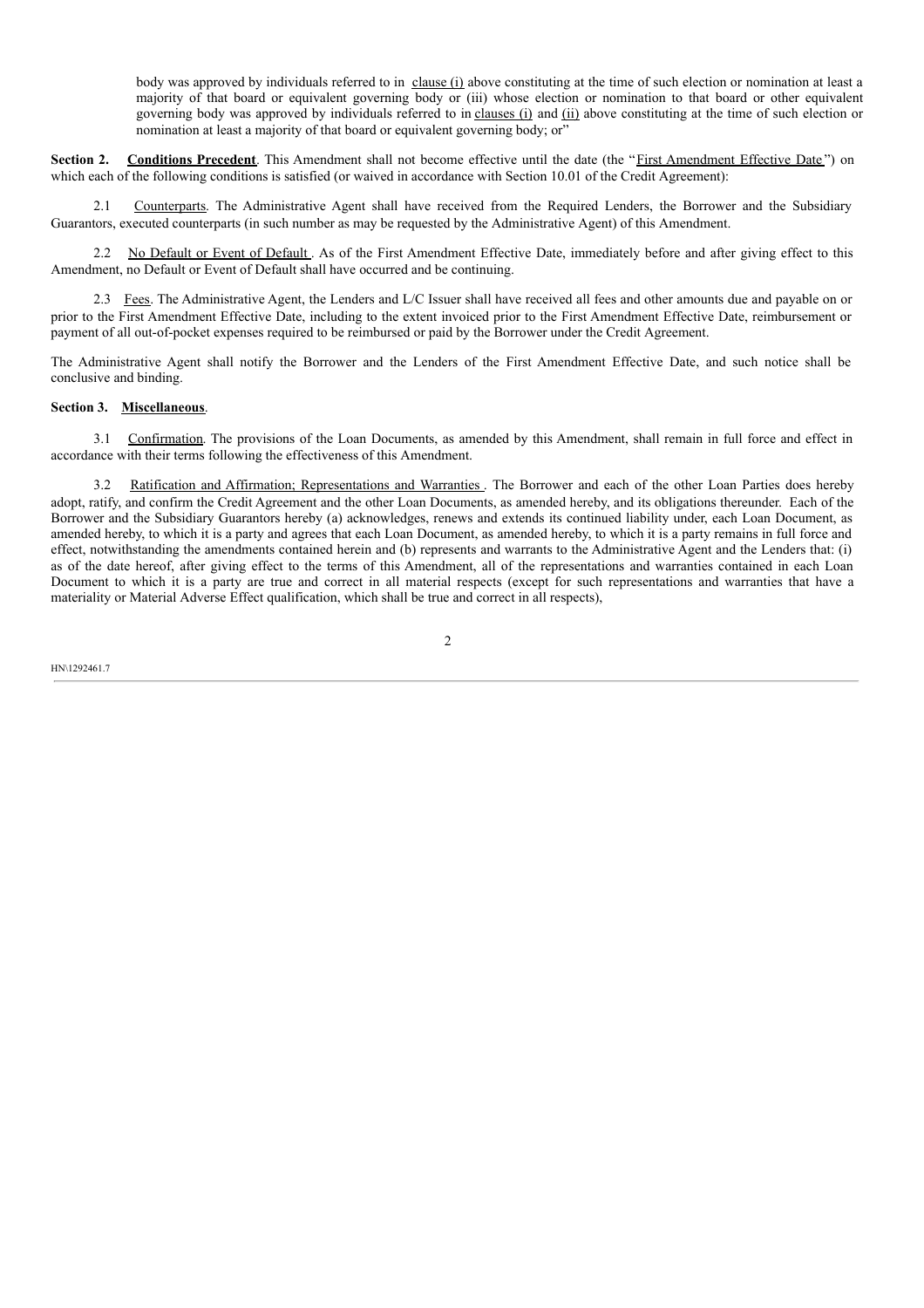body was approved by individuals referred to in clause (i) above constituting at the time of such election or nomination at least a majority of that board or equivalent governing body or (iii) whose election or nomination to that board or other equivalent governing body was approved by individuals referred to in clauses (i) and (ii) above constituting at the time of such election or nomination at least a majority of that board or equivalent governing body; or"

**Section 2. Conditions Precedent**. This Amendment shall not become effective until the date (the "First Amendment Effective Date") on which each of the following conditions is satisfied (or waived in accordance with Section 10.01 of the Credit Agreement):

2.1 Counterparts. The Administrative Agent shall have received from the Required Lenders, the Borrower and the Subsidiary Guarantors, executed counterparts (in such number as may be requested by the Administrative Agent) of this Amendment.

2.2 No Default or Event of Default. As of the First Amendment Effective Date, immediately before and after giving effect to this Amendment, no Default or Event of Default shall have occurred and be continuing.

2.3 Fees. The Administrative Agent, the Lenders and L/C Issuer shall have received all fees and other amounts due and payable on or prior to the First Amendment Effective Date, including to the extent invoiced prior to the First Amendment Effective Date, reimbursement or payment of all out-of-pocket expenses required to be reimbursed or paid by the Borrower under the Credit Agreement.

The Administrative Agent shall notify the Borrower and the Lenders of the First Amendment Effective Date, and such notice shall be conclusive and binding.

**Section 3. Miscellaneous**.

3.1 Confirmation. The provisions of the Loan Documents, as amended by this Amendment, shall remain in full force and effect in accordance with their terms following the effectiveness of this Amendment.

3.2 Ratification and Affirmation; Representations and Warranties. The Borrower and each of the other Loan Parties does hereby adopt, ratify, and confirm the Credit Agreement and the other Loan Documents, as amended hereby, and its obligations thereunder. Each of the Borrower and the Subsidiary Guarantors hereby (a) acknowledges, renews and extends its continued liability under, each Loan Document, as amended hereby, to which it is a party and agrees that each Loan Document, as amended hereby, to which it is a party remains in full force and effect, notwithstanding the amendments contained herein and (b) represents and warrants to the Administrative Agent and the Lenders that: (i) as of the date hereof, after giving effect to the terms of this Amendment, all of the representations and warranties contained in each Loan Document to which it is a party are true and correct in all material respects (except for such representations and warranties that have a materiality or Material Adverse Effect qualification, which shall be true and correct in all respects),

HN\1292461.7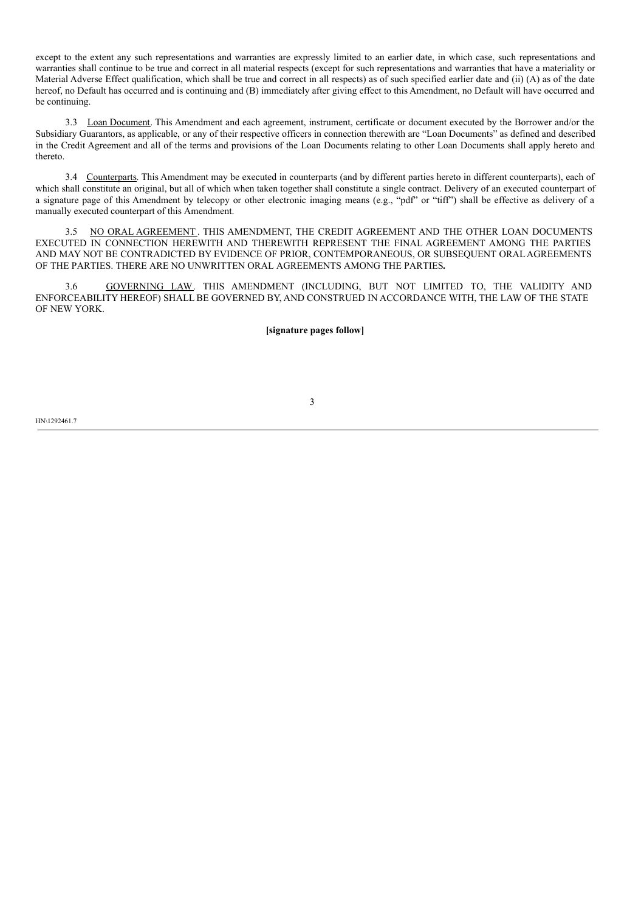except to the extent any such representations and warranties are expressly limited to an earlier date, in which case, such representations and warranties shall continue to be true and correct in all material respects (except for such representations and warranties that have a materiality or Material Adverse Effect qualification, which shall be true and correct in all respects) as of such specified earlier date and (ii) (A) as of the date hereof, no Default has occurred and is continuing and (B) immediately after giving effect to this Amendment, no Default will have occurred and be continuing.

3.3 Loan Document. This Amendment and each agreement, instrument, certificate or document executed by the Borrower and/or the Subsidiary Guarantors, as applicable, or any of their respective officers in connection therewith are "Loan Documents" as defined and described in the Credit Agreement and all of the terms and provisions of the Loan Documents relating to other Loan Documents shall apply hereto and thereto.

3.4 Counterparts. This Amendment may be executed in counterparts (and by different parties hereto in different counterparts), each of which shall constitute an original, but all of which when taken together shall constitute a single contract. Delivery of an executed counterpart of a signature page of this Amendment by telecopy or other electronic imaging means (e.g., "pdf" or "tiff") shall be effective as delivery of a manually executed counterpart of this Amendment.

3.5 NO ORAL AGREEMENT. THIS AMENDMENT, THE CREDIT AGREEMENT AND THE OTHER LOAN DOCUMENTS EXECUTED IN CONNECTION HEREWITH AND THEREWITH REPRESENT THE FINAL AGREEMENT AMONG THE PARTIES AND MAY NOT BE CONTRADICTED BY EVIDENCE OF PRIOR, CONTEMPORANEOUS, OR SUBSEQUENT ORAL AGREEMENTS OF THE PARTIES. THERE ARE NO UNWRITTEN ORAL AGREEMENTS AMONG THE PARTIES**.**

3.6 GOVERNING LAW. THIS AMENDMENT (INCLUDING, BUT NOT LIMITED TO, THE VALIDITY AND ENFORCEABILITY HEREOF) SHALL BE GOVERNED BY, AND CONSTRUED IN ACCORDANCE WITH, THE LAW OF THE STATE OF NEW YORK.

**[signature pages follow]**

HN\1292461.7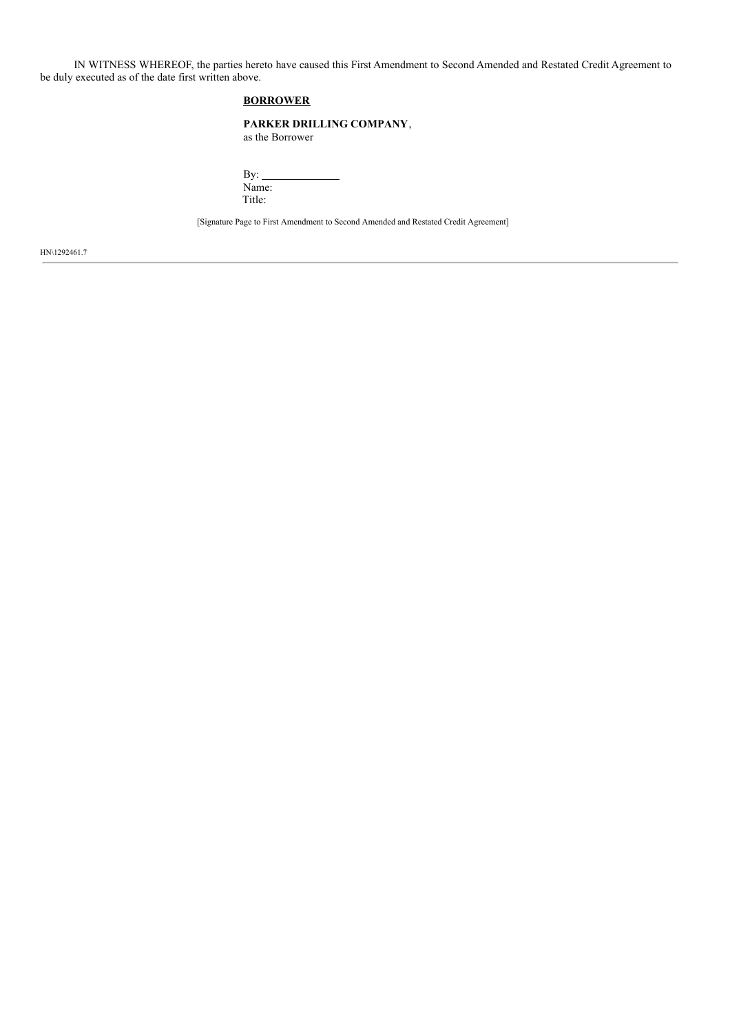IN WITNESS WHEREOF, the parties hereto have caused this First Amendment to Second Amended and Restated Credit Agreement to be duly executed as of the date first written above.

**BORROWER**

**PARKER DRILLING COMPANY**,
as the Borrower

By: \_\_\_\_\_\_\_\_\_\_\_\_\_\_
Name:
Title:

[Signature Page to First Amendment to Second Amended and Restated Credit Agreement]

HN\1292461.7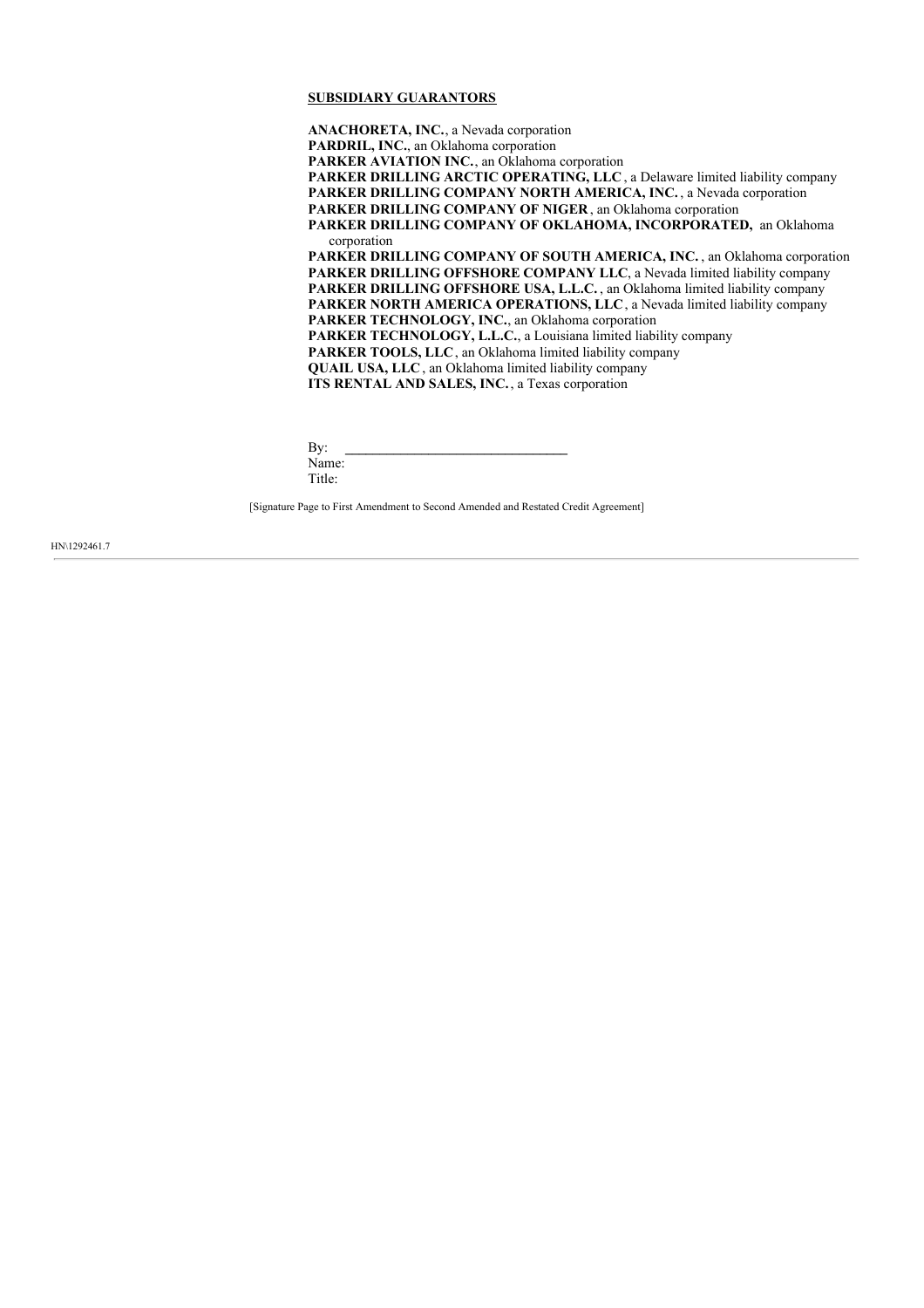**SUBSIDIARY GUARANTORS**

**ANACHORETA, INC.**, a Nevada corporation
**PARDRIL, INC.**, an Oklahoma corporation
**PARKER AVIATION INC.**, an Oklahoma corporation
**PARKER DRILLING ARCTIC OPERATING, LLC**, a Delaware limited liability company
**PARKER DRILLING COMPANY NORTH AMERICA, INC.**, a Nevada corporation
**PARKER DRILLING COMPANY OF NIGER**, an Oklahoma corporation
**PARKER DRILLING COMPANY OF OKLAHOMA, INCORPORATED,** an Oklahoma corporation
**PARKER DRILLING COMPANY OF SOUTH AMERICA, INC.**, an Oklahoma corporation
**PARKER DRILLING OFFSHORE COMPANY LLC**, a Nevada limited liability company
**PARKER DRILLING OFFSHORE USA, L.L.C.**, an Oklahoma limited liability company
**PARKER NORTH AMERICA OPERATIONS, LLC**, a Nevada limited liability company
**PARKER TECHNOLOGY, INC.**, an Oklahoma corporation
**PARKER TECHNOLOGY, L.L.C.**, a Louisiana limited liability company
**PARKER TOOLS, LLC**, an Oklahoma limited liability company
**QUAIL USA, LLC**, an Oklahoma limited liability company
**ITS RENTAL AND SALES, INC.**, a Texas corporation

By: \_\_\_\_\_\_\_\_\_\_\_\_\_\_\_\_\_\_\_\_\_\_\_\_\_\_\_\_\_\_\_\_
Name:
Title:

[Signature Page to First Amendment to Second Amended and Restated Credit Agreement]

HN\1292461.7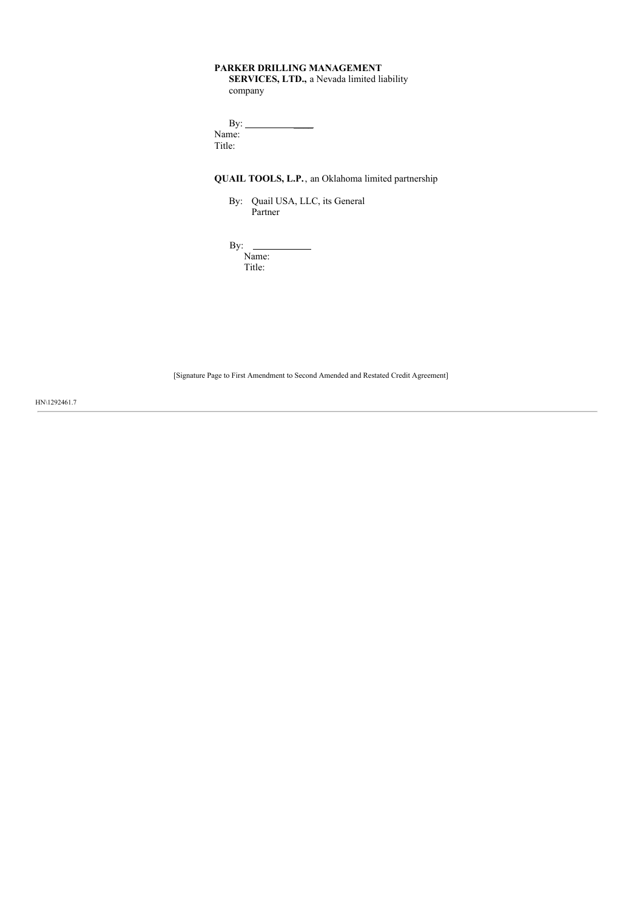**PARKER DRILLING MANAGEMENT SERVICES, LTD.,** a Nevada limited liability company

By: _______________
Name:
Title:

**QUAIL TOOLS, L.P.**, an Oklahoma limited partnership

By: Quail USA, LLC, its General Partner

By: _______________
Name:
Title:

[Signature Page to First Amendment to Second Amended and Restated Credit Agreement]

HN\1292461.7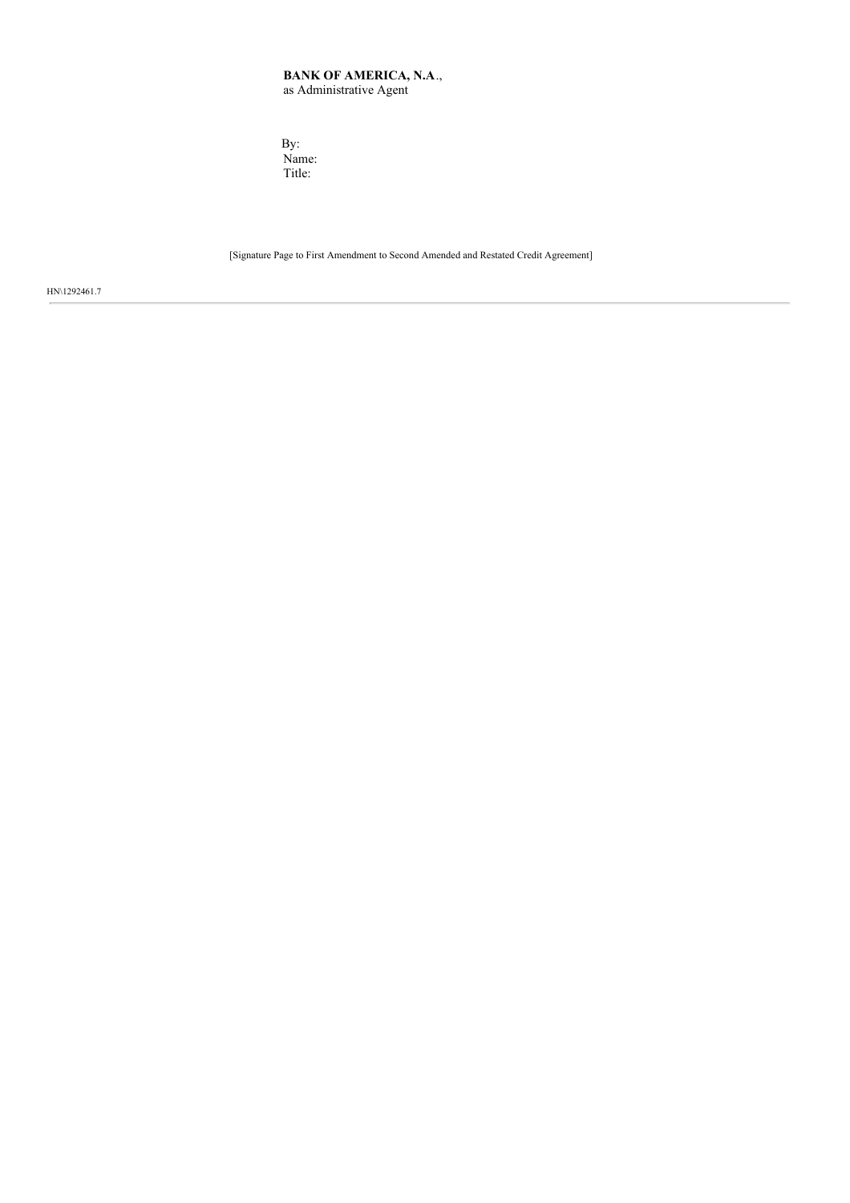**BANK OF AMERICA, N.A**.,
as Administrative Agent

By:
Name:
Title:

[Signature Page to First Amendment to Second Amended and Restated Credit Agreement]

HN\1292461.7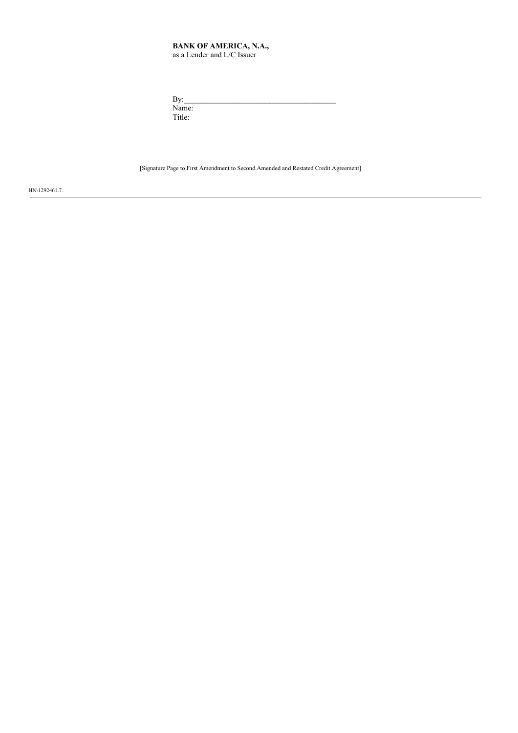**BANK OF AMERICA, N.A.,**
as a Lender and L/C Issuer

By:_______________________________________
Name:
Title:

[Signature Page to First Amendment to Second Amended and Restated Credit Agreement]

HN\1292461.7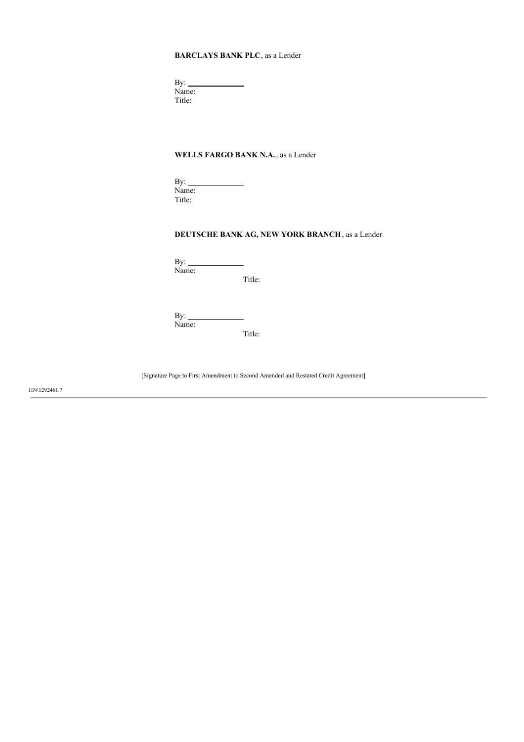**BARCLAYS BANK PLC**, as a Lender

By: ______________
Name:
Title:

**WELLS FARGO BANK N.A.**, as a Lender

By: ______________
Name:
Title:

**DEUTSCHE BANK AG, NEW YORK BRANCH**, as a Lender

By: ______________
Name:
Title:

By: ______________
Name:
Title:

[Signature Page to First Amendment to Second Amended and Restated Credit Agreement]

HN\1292461.7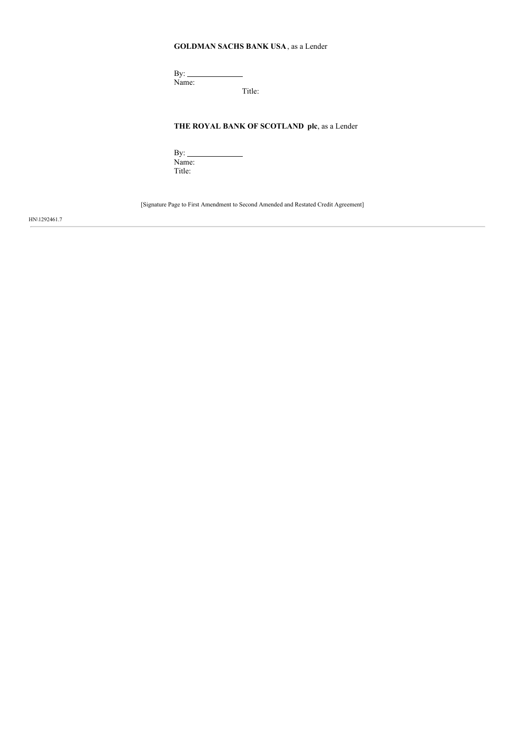**GOLDMAN SACHS BANK USA**, as a Lender

By: \_\_\_\_\_\_\_\_\_\_\_\_\_\_
Name:
Title:

**THE ROYAL BANK OF SCOTLAND plc**, as a Lender

By: \_\_\_\_\_\_\_\_\_\_\_\_\_\_
Name:
Title:

[Signature Page to First Amendment to Second Amended and Restated Credit Agreement]

HN\1292461.7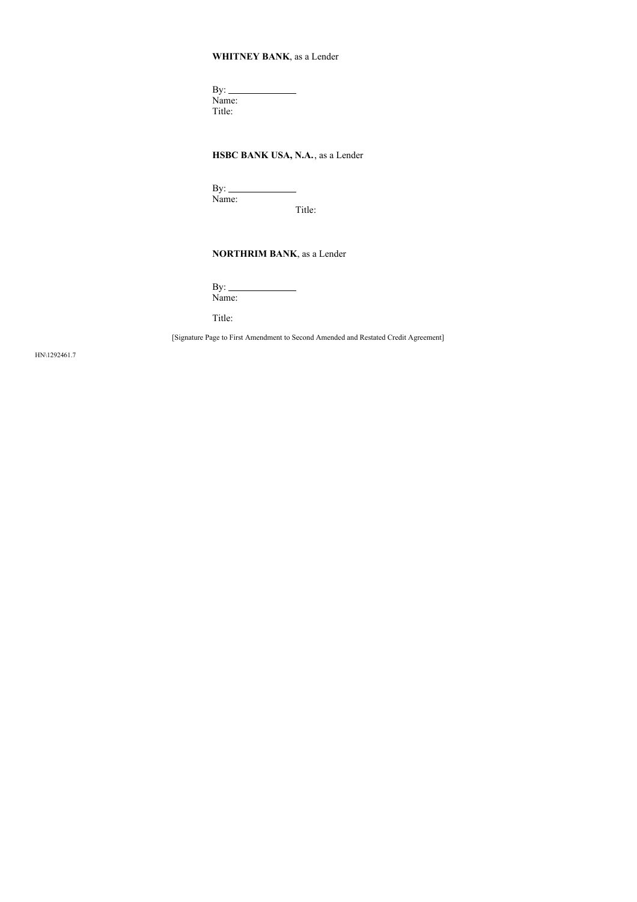**WHITNEY BANK**, as a Lender

By: ______________
Name:
Title:

**HSBC BANK USA, N.A.**, as a Lender

By: ______________
Name:
Title:

**NORTHRIM BANK**, as a Lender

By: ______________
Name:

Title:

[Signature Page to First Amendment to Second Amended and Restated Credit Agreement]

HN\1292461.7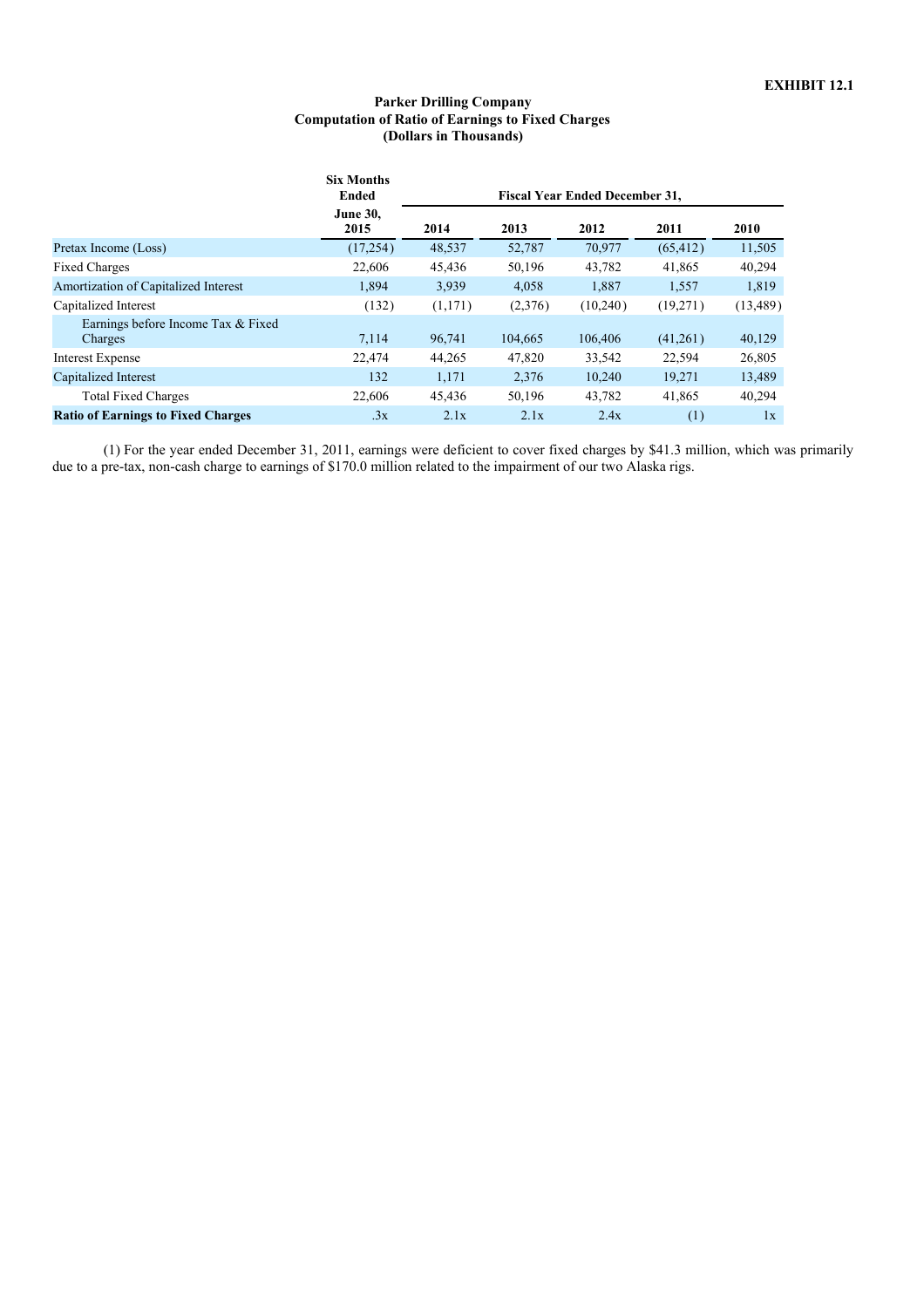**EXHIBIT 12.1**

**Parker Drilling Company**
**Computation of Ratio of Earnings to Fixed Charges**
**(Dollars in Thousands)**

| | Six Months Ended June 30, 2015 | Fiscal Year Ended December 31, | | | | |
|---|---|---|---|---|---|---|
| | | 2014 | 2013 | 2012 | 2011 | 2010 |
| Pretax Income (Loss) | (17,254) | 48,537 | 52,787 | 70,977 | (65,412) | 11,505 |
| Fixed Charges | 22,606 | 45,436 | 50,196 | 43,782 | 41,865 | 40,294 |
| Amortization of Capitalized Interest | 1,894 | 3,939 | 4,058 | 1,887 | 1,557 | 1,819 |
| Capitalized Interest | (132) | (1,171) | (2,376) | (10,240) | (19,271) | (13,489) |
| Earnings before Income Tax & Fixed Charges | 7,114 | 96,741 | 104,665 | 106,406 | (41,261) | 40,129 |
| Interest Expense | 22,474 | 44,265 | 47,820 | 33,542 | 22,594 | 26,805 |
| Capitalized Interest | 132 | 1,171 | 2,376 | 10,240 | 19,271 | 13,489 |
| Total Fixed Charges | 22,606 | 45,436 | 50,196 | 43,782 | 41,865 | 40,294 |
| **Ratio of Earnings to Fixed Charges** | .3x | 2.1x | 2.1x | 2.4x | (1) | 1x |

(1) For the year ended December 31, 2011, earnings were deficient to cover fixed charges by $41.3 million, which was primarily due to a pre-tax, non-cash charge to earnings of $170.0 million related to the impairment of our two Alaska rigs.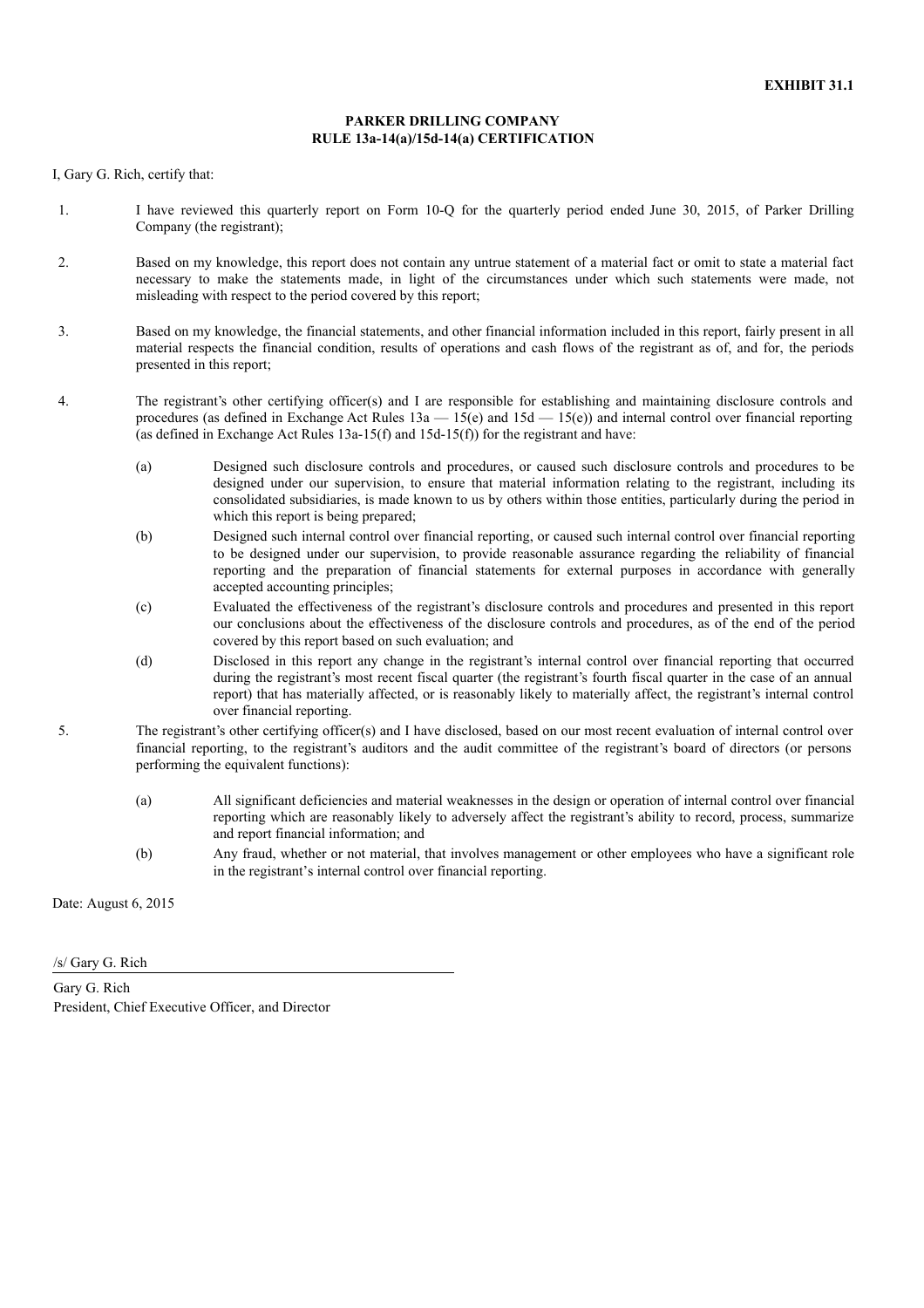**EXHIBIT 31.1**

**PARKER DRILLING COMPANY**
**RULE 13a-14(a)/15d-14(a) CERTIFICATION**

I, Gary G. Rich, certify that:

1. I have reviewed this quarterly report on Form 10-Q for the quarterly period ended June 30, 2015, of Parker Drilling Company (the registrant);

2. Based on my knowledge, this report does not contain any untrue statement of a material fact or omit to state a material fact necessary to make the statements made, in light of the circumstances under which such statements were made, not misleading with respect to the period covered by this report;

3. Based on my knowledge, the financial statements, and other financial information included in this report, fairly present in all material respects the financial condition, results of operations and cash flows of the registrant as of, and for, the periods presented in this report;

4. The registrant's other certifying officer(s) and I are responsible for establishing and maintaining disclosure controls and procedures (as defined in Exchange Act Rules 13a — 15(e) and 15d — 15(e)) and internal control over financial reporting (as defined in Exchange Act Rules 13a-15(f) and 15d-15(f)) for the registrant and have:

   (a) Designed such disclosure controls and procedures, or caused such disclosure controls and procedures to be designed under our supervision, to ensure that material information relating to the registrant, including its consolidated subsidiaries, is made known to us by others within those entities, particularly during the period in which this report is being prepared;

   (b) Designed such internal control over financial reporting, or caused such internal control over financial reporting to be designed under our supervision, to provide reasonable assurance regarding the reliability of financial reporting and the preparation of financial statements for external purposes in accordance with generally accepted accounting principles;

   (c) Evaluated the effectiveness of the registrant's disclosure controls and procedures and presented in this report our conclusions about the effectiveness of the disclosure controls and procedures, as of the end of the period covered by this report based on such evaluation; and

   (d) Disclosed in this report any change in the registrant's internal control over financial reporting that occurred during the registrant's most recent fiscal quarter (the registrant's fourth fiscal quarter in the case of an annual report) that has materially affected, or is reasonably likely to materially affect, the registrant's internal control over financial reporting.

5. The registrant's other certifying officer(s) and I have disclosed, based on our most recent evaluation of internal control over financial reporting, to the registrant's auditors and the audit committee of the registrant's board of directors (or persons performing the equivalent functions):

   (a) All significant deficiencies and material weaknesses in the design or operation of internal control over financial reporting which are reasonably likely to adversely affect the registrant's ability to record, process, summarize and report financial information; and

   (b) Any fraud, whether or not material, that involves management or other employees who have a significant role in the registrant's internal control over financial reporting.

Date: August 6, 2015

/s/ Gary G. Rich

Gary G. Rich
President, Chief Executive Officer, and Director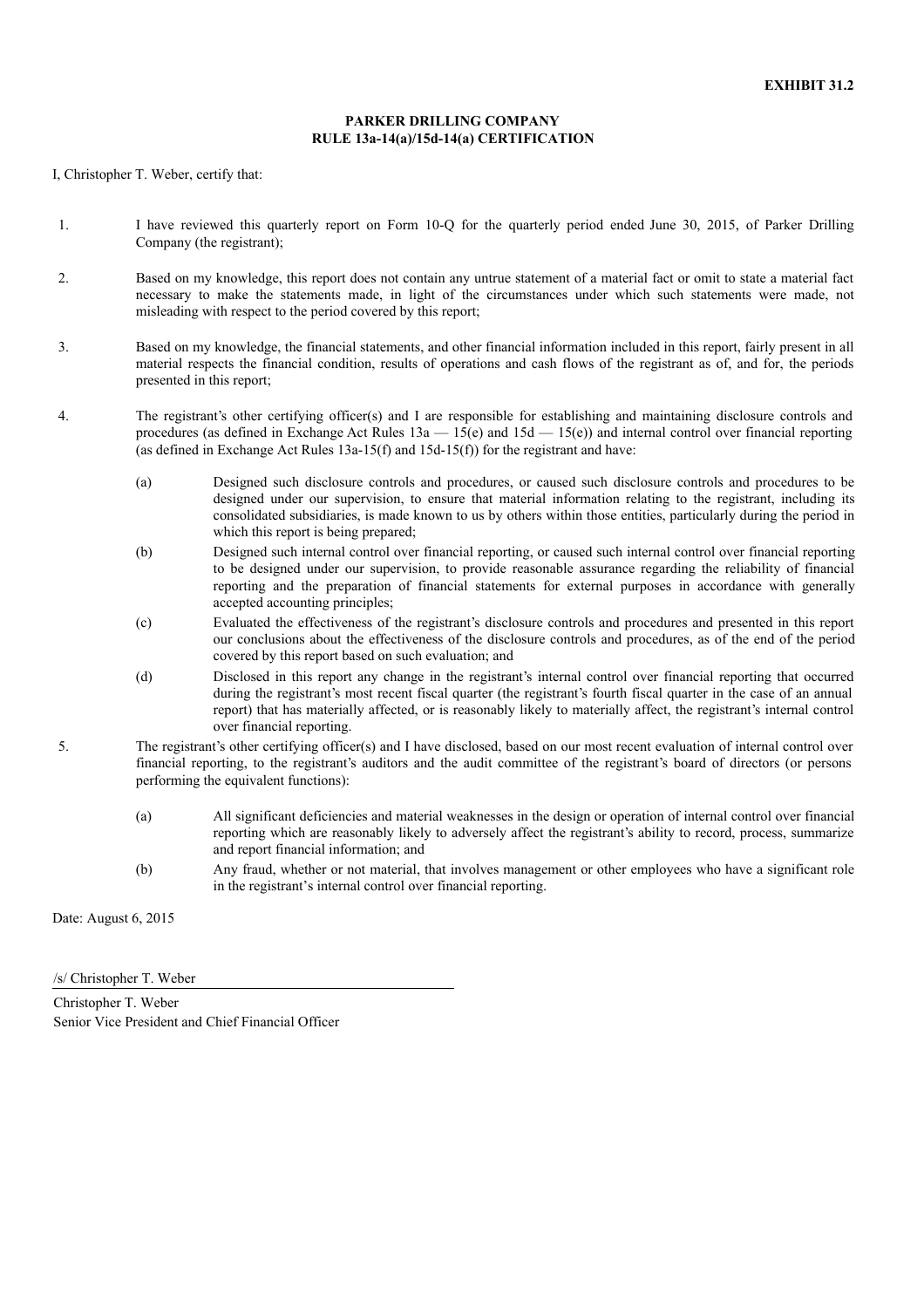**EXHIBIT 31.2**

**PARKER DRILLING COMPANY**
**RULE 13a-14(a)/15d-14(a) CERTIFICATION**

I, Christopher T. Weber, certify that:

1. I have reviewed this quarterly report on Form 10-Q for the quarterly period ended June 30, 2015, of Parker Drilling Company (the registrant);

2. Based on my knowledge, this report does not contain any untrue statement of a material fact or omit to state a material fact necessary to make the statements made, in light of the circumstances under which such statements were made, not misleading with respect to the period covered by this report;

3. Based on my knowledge, the financial statements, and other financial information included in this report, fairly present in all material respects the financial condition, results of operations and cash flows of the registrant as of, and for, the periods presented in this report;

4. The registrant's other certifying officer(s) and I are responsible for establishing and maintaining disclosure controls and procedures (as defined in Exchange Act Rules 13a — 15(e) and 15d — 15(e)) and internal control over financial reporting (as defined in Exchange Act Rules 13a-15(f) and 15d-15(f)) for the registrant and have:

   (a) Designed such disclosure controls and procedures, or caused such disclosure controls and procedures to be designed under our supervision, to ensure that material information relating to the registrant, including its consolidated subsidiaries, is made known to us by others within those entities, particularly during the period in which this report is being prepared;

   (b) Designed such internal control over financial reporting, or caused such internal control over financial reporting to be designed under our supervision, to provide reasonable assurance regarding the reliability of financial reporting and the preparation of financial statements for external purposes in accordance with generally accepted accounting principles;

   (c) Evaluated the effectiveness of the registrant's disclosure controls and procedures and presented in this report our conclusions about the effectiveness of the disclosure controls and procedures, as of the end of the period covered by this report based on such evaluation; and

   (d) Disclosed in this report any change in the registrant's internal control over financial reporting that occurred during the registrant's most recent fiscal quarter (the registrant's fourth fiscal quarter in the case of an annual report) that has materially affected, or is reasonably likely to materially affect, the registrant's internal control over financial reporting.

5. The registrant's other certifying officer(s) and I have disclosed, based on our most recent evaluation of internal control over financial reporting, to the registrant's auditors and the audit committee of the registrant's board of directors (or persons performing the equivalent functions):

   (a) All significant deficiencies and material weaknesses in the design or operation of internal control over financial reporting which are reasonably likely to adversely affect the registrant's ability to record, process, summarize and report financial information; and

   (b) Any fraud, whether or not material, that involves management or other employees who have a significant role in the registrant's internal control over financial reporting.

Date: August 6, 2015

/s/ Christopher T. Weber

Christopher T. Weber
Senior Vice President and Chief Financial Officer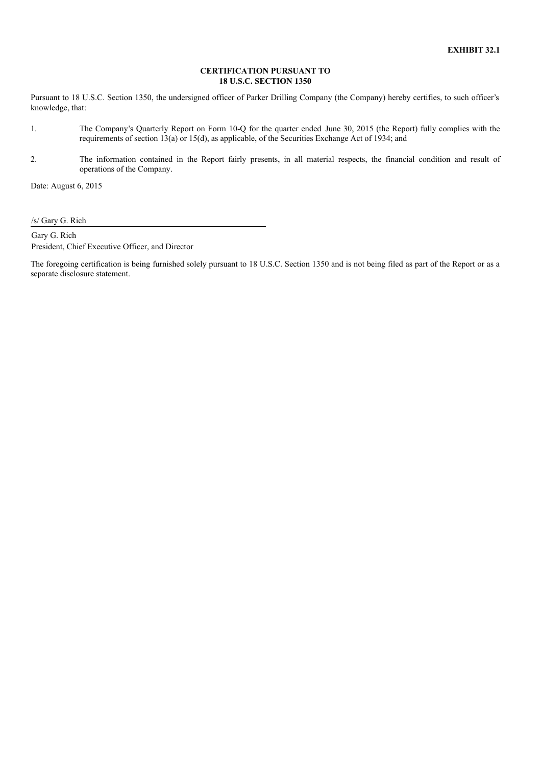**EXHIBIT 32.1**

**CERTIFICATION PURSUANT TO**
**18 U.S.C. SECTION 1350**

Pursuant to 18 U.S.C. Section 1350, the undersigned officer of Parker Drilling Company (the Company) hereby certifies, to such officer's knowledge, that:

1. The Company's Quarterly Report on Form 10-Q for the quarter ended June 30, 2015 (the Report) fully complies with the requirements of section 13(a) or 15(d), as applicable, of the Securities Exchange Act of 1934; and

2. The information contained in the Report fairly presents, in all material respects, the financial condition and result of operations of the Company.

Date: August 6, 2015

/s/ Gary G. Rich

Gary G. Rich
President, Chief Executive Officer, and Director

The foregoing certification is being furnished solely pursuant to 18 U.S.C. Section 1350 and is not being filed as part of the Report or as a separate disclosure statement.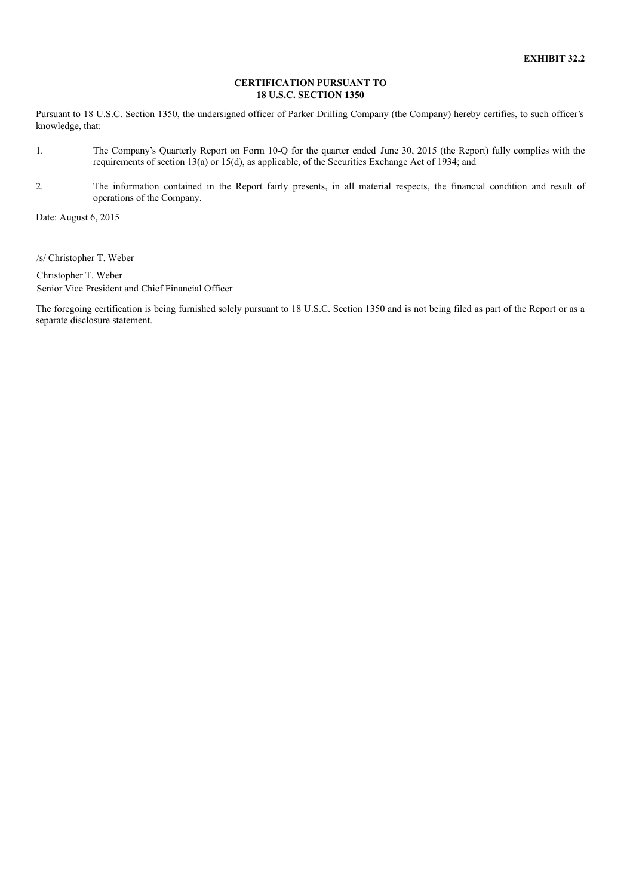**EXHIBIT 32.2**

**CERTIFICATION PURSUANT TO**
**18 U.S.C. SECTION 1350**

Pursuant to 18 U.S.C. Section 1350, the undersigned officer of Parker Drilling Company (the Company) hereby certifies, to such officer's knowledge, that:

1. The Company's Quarterly Report on Form 10-Q for the quarter ended June 30, 2015 (the Report) fully complies with the requirements of section 13(a) or 15(d), as applicable, of the Securities Exchange Act of 1934; and

2. The information contained in the Report fairly presents, in all material respects, the financial condition and result of operations of the Company.

Date: August 6, 2015

/s/ Christopher T. Weber

Christopher T. Weber
Senior Vice President and Chief Financial Officer

The foregoing certification is being furnished solely pursuant to 18 U.S.C. Section 1350 and is not being filed as part of the Report or as a separate disclosure statement.